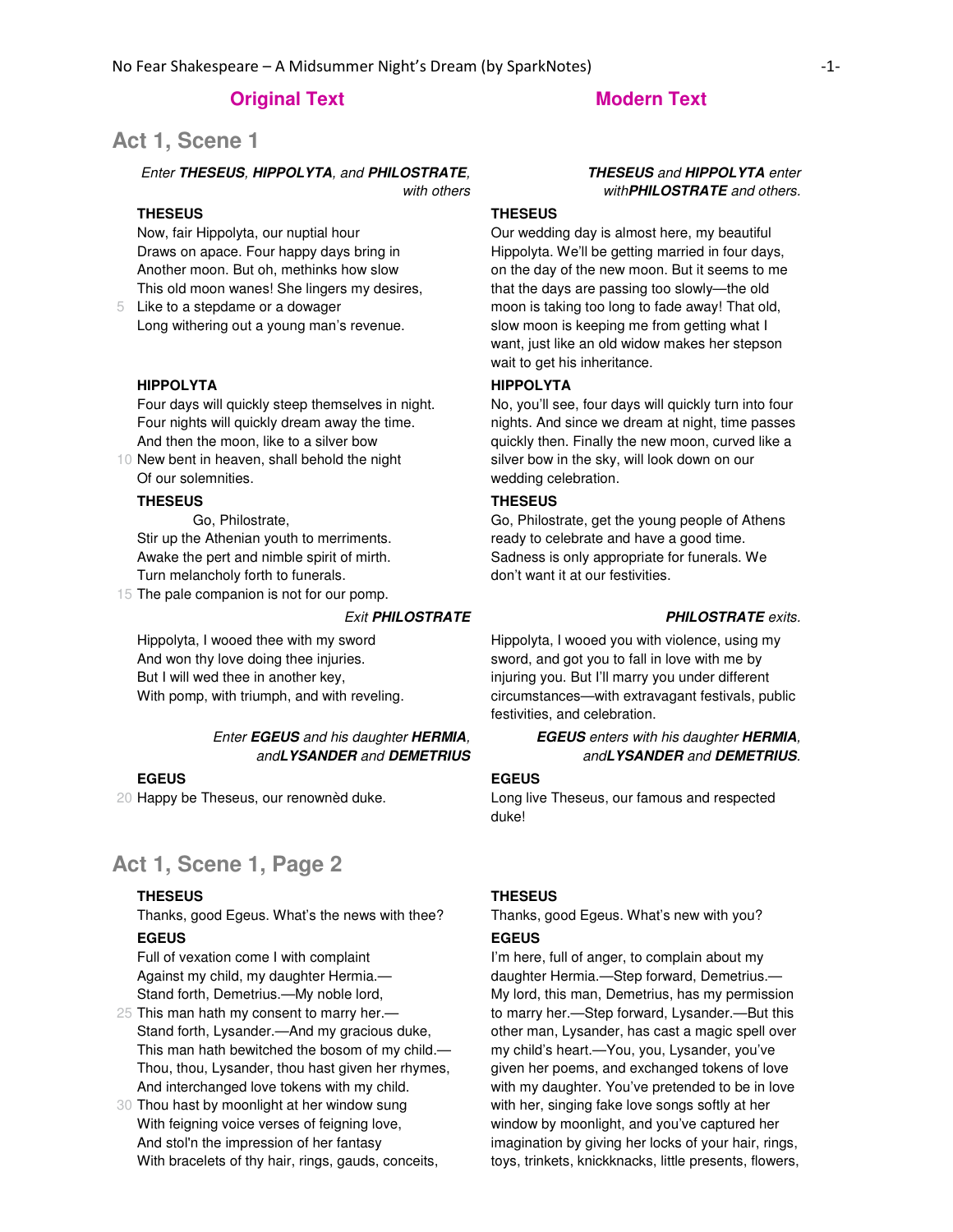| Original Text | Modern Text |
| --- | --- |

## Act 1, Scene 1

| Original Text | Modern Text |
| --- | --- |
| *Enter **THESEUS**, **HIPPOLYTA**, and **PHILOSTRATE**, with others* | ***THESEUS** and **HIPPOLYTA** enter with**PHILOSTRATE** and others.* |
| **THESEUS**<br>Now, fair Hippolyta, our nuptial hour<br>Draws on apace. Four happy days bring in<br>Another moon. But oh, methinks how slow<br>This old moon wanes! She lingers my desires,<br>5 Like to a stepdame or a dowager<br>Long withering out a young man's revenue. | **THESEUS**<br>Our wedding day is almost here, my beautiful Hippolyta. We'll be getting married in four days, on the day of the new moon. But it seems to me that the days are passing too slowly—the old moon is taking too long to fade away! That old, slow moon is keeping me from getting what I want, just like an old widow makes her stepson wait to get his inheritance. |
| **HIPPOLYTA**<br>Four days will quickly steep themselves in night.<br>Four nights will quickly dream away the time.<br>And then the moon, like to a silver bow<br>10 New bent in heaven, shall behold the night<br>Of our solemnities. | **HIPPOLYTA**<br>No, you'll see, four days will quickly turn into four nights. And since we dream at night, time passes quickly then. Finally the new moon, curved like a silver bow in the sky, will look down on our wedding celebration. |
| **THESEUS**<br>Go, Philostrate,<br>Stir up the Athenian youth to merriments.<br>Awake the pert and nimble spirit of mirth.<br>Turn melancholy forth to funerals.<br>15 The pale companion is not for our pomp. | **THESEUS**<br>Go, Philostrate, get the young people of Athens ready to celebrate and have a good time. Sadness is only appropriate for funerals. We don't want it at our festivities. |
| *Exit **PHILOSTRATE*** | ***PHILOSTRATE** exits.* |
| Hippolyta, I wooed thee with my sword<br>And won thy love doing thee injuries.<br>But I will wed thee in another key,<br>With pomp, with triumph, and with reveling. | Hippolyta, I wooed you with violence, using my sword, and got you to fall in love with me by injuring you. But I'll marry you under different circumstances—with extravagant festivals, public festivities, and celebration. |
| *Enter **EGEUS** and his daughter **HERMIA**, and**LYSANDER** and **DEMETRIUS*** | ***EGEUS** enters with his daughter **HERMIA**, and**LYSANDER** and **DEMETRIUS**.* |
| **EGEUS**<br>20 Happy be Theseus, our renownèd duke. | **EGEUS**<br>Long live Theseus, our famous and respected duke! |

## Act 1, Scene 1, Page 2

| Original Text | Modern Text |
| --- | --- |
| **THESEUS**<br>Thanks, good Egeus. What's the news with thee? | **THESEUS**<br>Thanks, good Egeus. What's new with you? |
| **EGEUS**<br>Full of vexation come I with complaint<br>Against my child, my daughter Hermia.—<br>Stand forth, Demetrius.—My noble lord,<br>25 This man hath my consent to marry her.—<br>Stand forth, Lysander.—And my gracious duke,<br>This man hath bewitched the bosom of my child.—<br>Thou, thou, Lysander, thou hast given her rhymes,<br>And interchanged love tokens with my child.<br>30 Thou hast by moonlight at her window sung<br>With feigning voice verses of feigning love,<br>And stol'n the impression of her fantasy<br>With bracelets of thy hair, rings, gauds, conceits, | **EGEUS**<br>I'm here, full of anger, to complain about my daughter Hermia.—Step forward, Demetrius.—My lord, this man, Demetrius, has my permission to marry her.—Step forward, Lysander.—But this other man, Lysander, has cast a magic spell over my child's heart.—You, you, Lysander, you've given her poems, and exchanged tokens of love with my daughter. You've pretended to be in love with her, singing fake love songs softly at her window by moonlight, and you've captured her imagination by giving her locks of your hair, rings, toys, trinkets, knickknacks, little presents, flowers, |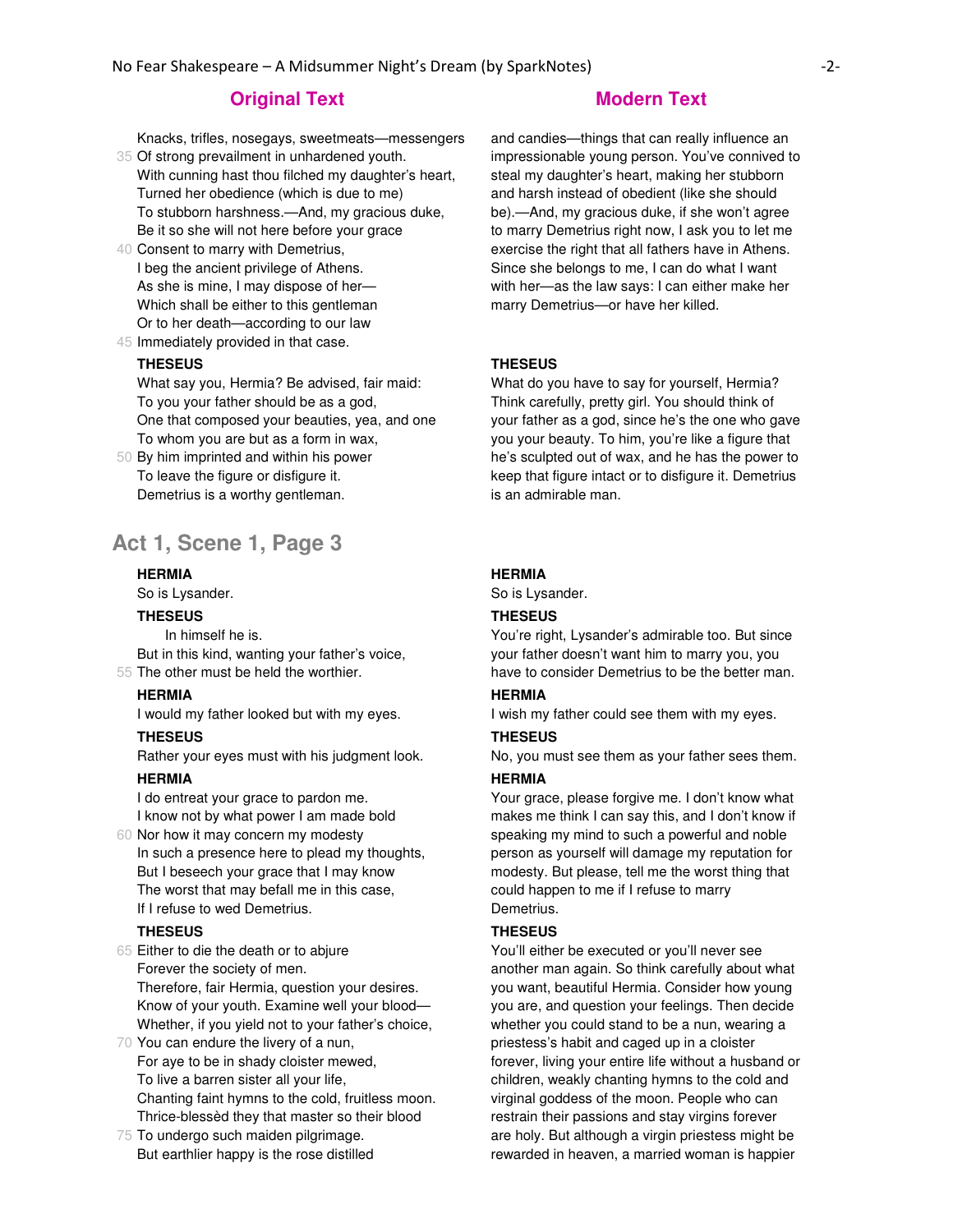| Original Text | Modern Text |
| --- | --- |
| Knacks, trifles, nosegays, sweetmeats—messengers<br>35 Of strong prevailment in unhardened youth.<br>With cunning hast thou filched my daughter's heart,<br>Turned her obedience (which is due to me)<br>To stubborn harshness.—And, my gracious duke,<br>Be it so she will not here before your grace<br>40 Consent to marry with Demetrius,<br>I beg the ancient privilege of Athens.<br>As she is mine, I may dispose of her—<br>Which shall be either to this gentleman<br>Or to her death—according to our law<br>45 Immediately provided in that case. | and candies—things that can really influence an impressionable young person. You've connived to steal my daughter's heart, making her stubborn and harsh instead of obedient (like she should be).—And, my gracious duke, if she won't agree to marry Demetrius right now, I ask you to let me exercise the right that all fathers have in Athens. Since she belongs to me, I can do what I want with her—as the law says: I can either make her marry Demetrius—or have her killed. |
| **THESEUS**<br>What say you, Hermia? Be advised, fair maid:<br>To you your father should be as a god,<br>One that composed your beauties, yea, and one<br>To whom you are but as a form in wax,<br>50 By him imprinted and within his power<br>To leave the figure or disfigure it.<br>Demetrius is a worthy gentleman. | **THESEUS**<br>What do you have to say for yourself, Hermia? Think carefully, pretty girl. You should think of your father as a god, since he's the one who gave you your beauty. To him, you're like a figure that he's sculpted out of wax, and he has the power to keep that figure intact or to disfigure it. Demetrius is an admirable man. |

## Act 1, Scene 1, Page 3

| Original Text | Modern Text |
| --- | --- |
| **HERMIA**<br>So is Lysander. | **HERMIA**<br>So is Lysander. |
| **THESEUS**<br>In himself he is.<br>But in this kind, wanting your father's voice,<br>55 The other must be held the worthier. | **THESEUS**<br>You're right, Lysander's admirable too. But since your father doesn't want him to marry you, you have to consider Demetrius to be the better man. |
| **HERMIA**<br>I would my father looked but with my eyes. | **HERMIA**<br>I wish my father could see them with my eyes. |
| **THESEUS**<br>Rather your eyes must with his judgment look. | **THESEUS**<br>No, you must see them as your father sees them. |
| **HERMIA**<br>I do entreat your grace to pardon me.<br>I know not by what power I am made bold<br>60 Nor how it may concern my modesty<br>In such a presence here to plead my thoughts,<br>But I beseech your grace that I may know<br>The worst that may befall me in this case,<br>If I refuse to wed Demetrius. | **HERMIA**<br>Your grace, please forgive me. I don't know what makes me think I can say this, and I don't know if speaking my mind to such a powerful and noble person as yourself will damage my reputation for modesty. But please, tell me the worst thing that could happen to me if I refuse to marry Demetrius. |
| **THESEUS**<br>65 Either to die the death or to abjure<br>Forever the society of men.<br>Therefore, fair Hermia, question your desires.<br>Know of your youth. Examine well your blood—<br>Whether, if you yield not to your father's choice,<br>70 You can endure the livery of a nun,<br>For aye to be in shady cloister mewed,<br>To live a barren sister all your life,<br>Chanting faint hymns to the cold, fruitless moon.<br>Thrice-blessèd they that master so their blood<br>75 To undergo such maiden pilgrimage.<br>But earthlier happy is the rose distilled | **THESEUS**<br>You'll either be executed or you'll never see another man again. So think carefully about what you want, beautiful Hermia. Consider how young you are, and question your feelings. Then decide whether you could stand to be a nun, wearing a priestess's habit and caged up in a cloister forever, living your entire life without a husband or children, weakly chanting hymns to the cold and virginal goddess of the moon. People who can restrain their passions and stay virgins forever are holy. But although a virgin priestess might be rewarded in heaven, a married woman is happier |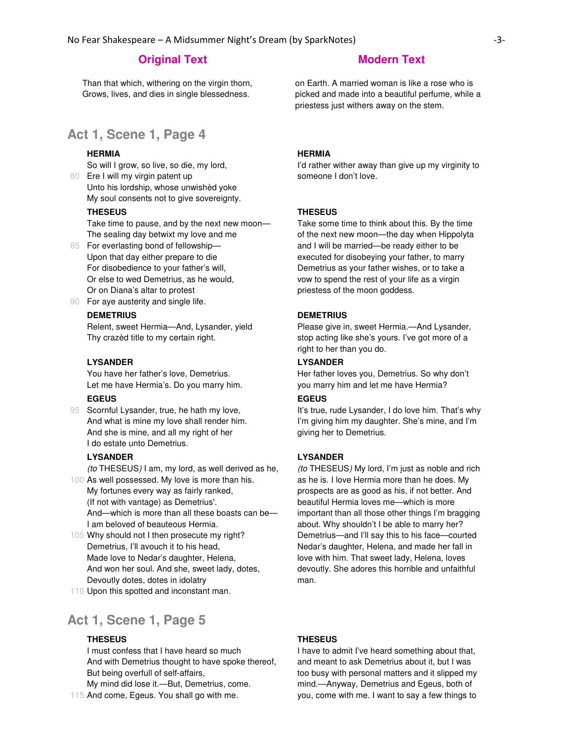## Original Text

Than that which, withering on the virgin thorn,
Grows, lives, and dies in single blessedness.

## Modern Text

on Earth. A married woman is like a rose who is picked and made into a beautiful perfume, while a priestess just withers away on the stem.

## Act 1, Scene 1, Page 4

| Original Text | Modern Text |
|---|---|
| **HERMIA**<br>So will I grow, so live, so die, my lord,<br>80 Ere I will my virgin patent up<br>Unto his lordship, whose unwishèd yoke<br>My soul consents not to give sovereignty. | **HERMIA**<br>I'd rather wither away than give up my virginity to someone I don't love. |
| **THESEUS**<br>Take time to pause, and by the next new moon—<br>The sealing day betwixt my love and me<br>85 For everlasting bond of fellowship—<br>Upon that day either prepare to die<br>For disobedience to your father's will,<br>Or else to wed Demetrius, as he would,<br>Or on Diana's altar to protest<br>90 For aye austerity and single life. | **THESEUS**<br>Take some time to think about this. By the time of the next new moon—the day when Hippolyta and I will be married—be ready either to be executed for disobeying your father, to marry Demetrius as your father wishes, or to take a vow to spend the rest of your life as a virgin priestess of the moon goddess. |
| **DEMETRIUS**<br>Relent, sweet Hermia—And, Lysander, yield<br>Thy crazèd title to my certain right. | **DEMETRIUS**<br>Please give in, sweet Hermia.—And Lysander, stop acting like she's yours. I've got more of a right to her than you do. |
| **LYSANDER**<br>You have her father's love, Demetrius.<br>Let me have Hermia's. Do you marry him. | **LYSANDER**<br>Her father loves you, Demetrius. So why don't you marry him and let me have Hermia? |
| **EGEUS**<br>95 Scornful Lysander, true, he hath my love,<br>And what is mine my love shall render him.<br>And she is mine, and all my right of her<br>I do estate unto Demetrius. | **EGEUS**<br>It's true, rude Lysander, I do love him. That's why I'm giving him my daughter. She's mine, and I'm giving her to Demetrius. |
| **LYSANDER**<br>*(to* THESEUS*)* I am, my lord, as well derived as he,<br>100 As well possessed. My love is more than his.<br>My fortunes every way as fairly ranked,<br>(If not with vantage) as Demetrius'.<br>And—which is more than all these boasts can be—<br>I am beloved of beauteous Hermia.<br>105 Why should not I then prosecute my right?<br>Demetrius, I'll avouch it to his head,<br>Made love to Nedar's daughter, Helena,<br>And won her soul. And she, sweet lady, dotes,<br>Devoutly dotes, dotes in idolatry<br>110 Upon this spotted and inconstant man. | **LYSANDER**<br>*(to* THESEUS*)* My lord, I'm just as noble and rich as he is. I love Hermia more than he does. My prospects are as good as his, if not better. And beautiful Hermia loves me—which is more important than all those other things I'm bragging about. Why shouldn't I be able to marry her? Demetrius—and I'll say this to his face—courted Nedar's daughter, Helena, and made her fall in love with him. That sweet lady, Helena, loves devoutly. She adores this horrible and unfaithful man. |

## Act 1, Scene 1, Page 5

| Original Text | Modern Text |
|---|---|
| **THESEUS**<br>I must confess that I have heard so much<br>And with Demetrius thought to have spoke thereof,<br>But being overfull of self-affairs,<br>My mind did lose it.—But, Demetrius, come.<br>115 And come, Egeus. You shall go with me. | **THESEUS**<br>I have to admit I've heard something about that, and meant to ask Demetrius about it, but I was too busy with personal matters and it slipped my mind.—Anyway, Demetrius and Egeus, both of you, come with me. I want to say a few things to |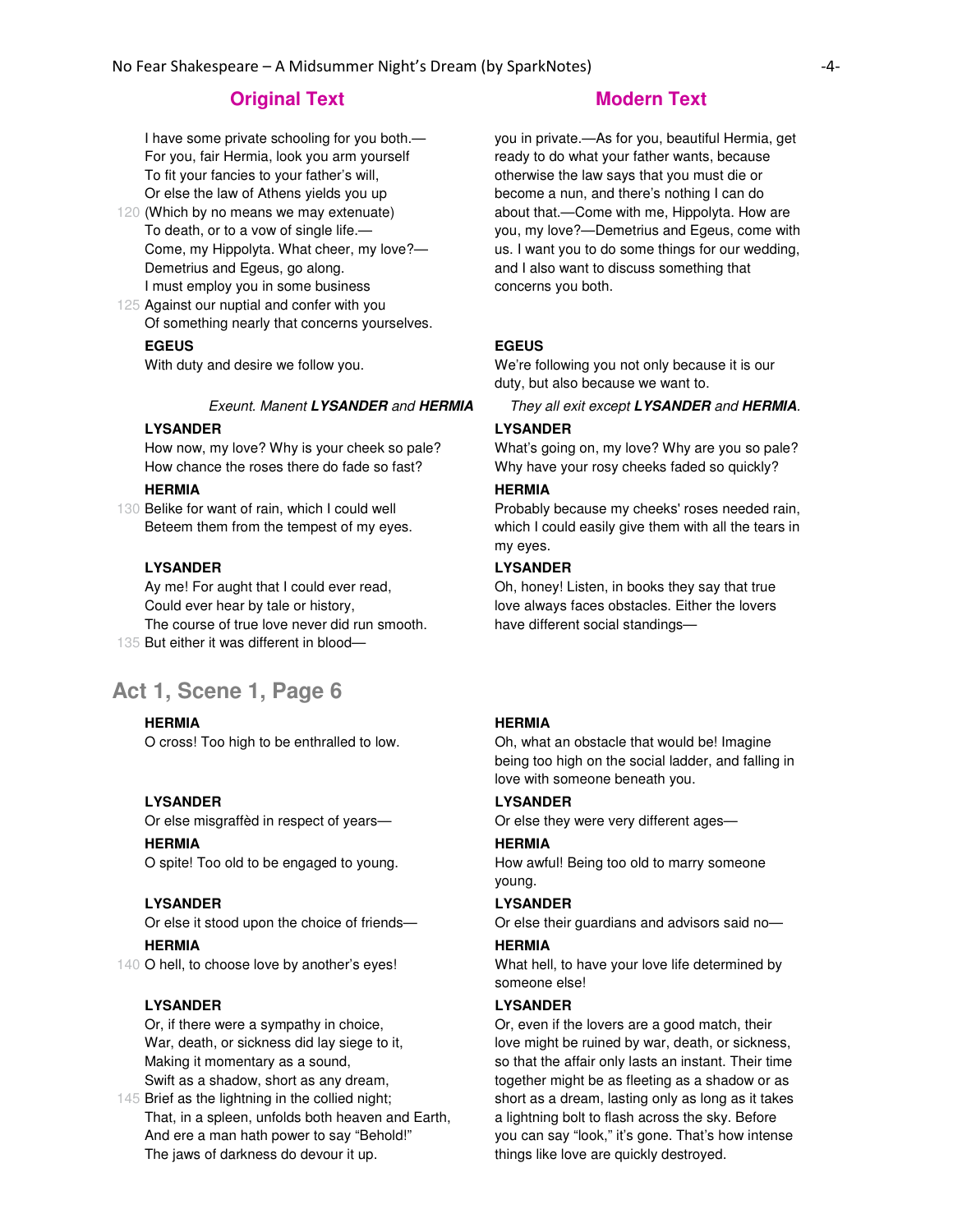| Original Text | Modern Text |
| --- | --- |
| I have some private schooling for you both.—<br>For you, fair Hermia, look you arm yourself<br>To fit your fancies to your father's will,<br>Or else the law of Athens yields you up<br>120 (Which by no means we may extenuate)<br>To death, or to a vow of single life.—<br>Come, my Hippolyta. What cheer, my love?—<br>Demetrius and Egeus, go along.<br>I must employ you in some business<br>125 Against our nuptial and confer with you<br>Of something nearly that concerns yourselves. | you in private.—As for you, beautiful Hermia, get ready to do what your father wants, because otherwise the law says that you must die or become a nun, and there's nothing I can do about that.—Come with me, Hippolyta. How are you, my love?—Demetrius and Egeus, come with us. I want you to do some things for our wedding, and I also want to discuss something that concerns you both. |
| **EGEUS**<br>With duty and desire we follow you. | **EGEUS**<br>We're following you not only because it is our duty, but also because we want to. |
| *Exeunt. Manent* ***LYSANDER*** *and* ***HERMIA*** | *They all exit except* ***LYSANDER*** *and* ***HERMIA***. |
| **LYSANDER**<br>How now, my love? Why is your cheek so pale?<br>How chance the roses there do fade so fast? | **LYSANDER**<br>What's going on, my love? Why are you so pale?<br>Why have your rosy cheeks faded so quickly? |
| **HERMIA**<br>130 Belike for want of rain, which I could well<br>Beteem them from the tempest of my eyes. | **HERMIA**<br>Probably because my cheeks' roses needed rain, which I could easily give them with all the tears in my eyes. |
| **LYSANDER**<br>Ay me! For aught that I could ever read,<br>Could ever hear by tale or history,<br>The course of true love never did run smooth.<br>135 But either it was different in blood— | **LYSANDER**<br>Oh, honey! Listen, in books they say that true love always faces obstacles. Either the lovers have different social standings— |

## Act 1, Scene 1, Page 6

| Original Text | Modern Text |
| --- | --- |
| **HERMIA**<br>O cross! Too high to be enthralled to low. | **HERMIA**<br>Oh, what an obstacle that would be! Imagine being too high on the social ladder, and falling in love with someone beneath you. |
| **LYSANDER**<br>Or else misgraffèd in respect of years— | **LYSANDER**<br>Or else they were very different ages— |
| **HERMIA**<br>O spite! Too old to be engaged to young. | **HERMIA**<br>How awful! Being too old to marry someone young. |
| **LYSANDER**<br>Or else it stood upon the choice of friends— | **LYSANDER**<br>Or else their guardians and advisors said no— |
| **HERMIA**<br>140 O hell, to choose love by another's eyes! | **HERMIA**<br>What hell, to have your love life determined by someone else! |
| **LYSANDER**<br>Or, if there were a sympathy in choice,<br>War, death, or sickness did lay siege to it,<br>Making it momentary as a sound,<br>Swift as a shadow, short as any dream,<br>145 Brief as the lightning in the collied night;<br>That, in a spleen, unfolds both heaven and Earth,<br>And ere a man hath power to say "Behold!"<br>The jaws of darkness do devour it up. | **LYSANDER**<br>Or, even if the lovers are a good match, their love might be ruined by war, death, or sickness, so that the affair only lasts an instant. Their time together might be as fleeting as a shadow or as short as a dream, lasting only as long as it takes a lightning bolt to flash across the sky. Before you can say "look," it's gone. That's how intense things like love are quickly destroyed. |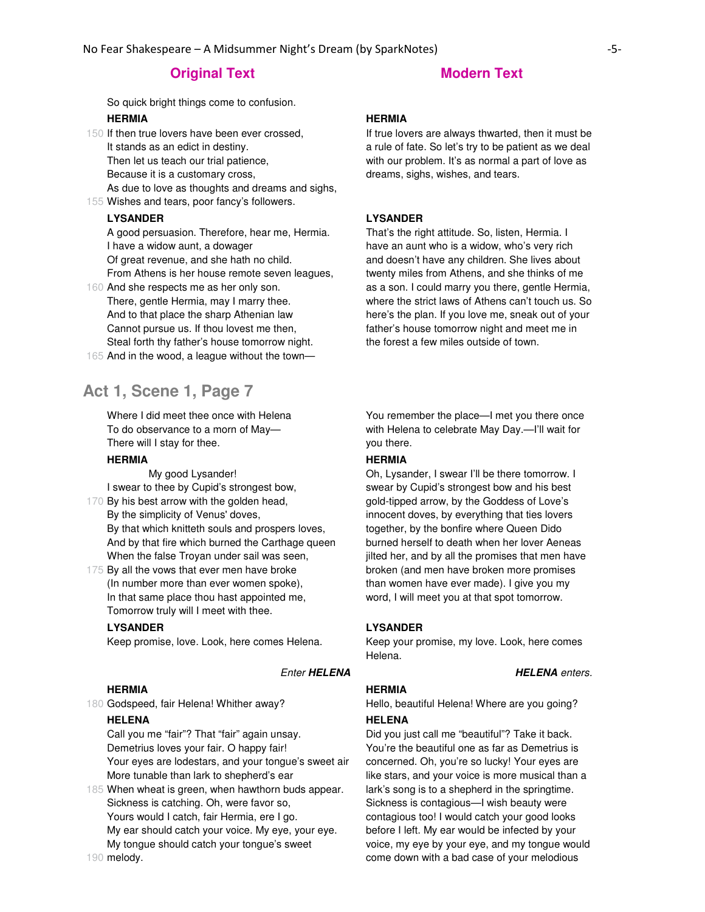## Original Text

So quick bright things come to confusion.

**HERMIA**

150 If then true lovers have been ever crossed,
It stands as an edict in destiny.
Then let us teach our trial patience,
Because it is a customary cross,
As due to love as thoughts and dreams and sighs,
155 Wishes and tears, poor fancy's followers.

**LYSANDER**

A good persuasion. Therefore, hear me, Hermia.
I have a widow aunt, a dowager
Of great revenue, and she hath no child.
From Athens is her house remote seven leagues,
160 And she respects me as her only son.
There, gentle Hermia, may I marry thee.
And to that place the sharp Athenian law
Cannot pursue us. If thou lovest me then,
Steal forth thy father's house tomorrow night.
165 And in the wood, a league without the town—

## Modern Text

**HERMIA**

If true lovers are always thwarted, then it must be a rule of fate. So let's try to be patient as we deal with our problem. It's as normal a part of love as dreams, sighs, wishes, and tears.

**LYSANDER**

That's the right attitude. So, listen, Hermia. I have an aunt who is a widow, who's very rich and doesn't have any children. She lives about twenty miles from Athens, and she thinks of me as a son. I could marry you there, gentle Hermia, where the strict laws of Athens can't touch us. So here's the plan. If you love me, sneak out of your father's house tomorrow night and meet me in the forest a few miles outside of town.

## Act 1, Scene 1, Page 7

### Original Text

Where I did meet thee once with Helena
To do observance to a morn of May—
There will I stay for thee.

**HERMIA**

My good Lysander!
I swear to thee by Cupid's strongest bow,
170 By his best arrow with the golden head,
By the simplicity of Venus' doves,
By that which knitteth souls and prospers loves,
And by that fire which burned the Carthage queen
When the false Troyan under sail was seen,
175 By all the vows that ever men have broke
(In number more than ever women spoke),
In that same place thou hast appointed me,
Tomorrow truly will I meet with thee.

**LYSANDER**

Keep promise, love. Look, here comes Helena.

*Enter **HELENA***

**HERMIA**

180 Godspeed, fair Helena! Whither away?

**HELENA**

Call you me "fair"? That "fair" again unsay.
Demetrius loves your fair. O happy fair!
Your eyes are lodestars, and your tongue's sweet air
More tunable than lark to shepherd's ear
185 When wheat is green, when hawthorn buds appear.
Sickness is catching. Oh, were favor so,
Yours would I catch, fair Hermia, ere I go.
My ear should catch your voice. My eye, your eye.
My tongue should catch your tongue's sweet
190 melody.

### Modern Text

You remember the place—I met you there once with Helena to celebrate May Day.—I'll wait for you there.

**HERMIA**

Oh, Lysander, I swear I'll be there tomorrow. I swear by Cupid's strongest bow and his best gold-tipped arrow, by the Goddess of Love's innocent doves, by everything that ties lovers together, by the bonfire where Queen Dido burned herself to death when her lover Aeneas jilted her, and by all the promises that men have broken (and men have broken more promises than women have ever made). I give you my word, I will meet you at that spot tomorrow.

**LYSANDER**

Keep your promise, my love. Look, here comes Helena.

***HELENA** enters.*

**HERMIA**

Hello, beautiful Helena! Where are you going?

**HELENA**

Did you just call me "beautiful"? Take it back. You're the beautiful one as far as Demetrius is concerned. Oh, you're so lucky! Your eyes are like stars, and your voice is more musical than a lark's song is to a shepherd in the springtime. Sickness is contagious—I wish beauty were contagious too! I would catch your good looks before I left. My ear would be infected by your voice, my eye by your eye, and my tongue would come down with a bad case of your melodious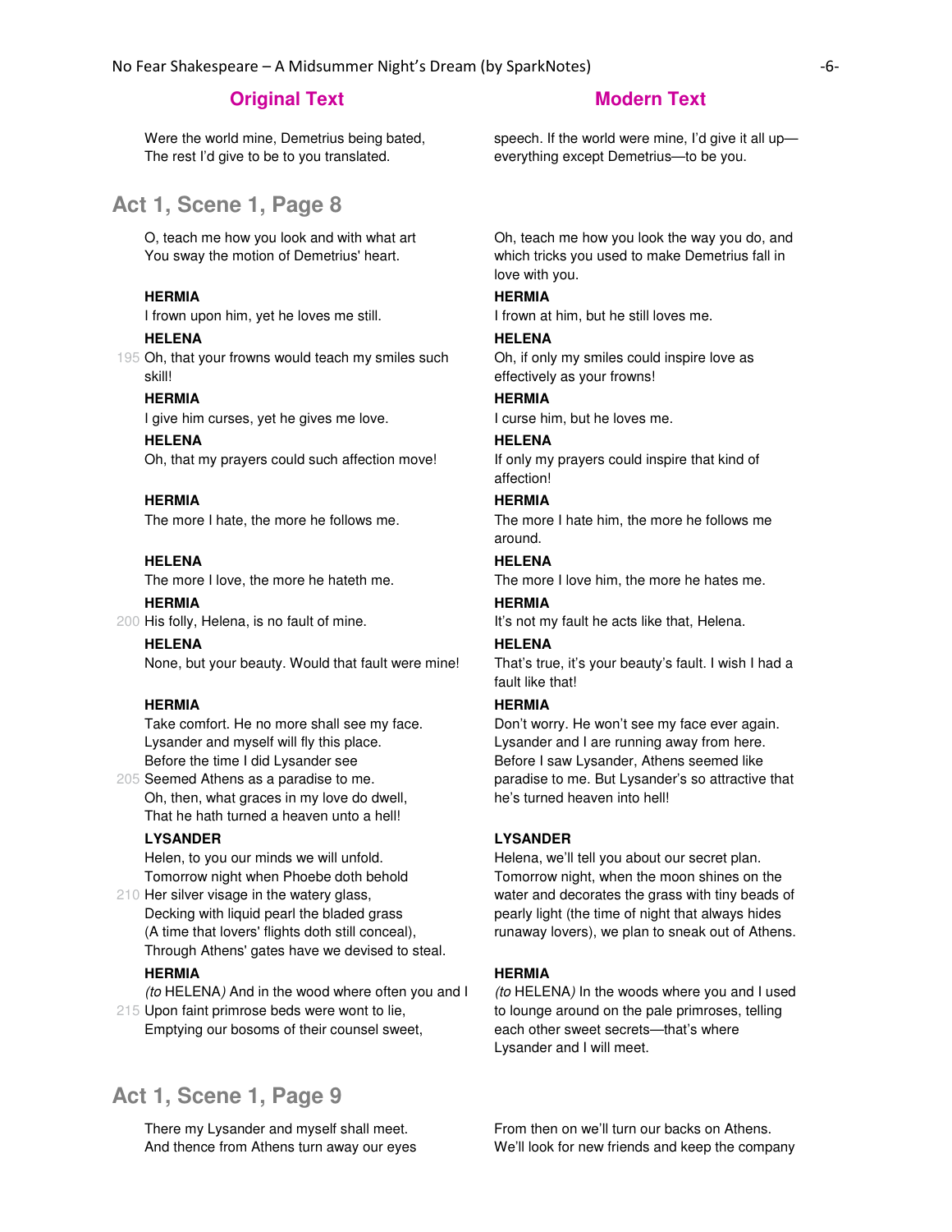| Original Text | Modern Text |
| --- | --- |
| Were the world mine, Demetrius being bated,<br>The rest I'd give to be to you translated. | speech. If the world were mine, I'd give it all up—everything except Demetrius—to be you. |

## Act 1, Scene 1, Page 8

| Original Text | Modern Text |
| --- | --- |
| O, teach me how you look and with what art<br>You sway the motion of Demetrius' heart. | Oh, teach me how you look the way you do, and which tricks you used to make Demetrius fall in love with you. |
| **HERMIA**<br>I frown upon him, yet he loves me still. | **HERMIA**<br>I frown at him, but he still loves me. |
| **HELENA**<br>195 Oh, that your frowns would teach my smiles such skill! | **HELENA**<br>Oh, if only my smiles could inspire love as effectively as your frowns! |
| **HERMIA**<br>I give him curses, yet he gives me love. | **HERMIA**<br>I curse him, but he loves me. |
| **HELENA**<br>Oh, that my prayers could such affection move! | **HELENA**<br>If only my prayers could inspire that kind of affection! |
| **HERMIA**<br>The more I hate, the more he follows me. | **HERMIA**<br>The more I hate him, the more he follows me around. |
| **HELENA**<br>The more I love, the more he hateth me. | **HELENA**<br>The more I love him, the more he hates me. |
| **HERMIA**<br>200 His folly, Helena, is no fault of mine. | **HERMIA**<br>It's not my fault he acts like that, Helena. |
| **HELENA**<br>None, but your beauty. Would that fault were mine! | **HELENA**<br>That's true, it's your beauty's fault. I wish I had a fault like that! |
| **HERMIA**<br>Take comfort. He no more shall see my face.<br>Lysander and myself will fly this place.<br>Before the time I did Lysander see<br>205 Seemed Athens as a paradise to me.<br>Oh, then, what graces in my love do dwell,<br>That he hath turned a heaven unto a hell! | **HERMIA**<br>Don't worry. He won't see my face ever again. Lysander and I are running away from here. Before I saw Lysander, Athens seemed like paradise to me. But Lysander's so attractive that he's turned heaven into hell! |
| **LYSANDER**<br>Helen, to you our minds we will unfold.<br>Tomorrow night when Phoebe doth behold<br>210 Her silver visage in the watery glass,<br>Decking with liquid pearl the bladed grass<br>(A time that lovers' flights doth still conceal),<br>Through Athens' gates have we devised to steal. | **LYSANDER**<br>Helena, we'll tell you about our secret plan. Tomorrow night, when the moon shines on the water and decorates the grass with tiny beads of pearly light (the time of night that always hides runaway lovers), we plan to sneak out of Athens. |
| **HERMIA**<br>*(to* HELENA*)* And in the wood where often you and I<br>215 Upon faint primrose beds were wont to lie,<br>Emptying our bosoms of their counsel sweet, | **HERMIA**<br>*(to* HELENA*)* In the woods where you and I used to lounge around on the pale primroses, telling each other sweet secrets—that's where Lysander and I will meet. |

## Act 1, Scene 1, Page 9

| Original Text | Modern Text |
| --- | --- |
| There my Lysander and myself shall meet.<br>And thence from Athens turn away our eyes | From then on we'll turn our backs on Athens. We'll look for new friends and keep the company |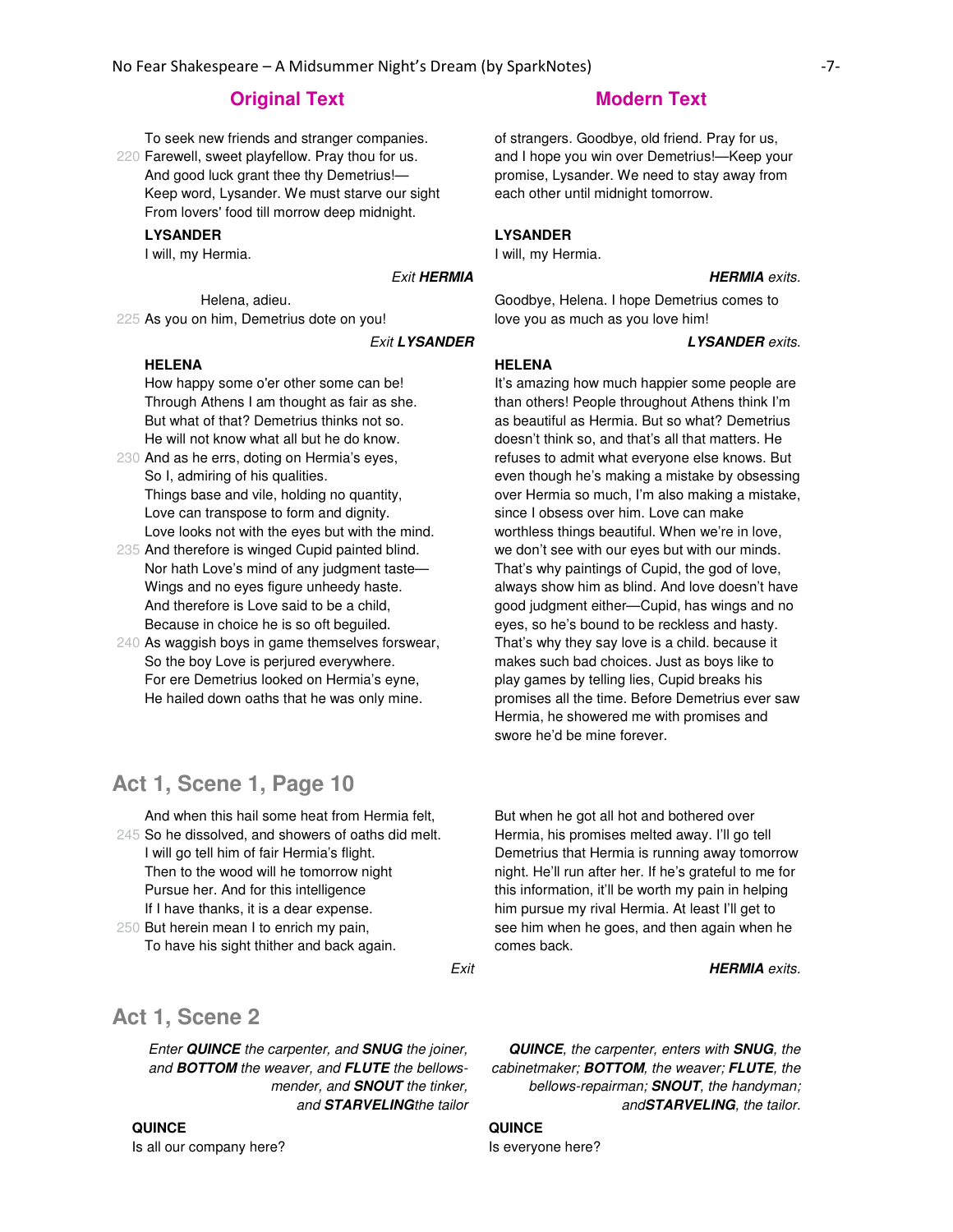| Original Text | Modern Text |
| --- | --- |
| To seek new friends and stranger companies.<br>220 Farewell, sweet playfellow. Pray thou for us.<br>And good luck grant thee thy Demetrius!—<br>Keep word, Lysander. We must starve our sight<br>From lovers' food till morrow deep midnight. | of strangers. Goodbye, old friend. Pray for us, and I hope you win over Demetrius!—Keep your promise, Lysander. We need to stay away from each other until midnight tomorrow. |
| **LYSANDER**<br>I will, my Hermia. | **LYSANDER**<br>I will, my Hermia. |
| *Exit* ***HERMIA*** | ***HERMIA*** *exits.* |
| Helena, adieu.<br>225 As you on him, Demetrius dote on you! | Goodbye, Helena. I hope Demetrius comes to love you as much as you love him! |
| *Exit* ***LYSANDER*** | ***LYSANDER*** *exits.* |
| **HELENA**<br>How happy some o'er other some can be!<br>Through Athens I am thought as fair as she.<br>But what of that? Demetrius thinks not so.<br>He will not know what all but he do know.<br>230 And as he errs, doting on Hermia's eyes,<br>So I, admiring of his qualities.<br>Things base and vile, holding no quantity,<br>Love can transpose to form and dignity.<br>Love looks not with the eyes but with the mind.<br>235 And therefore is winged Cupid painted blind.<br>Nor hath Love's mind of any judgment taste—<br>Wings and no eyes figure unheedy haste.<br>And therefore is Love said to be a child,<br>Because in choice he is so oft beguiled.<br>240 As waggish boys in game themselves forswear,<br>So the boy Love is perjured everywhere.<br>For ere Demetrius looked on Hermia's eyne,<br>He hailed down oaths that he was only mine. | **HELENA**<br>It's amazing how much happier some people are than others! People throughout Athens think I'm as beautiful as Hermia. But so what? Demetrius doesn't think so, and that's all that matters. He refuses to admit what everyone else knows. But even though he's making a mistake by obsessing over Hermia so much, I'm also making a mistake, since I obsess over him. Love can make worthless things beautiful. When we're in love, we don't see with our eyes but with our minds. That's why paintings of Cupid, the god of love, always show him as blind. And love doesn't have good judgment either—Cupid, has wings and no eyes, so he's bound to be reckless and hasty. That's why they say love is a child. because it makes such bad choices. Just as boys like to play games by telling lies, Cupid breaks his promises all the time. Before Demetrius ever saw Hermia, he showered me with promises and swore he'd be mine forever. |

## Act 1, Scene 1, Page 10

| Original Text | Modern Text |
| --- | --- |
| And when this hail some heat from Hermia felt,<br>245 So he dissolved, and showers of oaths did melt.<br>I will go tell him of fair Hermia's flight.<br>Then to the wood will he tomorrow night<br>Pursue her. And for this intelligence<br>If I have thanks, it is a dear expense.<br>250 But herein mean I to enrich my pain,<br>To have his sight thither and back again. | But when he got all hot and bothered over Hermia, his promises melted away. I'll go tell Demetrius that Hermia is running away tomorrow night. He'll run after her. If he's grateful to me for this information, it'll be worth my pain in helping him pursue my rival Hermia. At least I'll get to see him when he goes, and then again when he comes back. |
| *Exit* | ***HERMIA*** *exits.* |

## Act 1, Scene 2

| Original Text | Modern Text |
| --- | --- |
| *Enter* ***QUINCE*** *the carpenter, and* ***SNUG*** *the joiner, and* ***BOTTOM*** *the weaver, and* ***FLUTE*** *the bellows-mender, and* ***SNOUT*** *the tinker, and* ***STARVELING*** *the tailor* | ***QUINCE****, the carpenter, enters with* ***SNUG****, the cabinetmaker;* ***BOTTOM****, the weaver;* ***FLUTE****, the bellows-repairman;* ***SNOUT****, the handyman; and* ***STARVELING****, the tailor.* |
| **QUINCE**<br>Is all our company here? | **QUINCE**<br>Is everyone here? |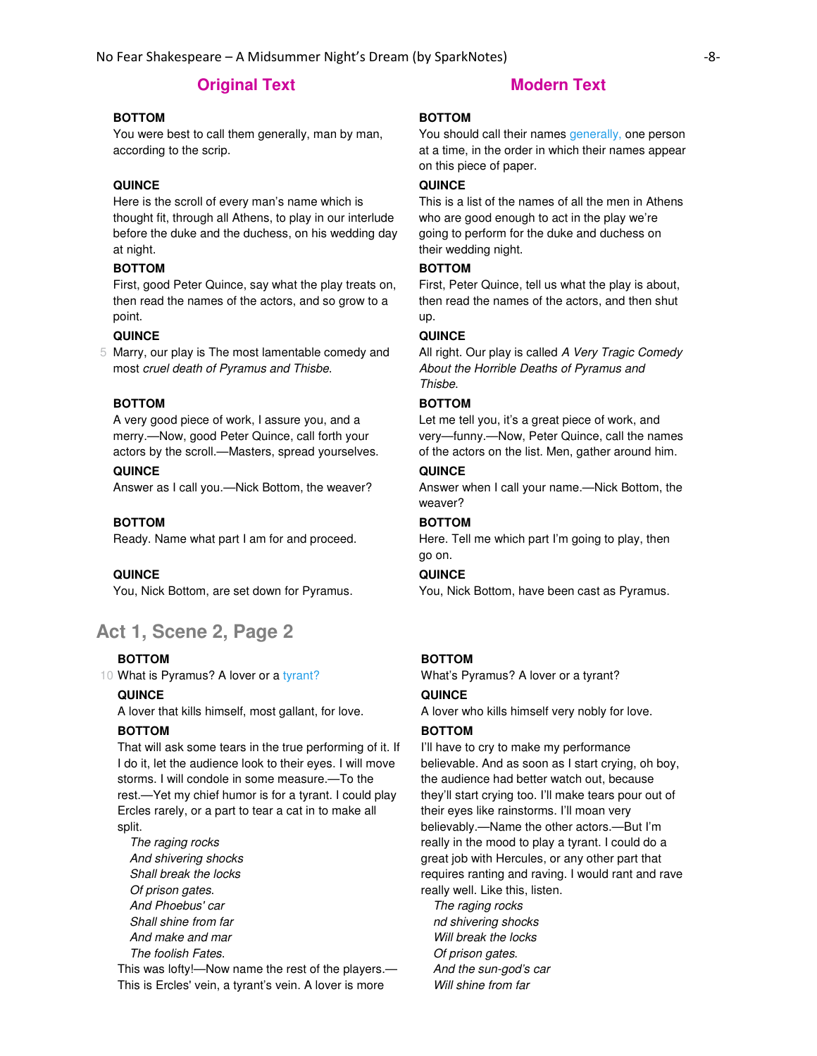| Original Text | Modern Text |
| --- | --- |
| **BOTTOM** You were best to call them generally, man by man, according to the scrip. | **BOTTOM** You should call their names generally, one person at a time, in the order in which their names appear on this piece of paper. |
| **QUINCE** Here is the scroll of every man's name which is thought fit, through all Athens, to play in our interlude before the duke and the duchess, on his wedding day at night. | **QUINCE** This is a list of the names of all the men in Athens who are good enough to act in the play we're going to perform for the duke and duchess on their wedding night. |
| **BOTTOM** First, good Peter Quince, say what the play treats on, then read the names of the actors, and so grow to a point. | **BOTTOM** First, Peter Quince, tell us what the play is about, then read the names of the actors, and then shut up. |
| **QUINCE** 5 Marry, our play is The most lamentable comedy and most *cruel death of Pyramus and Thisbe*. | **QUINCE** All right. Our play is called *A Very Tragic Comedy About the Horrible Deaths of Pyramus and Thisbe*. |
| **BOTTOM** A very good piece of work, I assure you, and a merry.—Now, good Peter Quince, call forth your actors by the scroll.—Masters, spread yourselves. | **BOTTOM** Let me tell you, it's a great piece of work, and very—funny.—Now, Peter Quince, call the names of the actors on the list. Men, gather around him. |
| **QUINCE** Answer as I call you.—Nick Bottom, the weaver? | **QUINCE** Answer when I call your name.—Nick Bottom, the weaver? |
| **BOTTOM** Ready. Name what part I am for and proceed. | **BOTTOM** Here. Tell me which part I'm going to play, then go on. |
| **QUINCE** You, Nick Bottom, are set down for Pyramus. | **QUINCE** You, Nick Bottom, have been cast as Pyramus. |

## Act 1, Scene 2, Page 2

| Original Text | Modern Text |
| --- | --- |
| **BOTTOM** 10 What is Pyramus? A lover or a tyrant? | **BOTTOM** What's Pyramus? A lover or a tyrant? |
| **QUINCE** A lover that kills himself, most gallant, for love. | **QUINCE** A lover who kills himself very nobly for love. |
| **BOTTOM** That will ask some tears in the true performing of it. If I do it, let the audience look to their eyes. I will move storms. I will condole in some measure.—To the rest.—Yet my chief humor is for a tyrant. I could play Ercles rarely, or a part to tear a cat in to make all split. *The raging rocks* *And shivering shocks* *Shall break the locks* *Of prison gates.* *And Phoebus' car* *Shall shine from far* *And make and mar* *The foolish Fates.* This was lofty!—Now name the rest of the players.—This is Ercles' vein, a tyrant's vein. A lover is more | **BOTTOM** I'll have to cry to make my performance believable. And as soon as I start crying, oh boy, the audience had better watch out, because they'll start crying too. I'll make tears pour out of their eyes like rainstorms. I'll moan very believably.—Name the other actors.—But I'm really in the mood to play a tyrant. I could do a great job with Hercules, or any other part that requires ranting and raving. I would rant and rave really well. Like this, listen. *The raging rocks* *nd shivering shocks* *Will break the locks* *Of prison gates.* *And the sun-god's car* *Will shine from far* |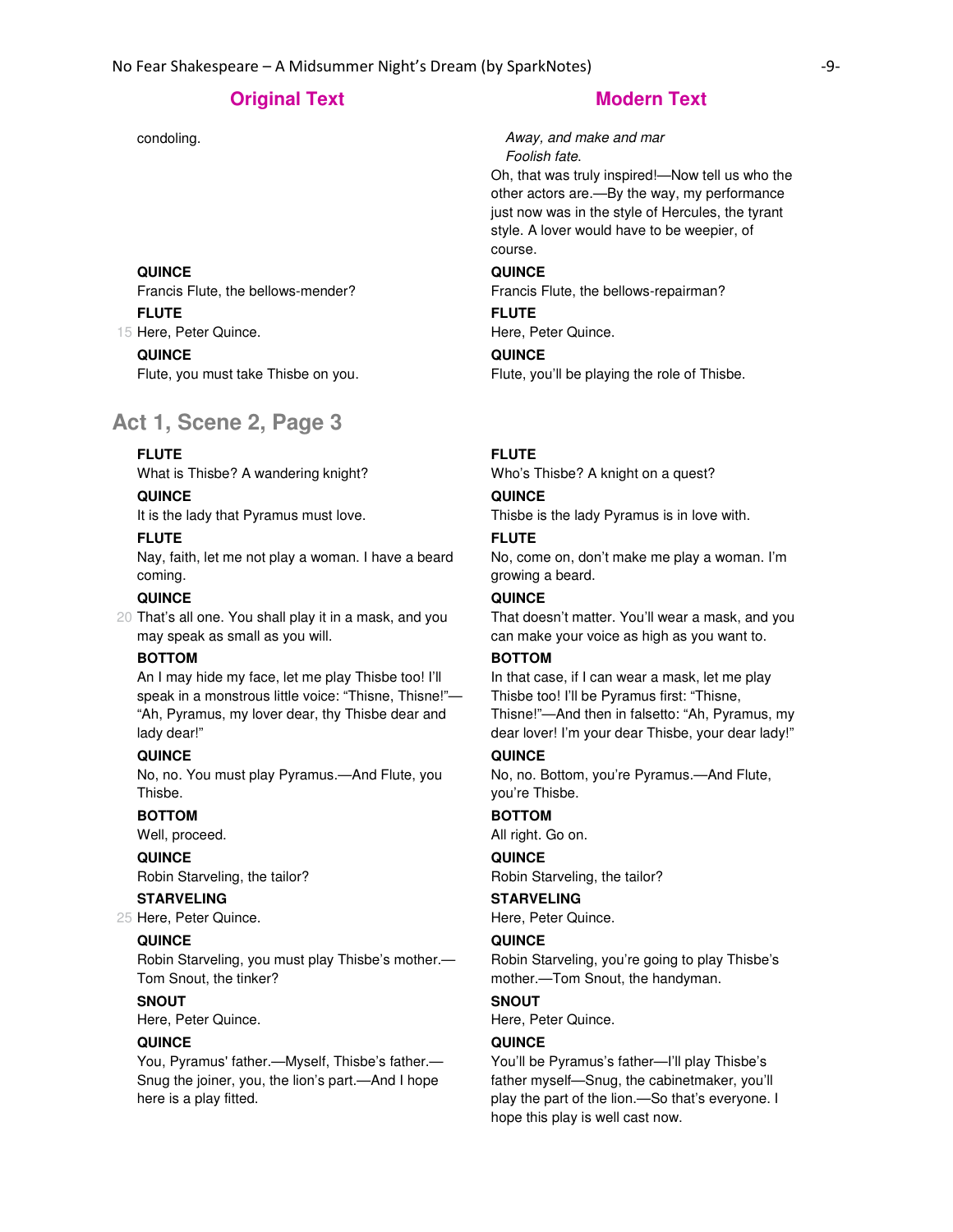| Original Text | Modern Text |
| --- | --- |
| condoling. | *Away, and make and mar*<br>*Foolish fate.*<br>Oh, that was truly inspired!—Now tell us who the other actors are.—By the way, my performance just now was in the style of Hercules, the tyrant style. A lover would have to be weepier, of course. |
| **QUINCE**<br>Francis Flute, the bellows-mender? | **QUINCE**<br>Francis Flute, the bellows-repairman? |
| **FLUTE**<br>15 Here, Peter Quince. | **FLUTE**<br>Here, Peter Quince. |
| **QUINCE**<br>Flute, you must take Thisbe on you. | **QUINCE**<br>Flute, you'll be playing the role of Thisbe. |

## Act 1, Scene 2, Page 3

| Original Text | Modern Text |
| --- | --- |
| **FLUTE**<br>What is Thisbe? A wandering knight? | **FLUTE**<br>Who's Thisbe? A knight on a quest? |
| **QUINCE**<br>It is the lady that Pyramus must love. | **QUINCE**<br>Thisbe is the lady Pyramus is in love with. |
| **FLUTE**<br>Nay, faith, let me not play a woman. I have a beard coming. | **FLUTE**<br>No, come on, don't make me play a woman. I'm growing a beard. |
| **QUINCE**<br>20 That's all one. You shall play it in a mask, and you may speak as small as you will. | **QUINCE**<br>That doesn't matter. You'll wear a mask, and you can make your voice as high as you want to. |
| **BOTTOM**<br>An I may hide my face, let me play Thisbe too! I'll speak in a monstrous little voice: "Thisne, Thisne!"—"Ah, Pyramus, my lover dear, thy Thisbe dear and lady dear!" | **BOTTOM**<br>In that case, if I can wear a mask, let me play Thisbe too! I'll be Pyramus first: "Thisne, Thisne!"—And then in falsetto: "Ah, Pyramus, my dear lover! I'm your dear Thisbe, your dear lady!" |
| **QUINCE**<br>No, no. You must play Pyramus.—And Flute, you Thisbe. | **QUINCE**<br>No, no. Bottom, you're Pyramus.—And Flute, you're Thisbe. |
| **BOTTOM**<br>Well, proceed. | **BOTTOM**<br>All right. Go on. |
| **QUINCE**<br>Robin Starveling, the tailor? | **QUINCE**<br>Robin Starveling, the tailor? |
| **STARVELING**<br>25 Here, Peter Quince. | **STARVELING**<br>Here, Peter Quince. |
| **QUINCE**<br>Robin Starveling, you must play Thisbe's mother.—Tom Snout, the tinker? | **QUINCE**<br>Robin Starveling, you're going to play Thisbe's mother.—Tom Snout, the handyman. |
| **SNOUT**<br>Here, Peter Quince. | **SNOUT**<br>Here, Peter Quince. |
| **QUINCE**<br>You, Pyramus' father.—Myself, Thisbe's father.—Snug the joiner, you, the lion's part.—And I hope here is a play fitted. | **QUINCE**<br>You'll be Pyramus's father—I'll play Thisbe's father myself—Snug, the cabinetmaker, you'll play the part of the lion.—So that's everyone. I hope this play is well cast now. |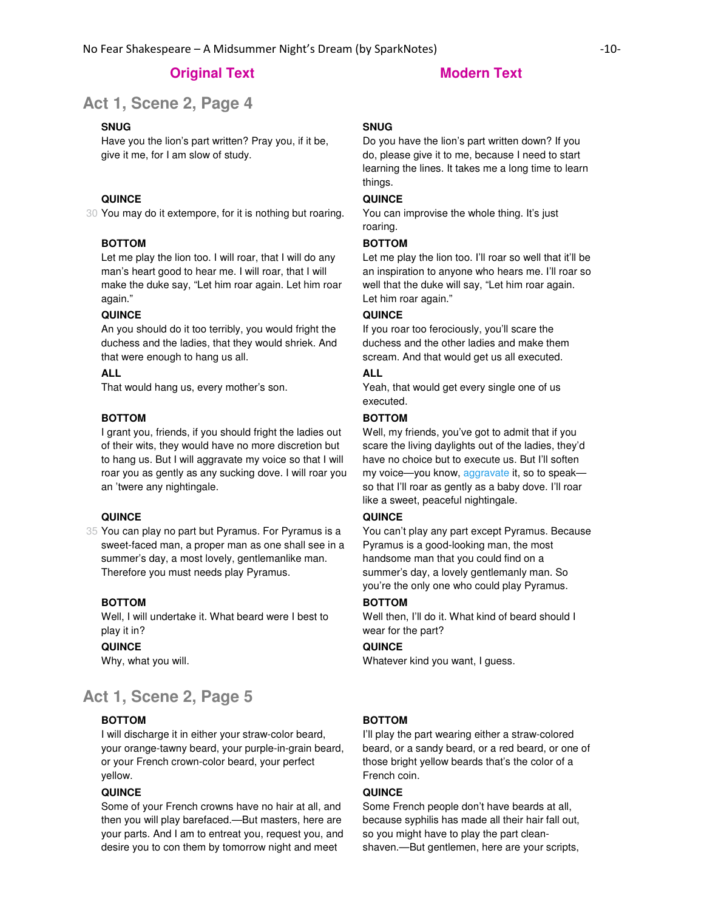| Original Text | Modern Text |
| --- | --- |

## Act 1, Scene 2, Page 4

| Original Text | Modern Text |
| --- | --- |
| **SNUG**<br>Have you the lion's part written? Pray you, if it be, give it me, for I am slow of study. | **SNUG**<br>Do you have the lion's part written down? If you do, please give it to me, because I need to start learning the lines. It takes me a long time to learn things. |
| **QUINCE**<br>30 You may do it extempore, for it is nothing but roaring. | **QUINCE**<br>You can improvise the whole thing. It's just roaring. |
| **BOTTOM**<br>Let me play the lion too. I will roar, that I will do any man's heart good to hear me. I will roar, that I will make the duke say, "Let him roar again. Let him roar again." | **BOTTOM**<br>Let me play the lion too. I'll roar so well that it'll be an inspiration to anyone who hears me. I'll roar so well that the duke will say, "Let him roar again. Let him roar again." |
| **QUINCE**<br>An you should do it too terribly, you would fright the duchess and the ladies, that they would shriek. And that were enough to hang us all. | **QUINCE**<br>If you roar too ferociously, you'll scare the duchess and the other ladies and make them scream. And that would get us all executed. |
| **ALL**<br>That would hang us, every mother's son. | **ALL**<br>Yeah, that would get every single one of us executed. |
| **BOTTOM**<br>I grant you, friends, if you should fright the ladies out of their wits, they would have no more discretion but to hang us. But I will aggravate my voice so that I will roar you as gently as any sucking dove. I will roar you an 'twere any nightingale. | **BOTTOM**<br>Well, my friends, you've got to admit that if you scare the living daylights out of the ladies, they'd have no choice but to execute us. But I'll soften my voice—you know, aggravate it, so to speak—so that I'll roar as gently as a baby dove. I'll roar like a sweet, peaceful nightingale. |
| **QUINCE**<br>35 You can play no part but Pyramus. For Pyramus is a sweet-faced man, a proper man as one shall see in a summer's day, a most lovely, gentlemanlike man. Therefore you must needs play Pyramus. | **QUINCE**<br>You can't play any part except Pyramus. Because Pyramus is a good-looking man, the most handsome man that you could find on a summer's day, a lovely gentlemanly man. So you're the only one who could play Pyramus. |
| **BOTTOM**<br>Well, I will undertake it. What beard were I best to play it in? | **BOTTOM**<br>Well then, I'll do it. What kind of beard should I wear for the part? |
| **QUINCE**<br>Why, what you will. | **QUINCE**<br>Whatever kind you want, I guess. |

## Act 1, Scene 2, Page 5

| Original Text | Modern Text |
| --- | --- |
| **BOTTOM**<br>I will discharge it in either your straw-color beard, your orange-tawny beard, your purple-in-grain beard, or your French crown-color beard, your perfect yellow. | **BOTTOM**<br>I'll play the part wearing either a straw-colored beard, or a sandy beard, or a red beard, or one of those bright yellow beards that's the color of a French coin. |
| **QUINCE**<br>Some of your French crowns have no hair at all, and then you will play barefaced.—But masters, here are your parts. And I am to entreat you, request you, and desire you to con them by tomorrow night and meet | **QUINCE**<br>Some French people don't have beards at all, because syphilis has made all their hair fall out, so you might have to play the part clean-shaven.—But gentlemen, here are your scripts, |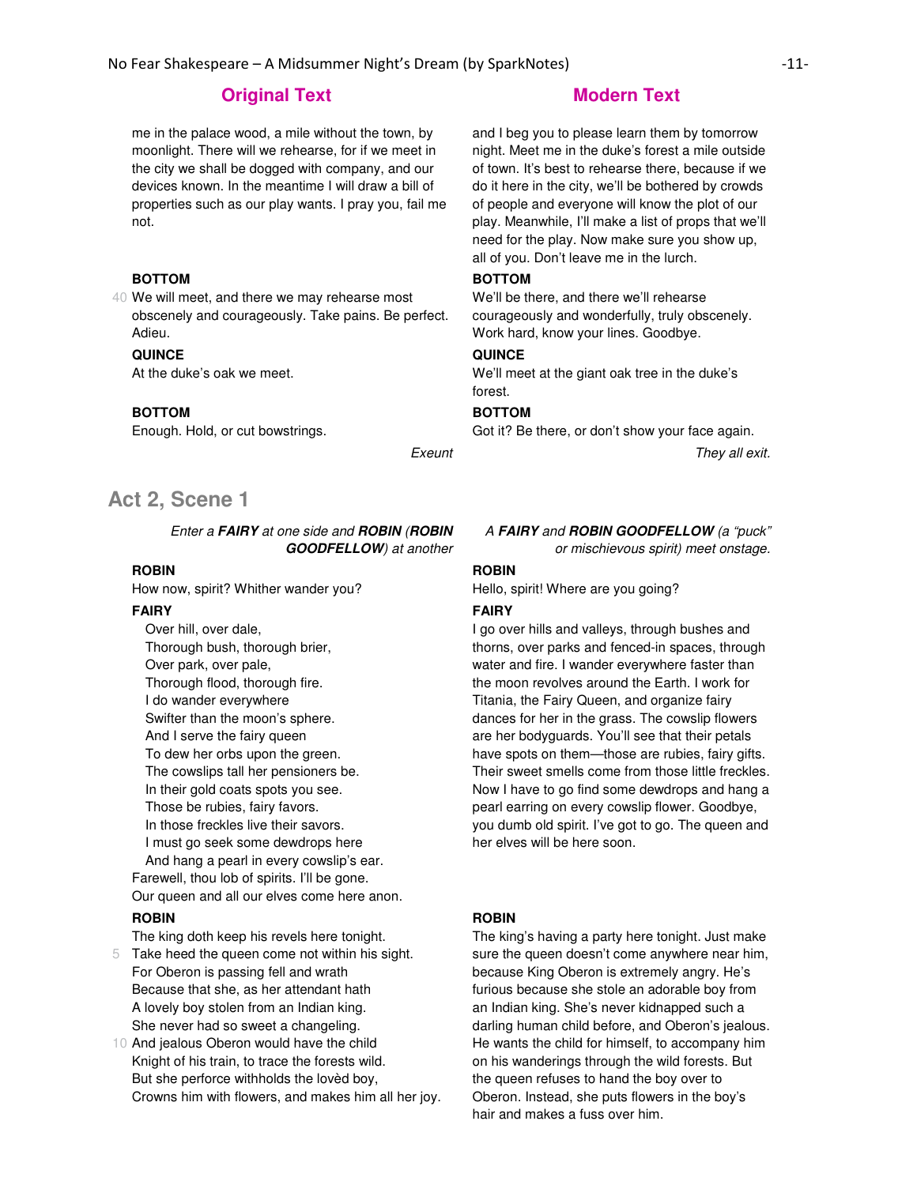| Original Text | Modern Text |
| --- | --- |
| me in the palace wood, a mile without the town, by moonlight. There will we rehearse, for if we meet in the city we shall be dogged with company, and our devices known. In the meantime I will draw a bill of properties such as our play wants. I pray you, fail me not. | and I beg you to please learn them by tomorrow night. Meet me in the duke's forest a mile outside of town. It's best to rehearse there, because if we do it here in the city, we'll be bothered by crowds of people and everyone will know the plot of our play. Meanwhile, I'll make a list of props that we'll need for the play. Now make sure you show up, all of you. Don't leave me in the lurch. |
| **BOTTOM**<br>40 We will meet, and there we may rehearse most obscenely and courageously. Take pains. Be perfect. Adieu. | **BOTTOM**<br>We'll be there, and there we'll rehearse courageously and wonderfully, truly obscenely. Work hard, know your lines. Goodbye. |
| **QUINCE**<br>At the duke's oak we meet. | **QUINCE**<br>We'll meet at the giant oak tree in the duke's forest. |
| **BOTTOM**<br>Enough. Hold, or cut bowstrings.<br>*Exeunt* | **BOTTOM**<br>Got it? Be there, or don't show your face again.<br>*They all exit.* |

## Act 2, Scene 1

| Original Text | Modern Text |
| --- | --- |
| *Enter a **FAIRY** at one side and **ROBIN** (**ROBIN GOODFELLOW**) at another* | *A **FAIRY** and **ROBIN GOODFELLOW** (a "puck" or mischievous spirit) meet onstage.* |
| **ROBIN**<br>How now, spirit? Whither wander you? | **ROBIN**<br>Hello, spirit! Where are you going? |
| **FAIRY**<br>Over hill, over dale,<br>Thorough bush, thorough brier,<br>Over park, over pale,<br>Thorough flood, thorough fire.<br>I do wander everywhere<br>Swifter than the moon's sphere.<br>And I serve the fairy queen<br>To dew her orbs upon the green.<br>The cowslips tall her pensioners be.<br>In their gold coats spots you see.<br>Those be rubies, fairy favors.<br>In those freckles live their savors.<br>I must go seek some dewdrops here<br>And hang a pearl in every cowslip's ear.<br>Farewell, thou lob of spirits. I'll be gone.<br>Our queen and all our elves come here anon. | **FAIRY**<br>I go over hills and valleys, through bushes and thorns, over parks and fenced-in spaces, through water and fire. I wander everywhere faster than the moon revolves around the Earth. I work for Titania, the Fairy Queen, and organize fairy dances for her in the grass. The cowslip flowers are her bodyguards. You'll see that their petals have spots on them—those are rubies, fairy gifts. Their sweet smells come from those little freckles. Now I have to go find some dewdrops and hang a pearl earring on every cowslip flower. Goodbye, you dumb old spirit. I've got to go. The queen and her elves will be here soon. |
| **ROBIN**<br>The king doth keep his revels here tonight.<br>5 Take heed the queen come not within his sight.<br>For Oberon is passing fell and wrath<br>Because that she, as her attendant hath<br>A lovely boy stolen from an Indian king.<br>She never had so sweet a changeling.<br>10 And jealous Oberon would have the child<br>Knight of his train, to trace the forests wild.<br>But she perforce withholds the lovèd boy,<br>Crowns him with flowers, and makes him all her joy. | **ROBIN**<br>The king's having a party here tonight. Just make sure the queen doesn't come anywhere near him, because King Oberon is extremely angry. He's furious because she stole an adorable boy from an Indian king. She's never kidnapped such a darling human child before, and Oberon's jealous. He wants the child for himself, to accompany him on his wanderings through the wild forests. But the queen refuses to hand the boy over to Oberon. Instead, she puts flowers in the boy's hair and makes a fuss over him. |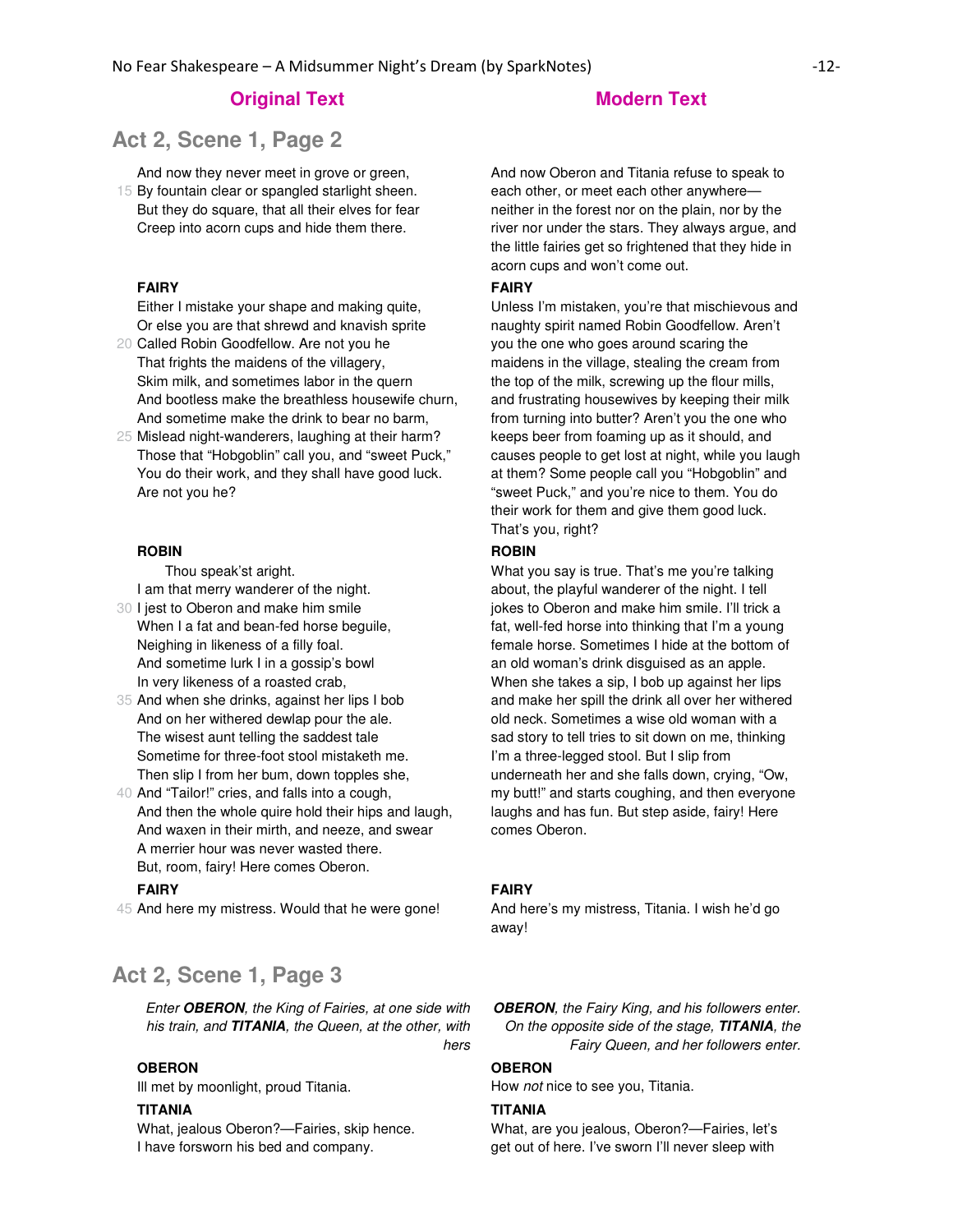| Original Text | Modern Text |
| --- | --- |
| **Act 2, Scene 1, Page 2** | |
| And now they never meet in grove or green,<br>15 By fountain clear or spangled starlight sheen.<br>But they do square, that all their elves for fear<br>Creep into acorn cups and hide them there. | And now Oberon and Titania refuse to speak to each other, or meet each other anywhere—neither in the forest nor on the plain, nor by the river nor under the stars. They always argue, and the little fairies get so frightened that they hide in acorn cups and won't come out. |
| **FAIRY**<br>Either I mistake your shape and making quite,<br>Or else you are that shrewd and knavish sprite<br>20 Called Robin Goodfellow. Are not you he<br>That frights the maidens of the villagery,<br>Skim milk, and sometimes labor in the quern<br>And bootless make the breathless housewife churn,<br>And sometime make the drink to bear no barm,<br>25 Mislead night-wanderers, laughing at their harm?<br>Those that "Hobgoblin" call you, and "sweet Puck,"<br>You do their work, and they shall have good luck.<br>Are not you he? | **FAIRY**<br>Unless I'm mistaken, you're that mischievous and naughty spirit named Robin Goodfellow. Aren't you the one who goes around scaring the maidens in the village, stealing the cream from the top of the milk, screwing up the flour mills, and frustrating housewives by keeping their milk from turning into butter? Aren't you the one who keeps beer from foaming up as it should, and causes people to get lost at night, while you laugh at them? Some people call you "Hobgoblin" and "sweet Puck," and you're nice to them. You do their work for them and give them good luck. That's you, right? |
| **ROBIN**<br>Thou speak'st aright.<br>I am that merry wanderer of the night.<br>30 I jest to Oberon and make him smile<br>When I a fat and bean-fed horse beguile,<br>Neighing in likeness of a filly foal.<br>And sometime lurk I in a gossip's bowl<br>In very likeness of a roasted crab,<br>35 And when she drinks, against her lips I bob<br>And on her withered dewlap pour the ale.<br>The wisest aunt telling the saddest tale<br>Sometime for three-foot stool mistaketh me.<br>Then slip I from her bum, down topples she,<br>40 And "Tailor!" cries, and falls into a cough,<br>And then the whole quire hold their hips and laugh,<br>And waxen in their mirth, and neeze, and swear<br>A merrier hour was never wasted there.<br>But, room, fairy! Here comes Oberon. | **ROBIN**<br>What you say is true. That's me you're talking about, the playful wanderer of the night. I tell jokes to Oberon and make him smile. I'll trick a fat, well-fed horse into thinking that I'm a young female horse. Sometimes I hide at the bottom of an old woman's drink disguised as an apple. When she takes a sip, I bob up against her lips and make her spill the drink all over her withered old neck. Sometimes a wise old woman with a sad story to tell tries to sit down on me, thinking I'm a three-legged stool. But I slip from underneath her and she falls down, crying, "Ow, my butt!" and starts coughing, and then everyone laughs and has fun. But step aside, fairy! Here comes Oberon. |
| **FAIRY**<br>45 And here my mistress. Would that he were gone! | **FAIRY**<br>And here's my mistress, Titania. I wish he'd go away! |
| **Act 2, Scene 1, Page 3** | |
| *Enter **OBERON**, the King of Fairies, at one side with his train, and **TITANIA**, the Queen, at the other, with hers* | ***OBERON**, the Fairy King, and his followers enter. On the opposite side of the stage, **TITANIA**, the Fairy Queen, and her followers enter.* |
| **OBERON**<br>Ill met by moonlight, proud Titania. | **OBERON**<br>How *not* nice to see you, Titania. |
| **TITANIA**<br>What, jealous Oberon?—Fairies, skip hence.<br>I have forsworn his bed and company. | **TITANIA**<br>What, are you jealous, Oberon?—Fairies, let's get out of here. I've sworn I'll never sleep with |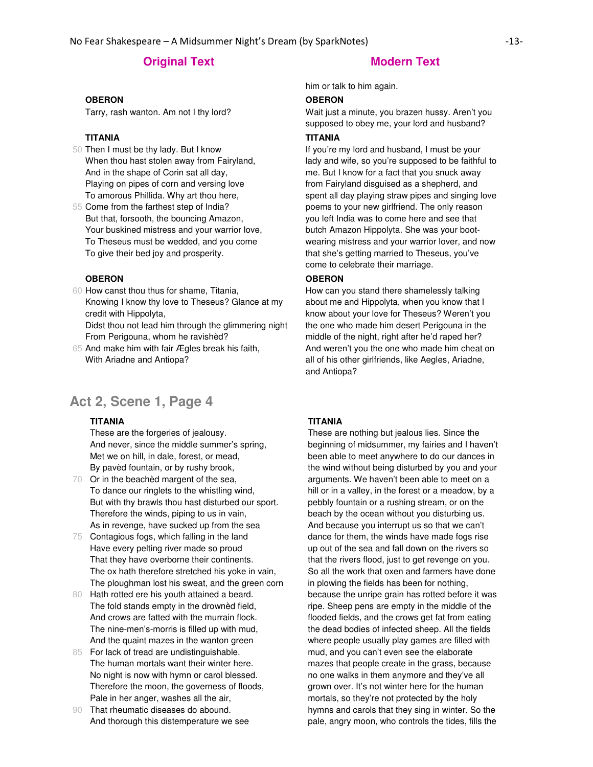| Original Text | Modern Text |
| --- | --- |
| | him or talk to him again. |
| **OBERON**<br>Tarry, rash wanton. Am not I thy lord? | **OBERON**<br>Wait just a minute, you brazen hussy. Aren't you supposed to obey me, your lord and husband? |
| **TITANIA**<br>50 Then I must be thy lady. But I know<br>When thou hast stolen away from Fairyland,<br>And in the shape of Corin sat all day,<br>Playing on pipes of corn and versing love<br>To amorous Phillida. Why art thou here,<br>55 Come from the farthest step of India?<br>But that, forsooth, the bouncing Amazon,<br>Your buskined mistress and your warrior love,<br>To Theseus must be wedded, and you come<br>To give their bed joy and prosperity. | **TITANIA**<br>If you're my lord and husband, I must be your lady and wife, so you're supposed to be faithful to me. But I know for a fact that you snuck away from Fairyland disguised as a shepherd, and spent all day playing straw pipes and singing love poems to your new girlfriend. The only reason you left India was to come here and see that butch Amazon Hippolyta. She was your boot-wearing mistress and your warrior lover, and now that she's getting married to Theseus, you've come to celebrate their marriage. |
| **OBERON**<br>60 How canst thou thus for shame, Titania,<br>Knowing I know thy love to Theseus? Glance at my credit with Hippolyta,<br>Didst thou not lead him through the glimmering night<br>From Perigouna, whom he ravishèd?<br>65 And make him with fair Ægles break his faith,<br>With Ariadne and Antiopa? | **OBERON**<br>How can you stand there shamelessly talking about me and Hippolyta, when you know that I know about your love for Theseus? Weren't you the one who made him desert Perigouna in the middle of the night, right after he'd raped her? And weren't you the one who made him cheat on all of his other girlfriends, like Aegles, Ariadne, and Antiopa? |

## Act 2, Scene 1, Page 4

| Original Text | Modern Text |
| --- | --- |
| **TITANIA**<br>These are the forgeries of jealousy.<br>And never, since the middle summer's spring,<br>Met we on hill, in dale, forest, or mead,<br>By pavèd fountain, or by rushy brook,<br>70 Or in the beachèd margent of the sea,<br>To dance our ringlets to the whistling wind,<br>But with thy brawls thou hast disturbed our sport.<br>Therefore the winds, piping to us in vain,<br>As in revenge, have sucked up from the sea<br>75 Contagious fogs, which falling in the land<br>Have every pelting river made so proud<br>That they have overborne their continents.<br>The ox hath therefore stretched his yoke in vain,<br>The ploughman lost his sweat, and the green corn<br>80 Hath rotted ere his youth attained a beard.<br>The fold stands empty in the drownèd field,<br>And crows are fatted with the murrain flock.<br>The nine-men's-morris is filled up with mud,<br>And the quaint mazes in the wanton green<br>85 For lack of tread are undistinguishable.<br>The human mortals want their winter here.<br>No night is now with hymn or carol blessed.<br>Therefore the moon, the governess of floods,<br>Pale in her anger, washes all the air,<br>90 That rheumatic diseases do abound.<br>And thorough this distemperature we see | **TITANIA**<br>These are nothing but jealous lies. Since the beginning of midsummer, my fairies and I haven't been able to meet anywhere to do our dances in the wind without being disturbed by you and your arguments. We haven't been able to meet on a hill or in a valley, in the forest or a meadow, by a pebbly fountain or a rushing stream, or on the beach by the ocean without you disturbing us. And because you interrupt us so that we can't dance for them, the winds have made fogs rise up out of the sea and fall down on the rivers so that the rivers flood, just to get revenge on you. So all the work that oxen and farmers have done in plowing the fields has been for nothing, because the unripe grain has rotted before it was ripe. Sheep pens are empty in the middle of the flooded fields, and the crows get fat from eating the dead bodies of infected sheep. All the fields where people usually play games are filled with mud, and you can't even see the elaborate mazes that people create in the grass, because no one walks in them anymore and they've all grown over. It's not winter here for the human mortals, so they're not protected by the holy hymns and carols that they sing in winter. So the pale, angry moon, who controls the tides, fills the |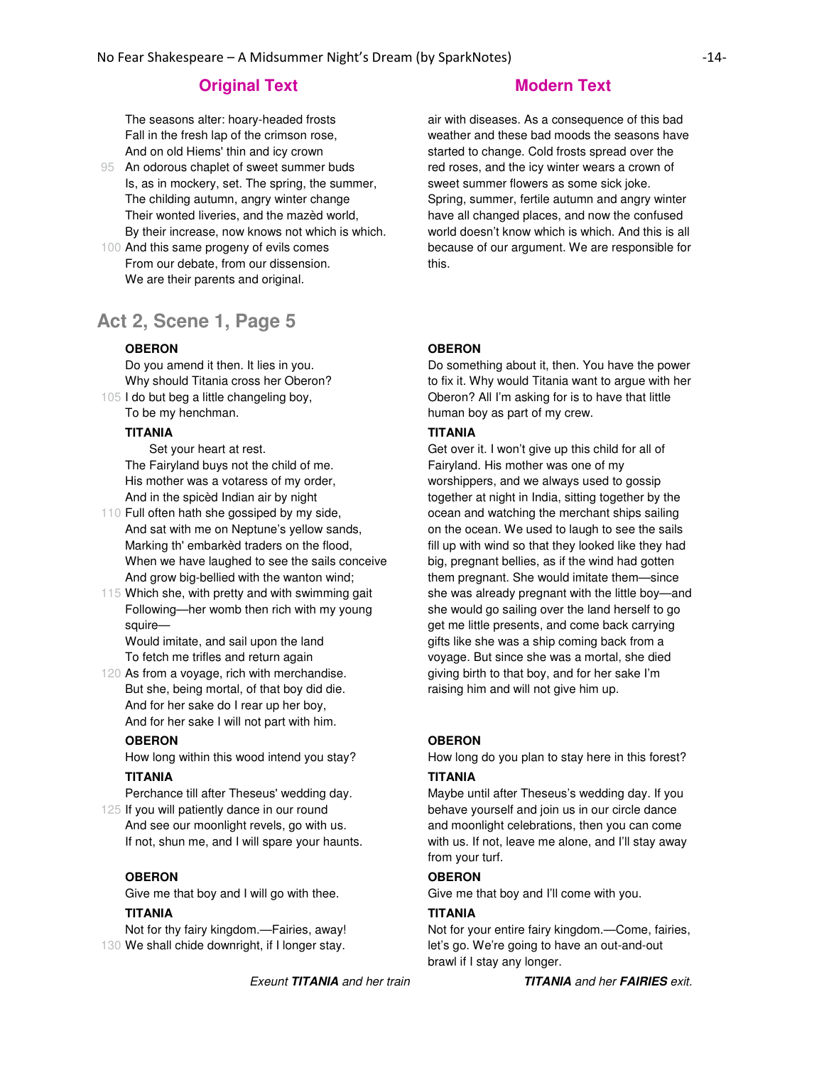| Original Text | Modern Text |
| --- | --- |
| The seasons alter: hoary-headed frosts<br>Fall in the fresh lap of the crimson rose,<br>And on old Hiems' thin and icy crown<br>95 An odorous chaplet of sweet summer buds<br>Is, as in mockery, set. The spring, the summer,<br>The childing autumn, angry winter change<br>Their wonted liveries, and the mazèd world,<br>By their increase, now knows not which is which.<br>100 And this same progeny of evils comes<br>From our debate, from our dissension.<br>We are their parents and original. | air with diseases. As a consequence of this bad weather and these bad moods the seasons have started to change. Cold frosts spread over the red roses, and the icy winter wears a crown of sweet summer flowers as some sick joke. Spring, summer, fertile autumn and angry winter have all changed places, and now the confused world doesn't know which is which. And this is all because of our argument. We are responsible for this. |

## Act 2, Scene 1, Page 5

| Original Text | Modern Text |
| --- | --- |
| **OBERON**<br>Do you amend it then. It lies in you.<br>Why should Titania cross her Oberon?<br>105 I do but beg a little changeling boy,<br>To be my henchman. | **OBERON**<br>Do something about it, then. You have the power to fix it. Why would Titania want to argue with her Oberon? All I'm asking for is to have that little human boy as part of my crew. |
| **TITANIA**<br>Set your heart at rest.<br>The Fairyland buys not the child of me.<br>His mother was a votaress of my order,<br>And in the spicèd Indian air by night<br>110 Full often hath she gossiped by my side,<br>And sat with me on Neptune's yellow sands,<br>Marking th' embarkèd traders on the flood,<br>When we have laughed to see the sails conceive<br>And grow big-bellied with the wanton wind;<br>115 Which she, with pretty and with swimming gait<br>Following—her womb then rich with my young squire—<br>Would imitate, and sail upon the land<br>To fetch me trifles and return again<br>120 As from a voyage, rich with merchandise.<br>But she, being mortal, of that boy did die.<br>And for her sake do I rear up her boy,<br>And for her sake I will not part with him. | **TITANIA**<br>Get over it. I won't give up this child for all of Fairyland. His mother was one of my worshippers, and we always used to gossip together at night in India, sitting together by the ocean and watching the merchant ships sailing on the ocean. We used to laugh to see the sails fill up with wind so that they looked like they had big, pregnant bellies, as if the wind had gotten them pregnant. She would imitate them—since she was already pregnant with the little boy—and she would go sailing over the land herself to go get me little presents, and come back carrying gifts like she was a ship coming back from a voyage. But since she was a mortal, she died giving birth to that boy, and for her sake I'm raising him and will not give him up. |
| **OBERON**<br>How long within this wood intend you stay? | **OBERON**<br>How long do you plan to stay here in this forest? |
| **TITANIA**<br>Perchance till after Theseus' wedding day.<br>125 If you will patiently dance in our round<br>And see our moonlight revels, go with us.<br>If not, shun me, and I will spare your haunts. | **TITANIA**<br>Maybe until after Theseus's wedding day. If you behave yourself and join us in our circle dance and moonlight celebrations, then you can come with us. If not, leave me alone, and I'll stay away from your turf. |
| **OBERON**<br>Give me that boy and I will go with thee. | **OBERON**<br>Give me that boy and I'll come with you. |
| **TITANIA**<br>Not for thy fairy kingdom.—Fairies, away!<br>130 We shall chide downright, if I longer stay. | **TITANIA**<br>Not for your entire fairy kingdom.—Come, fairies, let's go. We're going to have an out-and-out brawl if I stay any longer. |
| *Exeunt **TITANIA** and her train* | ***TITANIA** and her **FAIRIES** exit.* |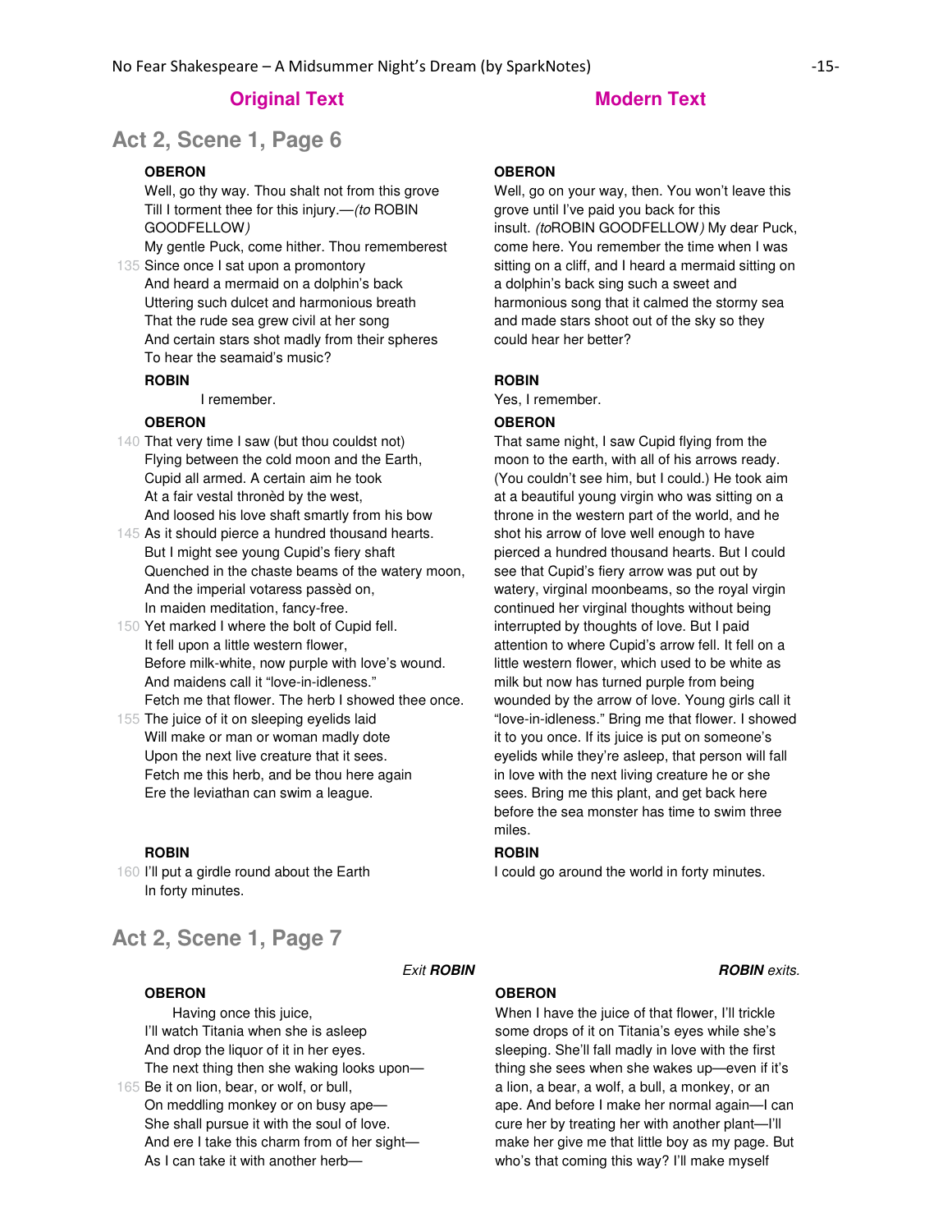## Original Text | Modern Text

## Act 2, Scene 1, Page 6

| Original Text | Modern Text |
| --- | --- |
| **OBERON**<br>Well, go thy way. Thou shalt not from this grove<br>Till I torment thee for this injury.—*(to* ROBIN GOODFELLOW*)*<br>My gentle Puck, come hither. Thou rememberest<br>135 Since once I sat upon a promontory<br>And heard a mermaid on a dolphin's back<br>Uttering such dulcet and harmonious breath<br>That the rude sea grew civil at her song<br>And certain stars shot madly from their spheres<br>To hear the seamaid's music? | **OBERON**<br>Well, go on your way, then. You won't leave this grove until I've paid you back for this insult. *(to*ROBIN GOODFELLOW*)* My dear Puck, come here. You remember the time when I was sitting on a cliff, and I heard a mermaid sitting on a dolphin's back sing such a sweet and harmonious song that it calmed the stormy sea and made stars shoot out of the sky so they could hear her better? |
| **ROBIN**<br>I remember. | **ROBIN**<br>Yes, I remember. |
| **OBERON**<br>140 That very time I saw (but thou couldst not)<br>Flying between the cold moon and the Earth,<br>Cupid all armed. A certain aim he took<br>At a fair vestal thronèd by the west,<br>And loosed his love shaft smartly from his bow<br>145 As it should pierce a hundred thousand hearts.<br>But I might see young Cupid's fiery shaft<br>Quenched in the chaste beams of the watery moon,<br>And the imperial votaress passèd on,<br>In maiden meditation, fancy-free.<br>150 Yet marked I where the bolt of Cupid fell.<br>It fell upon a little western flower,<br>Before milk-white, now purple with love's wound.<br>And maidens call it "love-in-idleness."<br>Fetch me that flower. The herb I showed thee once.<br>155 The juice of it on sleeping eyelids laid<br>Will make or man or woman madly dote<br>Upon the next live creature that it sees.<br>Fetch me this herb, and be thou here again<br>Ere the leviathan can swim a league. | **OBERON**<br>That same night, I saw Cupid flying from the moon to the earth, with all of his arrows ready. (You couldn't see him, but I could.) He took aim at a beautiful young virgin who was sitting on a throne in the western part of the world, and he shot his arrow of love well enough to have pierced a hundred thousand hearts. But I could see that Cupid's fiery arrow was put out by watery, virginal moonbeams, so the royal virgin continued her virginal thoughts without being interrupted by thoughts of love. But I paid attention to where Cupid's arrow fell. It fell on a little western flower, which used to be white as milk but now has turned purple from being wounded by the arrow of love. Young girls call it "love-in-idleness." Bring me that flower. I showed it to you once. If its juice is put on someone's eyelids while they're asleep, that person will fall in love with the next living creature he or she sees. Bring me this plant, and get back here before the sea monster has time to swim three miles. |
| **ROBIN**<br>160 I'll put a girdle round about the Earth<br>In forty minutes. | **ROBIN**<br>I could go around the world in forty minutes. |

## Act 2, Scene 1, Page 7

| Original Text | Modern Text |
| --- | --- |
| *Exit* ***ROBIN*** | ***ROBIN*** *exits.* |
| **OBERON**<br>Having once this juice,<br>I'll watch Titania when she is asleep<br>And drop the liquor of it in her eyes.<br>The next thing then she waking looks upon—<br>165 Be it on lion, bear, or wolf, or bull,<br>On meddling monkey or on busy ape—<br>She shall pursue it with the soul of love.<br>And ere I take this charm from of her sight—<br>As I can take it with another herb— | **OBERON**<br>When I have the juice of that flower, I'll trickle some drops of it on Titania's eyes while she's sleeping. She'll fall madly in love with the first thing she sees when she wakes up—even if it's a lion, a bear, a wolf, a bull, a monkey, or an ape. And before I make her normal again—I can cure her by treating her with another plant—I'll make her give me that little boy as my page. But who's that coming this way? I'll make myself |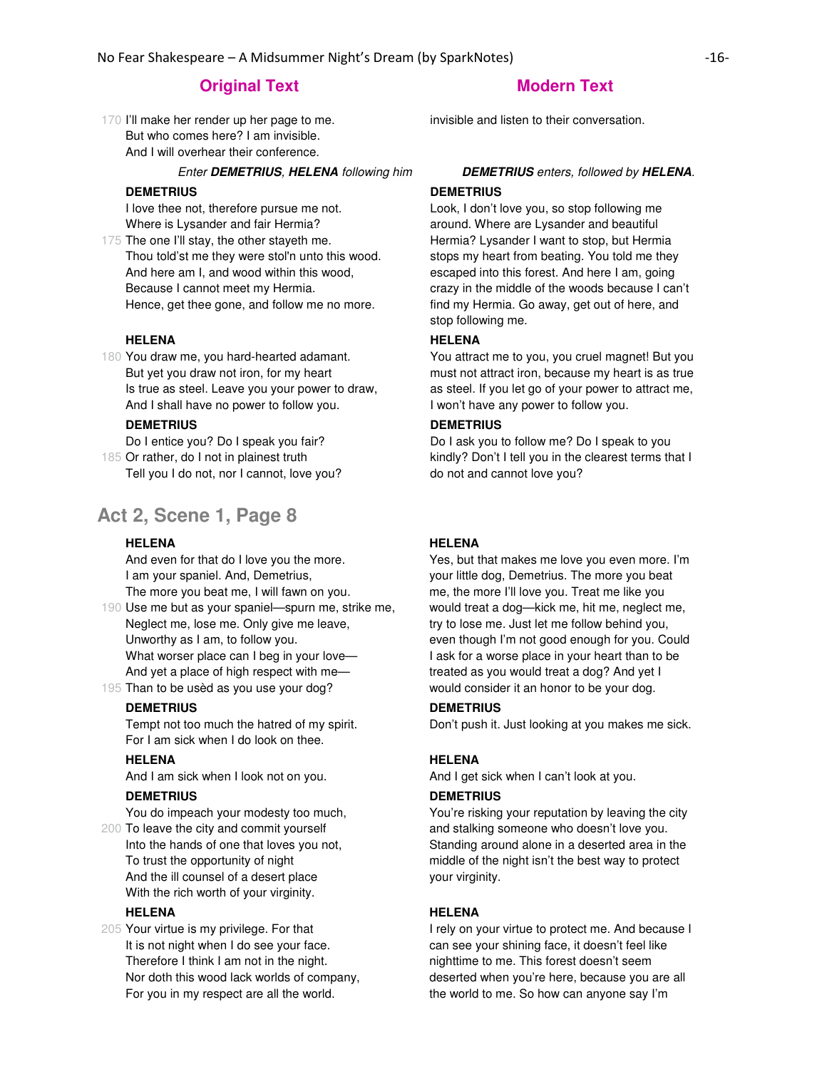| Original Text | Modern Text |
|---|---|
| 170 I'll make her render up her page to me.<br>But who comes here? I am invisible.<br>And I will overhear their conference. | invisible and listen to their conversation. |
| *Enter* ***DEMETRIUS***, ***HELENA*** *following him* | ***DEMETRIUS*** *enters, followed by* ***HELENA***. |
| **DEMETRIUS**<br>I love thee not, therefore pursue me not.<br>Where is Lysander and fair Hermia?<br>175 The one I'll stay, the other stayeth me.<br>Thou told'st me they were stol'n unto this wood.<br>And here am I, and wood within this wood,<br>Because I cannot meet my Hermia.<br>Hence, get thee gone, and follow me no more. | **DEMETRIUS**<br>Look, I don't love you, so stop following me around. Where are Lysander and beautiful Hermia? Lysander I want to stop, but Hermia stops my heart from beating. You told me they escaped into this forest. And here I am, going crazy in the middle of the woods because I can't find my Hermia. Go away, get out of here, and stop following me. |
| **HELENA**<br>180 You draw me, you hard-hearted adamant.<br>But yet you draw not iron, for my heart<br>Is true as steel. Leave you your power to draw,<br>And I shall have no power to follow you. | **HELENA**<br>You attract me to you, you cruel magnet! But you must not attract iron, because my heart is as true as steel. If you let go of your power to attract me, I won't have any power to follow you. |
| **DEMETRIUS**<br>Do I entice you? Do I speak you fair?<br>185 Or rather, do I not in plainest truth<br>Tell you I do not, nor I cannot, love you? | **DEMETRIUS**<br>Do I ask you to follow me? Do I speak to you kindly? Don't I tell you in the clearest terms that I do not and cannot love you? |

## Act 2, Scene 1, Page 8

| Original Text | Modern Text |
|---|---|
| **HELENA**<br>And even for that do I love you the more.<br>I am your spaniel. And, Demetrius,<br>The more you beat me, I will fawn on you.<br>190 Use me but as your spaniel—spurn me, strike me,<br>Neglect me, lose me. Only give me leave,<br>Unworthy as I am, to follow you.<br>What worser place can I beg in your love—<br>And yet a place of high respect with me—<br>195 Than to be usèd as you use your dog? | **HELENA**<br>Yes, but that makes me love you even more. I'm your little dog, Demetrius. The more you beat me, the more I'll love you. Treat me like you would treat a dog—kick me, hit me, neglect me, try to lose me. Just let me follow behind you, even though I'm not good enough for you. Could I ask for a worse place in your heart than to be treated as you would treat a dog? And yet I would consider it an honor to be your dog. |
| **DEMETRIUS**<br>Tempt not too much the hatred of my spirit.<br>For I am sick when I do look on thee. | **DEMETRIUS**<br>Don't push it. Just looking at you makes me sick. |
| **HELENA**<br>And I am sick when I look not on you. | **HELENA**<br>And I get sick when I can't look at you. |
| **DEMETRIUS**<br>You do impeach your modesty too much,<br>200 To leave the city and commit yourself<br>Into the hands of one that loves you not,<br>To trust the opportunity of night<br>And the ill counsel of a desert place<br>With the rich worth of your virginity. | **DEMETRIUS**<br>You're risking your reputation by leaving the city and stalking someone who doesn't love you. Standing around alone in a deserted area in the middle of the night isn't the best way to protect your virginity. |
| **HELENA**<br>205 Your virtue is my privilege. For that<br>It is not night when I do see your face.<br>Therefore I think I am not in the night.<br>Nor doth this wood lack worlds of company,<br>For you in my respect are all the world. | **HELENA**<br>I rely on your virtue to protect me. And because I can see your shining face, it doesn't feel like nighttime to me. This forest doesn't seem deserted when you're here, because you are all the world to me. So how can anyone say I'm |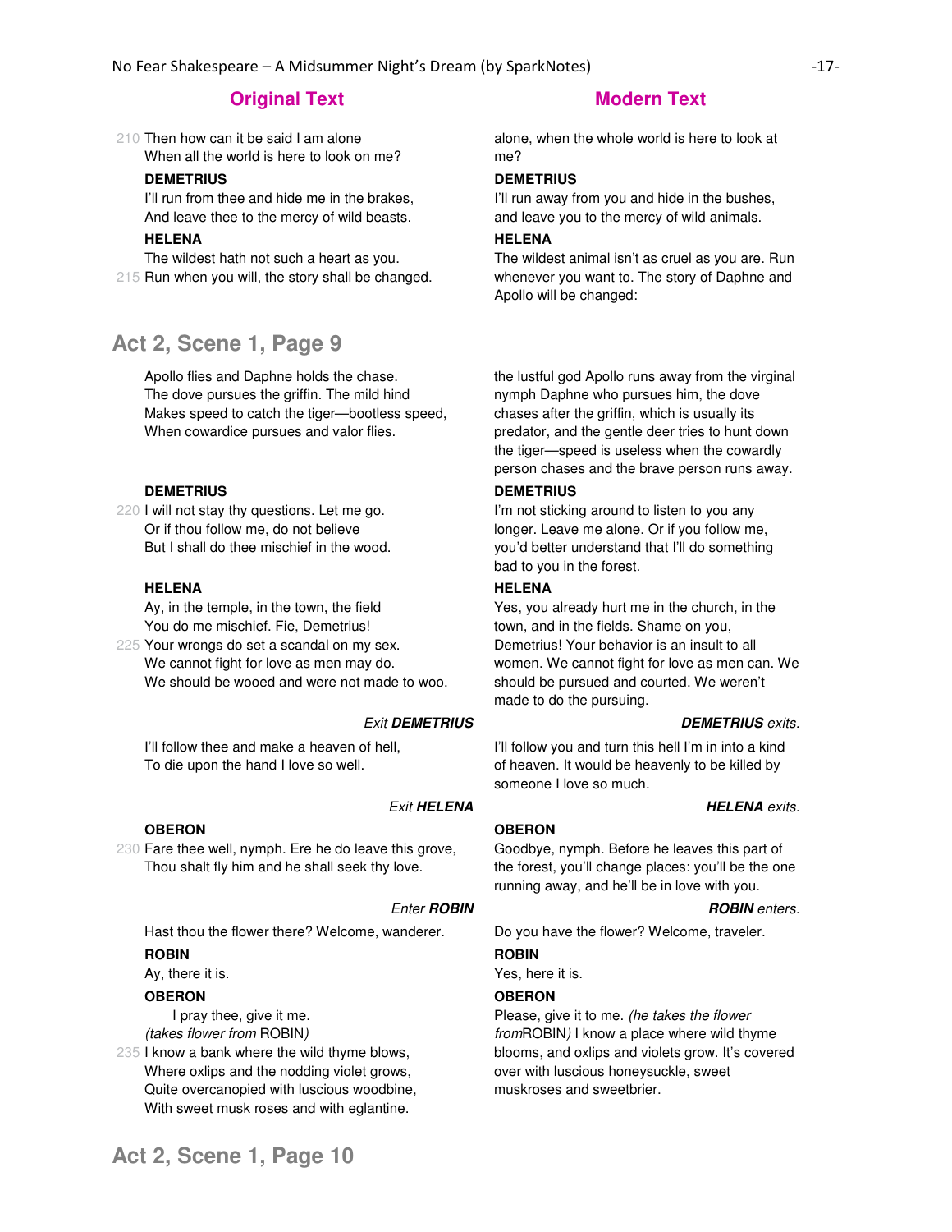| Original Text | Modern Text |
| --- | --- |
| 210 Then how can it be said I am alone<br>When all the world is here to look on me? | alone, when the whole world is here to look at me? |
| **DEMETRIUS**<br>I'll run from thee and hide me in the brakes,<br>And leave thee to the mercy of wild beasts. | **DEMETRIUS**<br>I'll run away from you and hide in the bushes, and leave you to the mercy of wild animals. |
| **HELENA**<br>The wildest hath not such a heart as you.<br>215 Run when you will, the story shall be changed. | **HELENA**<br>The wildest animal isn't as cruel as you are. Run whenever you want to. The story of Daphne and Apollo will be changed: |

## Act 2, Scene 1, Page 9

| Original Text | Modern Text |
| --- | --- |
| Apollo flies and Daphne holds the chase.<br>The dove pursues the griffin. The mild hind<br>Makes speed to catch the tiger—bootless speed,<br>When cowardice pursues and valor flies. | the lustful god Apollo runs away from the virginal nymph Daphne who pursues him, the dove chases after the griffin, which is usually its predator, and the gentle deer tries to hunt down the tiger—speed is useless when the cowardly person chases and the brave person runs away. |
| **DEMETRIUS**<br>220 I will not stay thy questions. Let me go.<br>Or if thou follow me, do not believe<br>But I shall do thee mischief in the wood. | **DEMETRIUS**<br>I'm not sticking around to listen to you any longer. Leave me alone. Or if you follow me, you'd better understand that I'll do something bad to you in the forest. |
| **HELENA**<br>Ay, in the temple, in the town, the field<br>You do me mischief. Fie, Demetrius!<br>225 Your wrongs do set a scandal on my sex.<br>We cannot fight for love as men may do.<br>We should be wooed and were not made to woo. | **HELENA**<br>Yes, you already hurt me in the church, in the town, and in the fields. Shame on you, Demetrius! Your behavior is an insult to all women. We cannot fight for love as men can. We should be pursued and courted. We weren't made to do the pursuing. |
| *Exit* ***DEMETRIUS*** | ***DEMETRIUS*** *exits.* |
| I'll follow thee and make a heaven of hell,<br>To die upon the hand I love so well. | I'll follow you and turn this hell I'm in into a kind of heaven. It would be heavenly to be killed by someone I love so much. |
| *Exit* ***HELENA*** | ***HELENA*** *exits.* |
| **OBERON**<br>230 Fare thee well, nymph. Ere he do leave this grove,<br>Thou shalt fly him and he shall seek thy love. | **OBERON**<br>Goodbye, nymph. Before he leaves this part of the forest, you'll change places: you'll be the one running away, and he'll be in love with you. |
| *Enter* ***ROBIN*** | ***ROBIN*** *enters.* |
| Hast thou the flower there? Welcome, wanderer. | Do you have the flower? Welcome, traveler. |
| **ROBIN**<br>Ay, there it is. | **ROBIN**<br>Yes, here it is. |
| **OBERON**<br>I pray thee, give it me.<br>*(takes flower from* ROBIN*)*<br>235 I know a bank where the wild thyme blows,<br>Where oxlips and the nodding violet grows,<br>Quite overcanopied with luscious woodbine,<br>With sweet musk roses and with eglantine. | **OBERON**<br>Please, give it to me. *(he takes the flower from*ROBIN*)* I know a place where wild thyme blooms, and oxlips and violets grow. It's covered over with luscious honeysuckle, sweet muskroses and sweetbrier. |

## Act 2, Scene 1, Page 10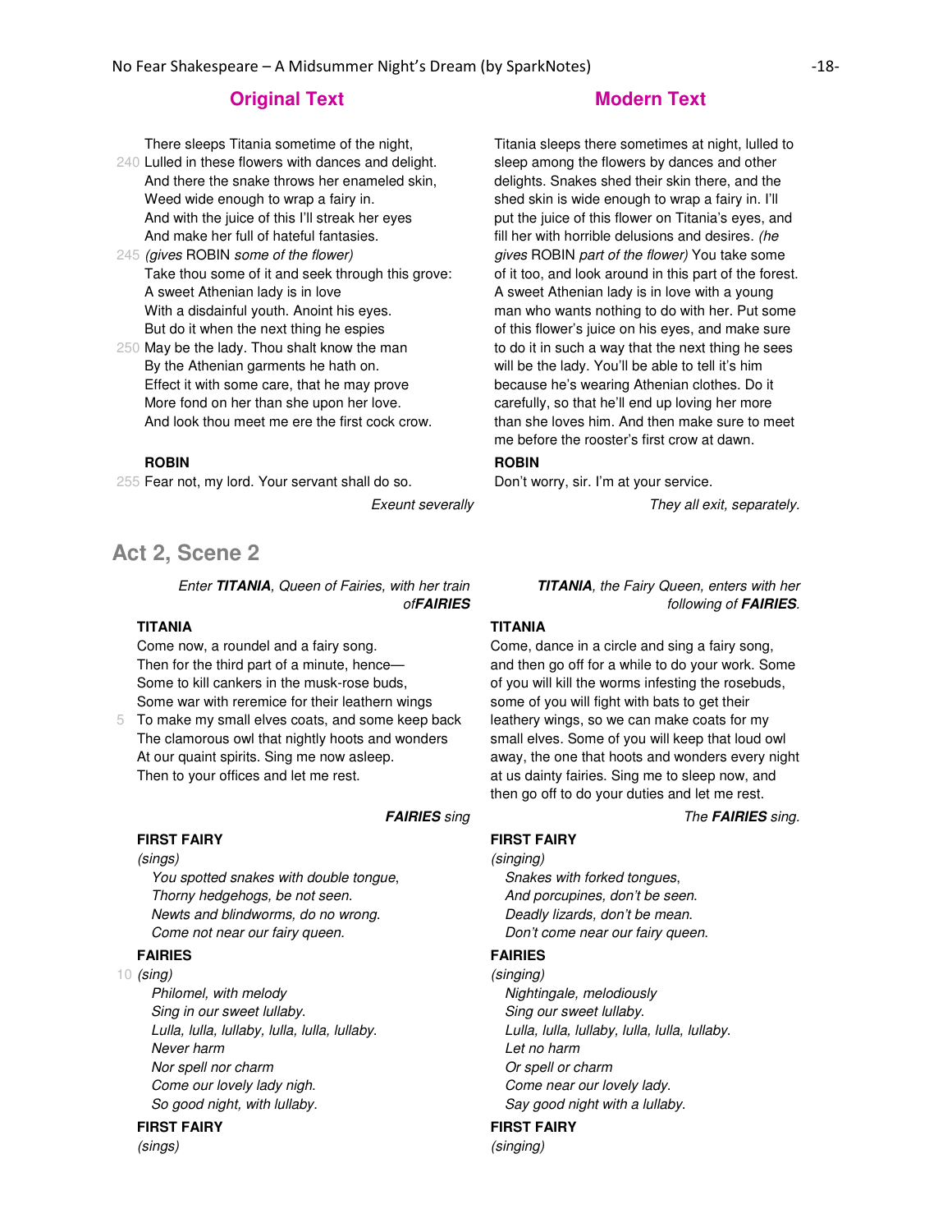| Original Text | Modern Text |
| --- | --- |
| There sleeps Titania sometime of the night,<br>240 Lulled in these flowers with dances and delight.<br>And there the snake throws her enameled skin,<br>Weed wide enough to wrap a fairy in.<br>And with the juice of this I'll streak her eyes<br>And make her full of hateful fantasies.<br>245 *(gives* ROBIN *some of the flower)*<br>Take thou some of it and seek through this grove:<br>A sweet Athenian lady is in love<br>With a disdainful youth. Anoint his eyes.<br>But do it when the next thing he espies<br>250 May be the lady. Thou shalt know the man<br>By the Athenian garments he hath on.<br>Effect it with some care, that he may prove<br>More fond on her than she upon her love.<br>And look thou meet me ere the first cock crow. | Titania sleeps there sometimes at night, lulled to sleep among the flowers by dances and other delights. Snakes shed their skin there, and the shed skin is wide enough to wrap a fairy in. I'll put the juice of this flower on Titania's eyes, and fill her with horrible delusions and desires. *(he gives* ROBIN *part of the flower)* You take some of it too, and look around in this part of the forest. A sweet Athenian lady is in love with a young man who wants nothing to do with her. Put some of this flower's juice on his eyes, and make sure to do it in such a way that the next thing he sees will be the lady. You'll be able to tell it's him because he's wearing Athenian clothes. Do it carefully, so that he'll end up loving her more than she loves him. And then make sure to meet me before the rooster's first crow at dawn. |
| **ROBIN**<br>255 Fear not, my lord. Your servant shall do so. | **ROBIN**<br>Don't worry, sir. I'm at your service. |
| *Exeunt severally* | *They all exit, separately.* |

## Act 2, Scene 2

| Original Text | Modern Text |
| --- | --- |
| *Enter **TITANIA**, Queen of Fairies, with her train of **FAIRIES*** | ***TITANIA**, the Fairy Queen, enters with her following of **FAIRIES**.* |
| **TITANIA**<br>Come now, a roundel and a fairy song.<br>Then for the third part of a minute, hence—<br>Some to kill cankers in the musk-rose buds,<br>Some war with reremice for their leathern wings<br>5 To make my small elves coats, and some keep back<br>The clamorous owl that nightly hoots and wonders<br>At our quaint spirits. Sing me now asleep.<br>Then to your offices and let me rest. | **TITANIA**<br>Come, dance in a circle and sing a fairy song, and then go off for a while to do your work. Some of you will kill the worms infesting the rosebuds, some of you will fight with bats to get their leathery wings, so we can make coats for my small elves. Some of you will keep that loud owl away, the one that hoots and wonders every night at us dainty fairies. Sing me to sleep now, and then go off to do your duties and let me rest. |
| ***FAIRIES** sing* | *The **FAIRIES** sing.* |
| **FIRST FAIRY**<br>*(sings)*<br>*You spotted snakes with double tongue,*<br>*Thorny hedgehogs, be not seen.*<br>*Newts and blindworms, do no wrong.*<br>*Come not near our fairy queen.* | **FIRST FAIRY**<br>*(singing)*<br>*Snakes with forked tongues,*<br>*And porcupines, don't be seen.*<br>*Deadly lizards, don't be mean.*<br>*Don't come near our fairy queen.* |
| **FAIRIES**<br>10 *(sing)*<br>*Philomel, with melody*<br>*Sing in our sweet lullaby.*<br>*Lulla, lulla, lullaby, lulla, lulla, lullaby.*<br>*Never harm*<br>*Nor spell nor charm*<br>*Come our lovely lady nigh.*<br>*So good night, with lullaby.* | **FAIRIES**<br>*(singing)*<br>*Nightingale, melodiously*<br>*Sing our sweet lullaby.*<br>*Lulla, lulla, lullaby, lulla, lulla, lullaby.*<br>*Let no harm*<br>*Or spell or charm*<br>*Come near our lovely lady.*<br>*Say good night with a lullaby.* |
| **FIRST FAIRY**<br>*(sings)* | **FIRST FAIRY**<br>*(singing)* |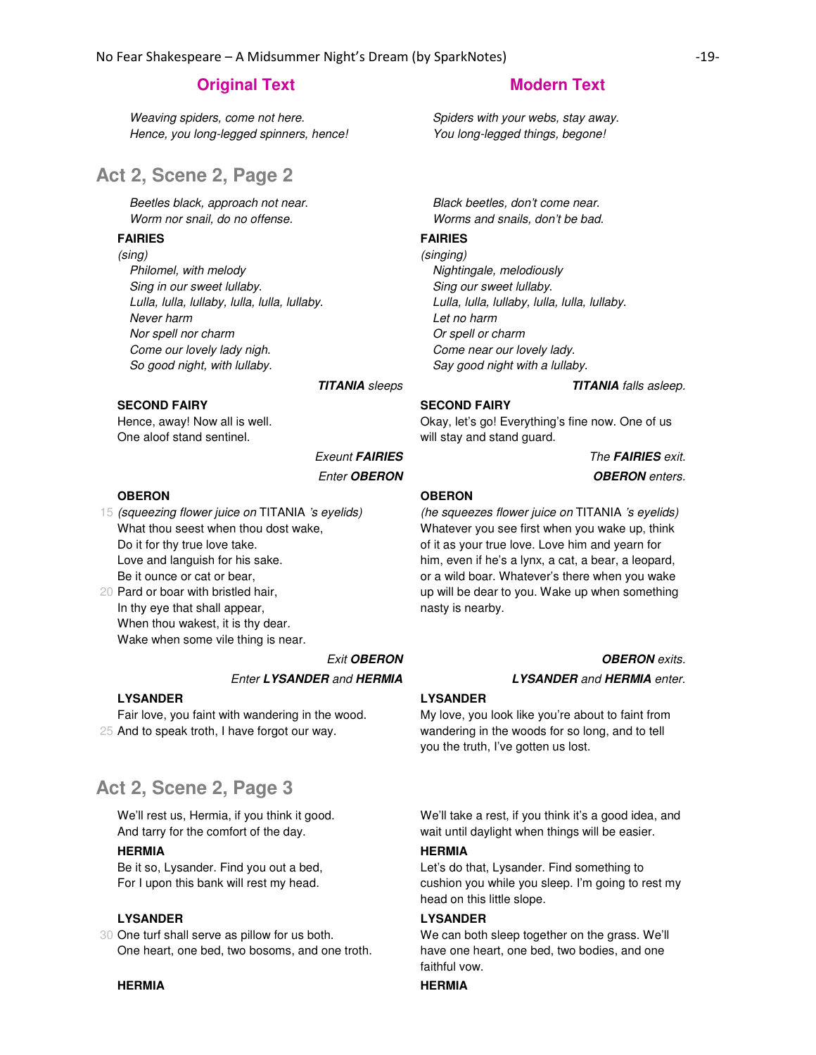| Original Text | Modern Text |
| --- | --- |
| *Weaving spiders, come not here.*<br>*Hence, you long-legged spinners, hence!* | *Spiders with your webs, stay away.*<br>*You long-legged things, begone!* |

## Act 2, Scene 2, Page 2

| Original Text | Modern Text |
| --- | --- |
| *Beetles black, approach not near.*<br>*Worm nor snail, do no offense.* | *Black beetles, don't come near.*<br>*Worms and snails, don't be bad.* |
| **FAIRIES**<br>*(sing)*<br>*Philomel, with melody*<br>*Sing in our sweet lullaby.*<br>*Lulla, lulla, lullaby, lulla, lulla, lullaby.*<br>*Never harm*<br>*Nor spell nor charm*<br>*Come our lovely lady nigh.*<br>*So good night, with lullaby.* | **FAIRIES**<br>*(singing)*<br>*Nightingale, melodiously*<br>*Sing our sweet lullaby.*<br>*Lulla, lulla, lullaby, lulla, lulla, lullaby.*<br>*Let no harm*<br>*Or spell or charm*<br>*Come near our lovely lady.*<br>*Say good night with a lullaby.* |
| ***TITANIA*** *sleeps* | ***TITANIA*** *falls asleep.* |
| **SECOND FAIRY**<br>Hence, away! Now all is well.<br>One aloof stand sentinel. | **SECOND FAIRY**<br>Okay, let's go! Everything's fine now. One of us will stay and stand guard. |
| *Exeunt* ***FAIRIES***<br>*Enter* ***OBERON*** | *The* ***FAIRIES*** *exit.*<br>***OBERON*** *enters.* |
| **OBERON**<br>15 *(squeezing flower juice on* TITANIA *'s eyelids)*<br>What thou seest when thou dost wake,<br>Do it for thy true love take.<br>Love and languish for his sake.<br>Be it ounce or cat or bear,<br>20 Pard or boar with bristled hair,<br>In thy eye that shall appear,<br>When thou wakest, it is thy dear.<br>Wake when some vile thing is near. | **OBERON**<br>*(he squeezes flower juice on* TITANIA *'s eyelids)*<br>Whatever you see first when you wake up, think of it as your true love. Love him and yearn for him, even if he's a lynx, a cat, a bear, a leopard, or a wild boar. Whatever's there when you wake up will be dear to you. Wake up when something nasty is nearby. |
| *Exit* ***OBERON***<br>*Enter* ***LYSANDER*** *and* ***HERMIA*** | ***OBERON*** *exits.*<br>***LYSANDER*** *and* ***HERMIA*** *enter.* |
| **LYSANDER**<br>Fair love, you faint with wandering in the wood.<br>25 And to speak troth, I have forgot our way. | **LYSANDER**<br>My love, you look like you're about to faint from wandering in the woods for so long, and to tell you the truth, I've gotten us lost. |

## Act 2, Scene 2, Page 3

| Original Text | Modern Text |
| --- | --- |
| We'll rest us, Hermia, if you think it good.<br>And tarry for the comfort of the day. | We'll take a rest, if you think it's a good idea, and wait until daylight when things will be easier. |
| **HERMIA**<br>Be it so, Lysander. Find you out a bed,<br>For I upon this bank will rest my head. | **HERMIA**<br>Let's do that, Lysander. Find something to cushion you while you sleep. I'm going to rest my head on this little slope. |
| **LYSANDER**<br>30 One turf shall serve as pillow for us both.<br>One heart, one bed, two bosoms, and one troth. | **LYSANDER**<br>We can both sleep together on the grass. We'll have one heart, one bed, two bodies, and one faithful vow. |
| **HERMIA** | **HERMIA** |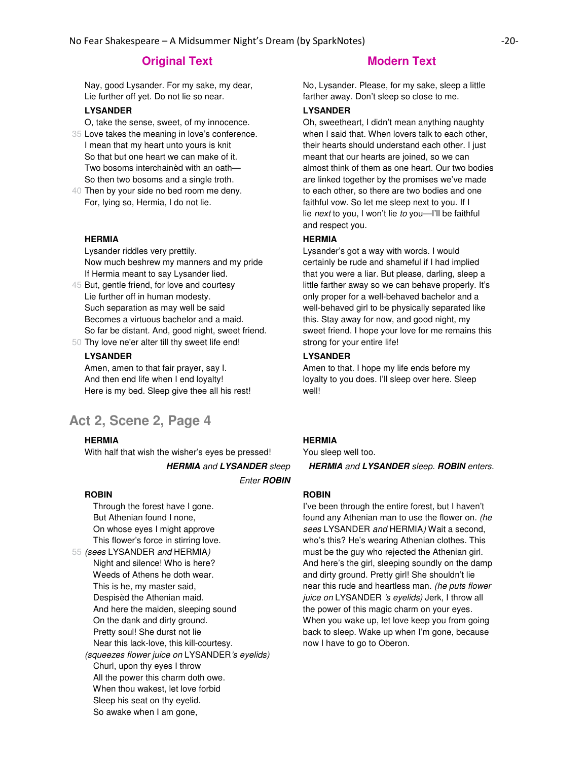| Original Text | Modern Text |
| --- | --- |
| Nay, good Lysander. For my sake, my dear,<br>Lie further off yet. Do not lie so near. | No, Lysander. Please, for my sake, sleep a little farther away. Don't sleep so close to me. |
| **LYSANDER**<br>O, take the sense, sweet, of my innocence.<br>35 Love takes the meaning in love's conference.<br>I mean that my heart unto yours is knit<br>So that but one heart we can make of it.<br>Two bosoms interchainèd with an oath—<br>So then two bosoms and a single troth.<br>40 Then by your side no bed room me deny.<br>For, lying so, Hermia, I do not lie. | **LYSANDER**<br>Oh, sweetheart, I didn't mean anything naughty when I said that. When lovers talk to each other, their hearts should understand each other. I just meant that our hearts are joined, so we can almost think of them as one heart. Our two bodies are linked together by the promises we've made to each other, so there are two bodies and one faithful vow. So let me sleep next to you. If I lie *next* to you, I won't lie *to* you—I'll be faithful and respect you. |
| **HERMIA**<br>Lysander riddles very prettily.<br>Now much beshrew my manners and my pride<br>If Hermia meant to say Lysander lied.<br>45 But, gentle friend, for love and courtesy<br>Lie further off in human modesty.<br>Such separation as may well be said<br>Becomes a virtuous bachelor and a maid.<br>So far be distant. And, good night, sweet friend.<br>50 Thy love ne'er alter till thy sweet life end! | **HERMIA**<br>Lysander's got a way with words. I would certainly be rude and shameful if I had implied that you were a liar. But please, darling, sleep a little farther away so we can behave properly. It's only proper for a well-behaved bachelor and a well-behaved girl to be physically separated like this. Stay away for now, and good night, my sweet friend. I hope your love for me remains this strong for your entire life! |
| **LYSANDER**<br>Amen, amen to that fair prayer, say I.<br>And then end life when I end loyalty!<br>Here is my bed. Sleep give thee all his rest! | **LYSANDER**<br>Amen to that. I hope my life ends before my loyalty to you does. I'll sleep over here. Sleep well! |

## Act 2, Scene 2, Page 4

| Original Text | Modern Text |
| --- | --- |
| **HERMIA**<br>With half that wish the wisher's eyes be pressed!<br>***HERMIA** and **LYSANDER** sleep*<br>*Enter **ROBIN*** | **HERMIA**<br>You sleep well too.<br>***HERMIA** and **LYSANDER** sleep. **ROBIN** enters.* |
| **ROBIN**<br>Through the forest have I gone.<br>But Athenian found I none,<br>On whose eyes I might approve<br>This flower's force in stirring love.<br>55 *(sees* LYSANDER *and* HERMIA*)*<br>Night and silence! Who is here?<br>Weeds of Athens he doth wear.<br>This is he, my master said,<br>Despisèd the Athenian maid.<br>And here the maiden, sleeping sound<br>On the dank and dirty ground.<br>Pretty soul! She durst not lie<br>Near this lack-love, this kill-courtesy.<br>*(squeezes flower juice on* LYSANDER*'s eyelids)*<br>Churl, upon thy eyes I throw<br>All the power this charm doth owe.<br>When thou wakest, let love forbid<br>Sleep his seat on thy eyelid.<br>So awake when I am gone, | **ROBIN**<br>I've been through the entire forest, but I haven't found any Athenian man to use the flower on. *(he sees* LYSANDER *and* HERMIA*)* Wait a second, who's this? He's wearing Athenian clothes. This must be the guy who rejected the Athenian girl. And here's the girl, sleeping soundly on the damp and dirty ground. Pretty girl! She shouldn't lie near this rude and heartless man. *(he puts flower juice on* LYSANDER *'s eyelids)* Jerk, I throw all the power of this magic charm on your eyes. When you wake up, let love keep you from going back to sleep. Wake up when I'm gone, because now I have to go to Oberon. |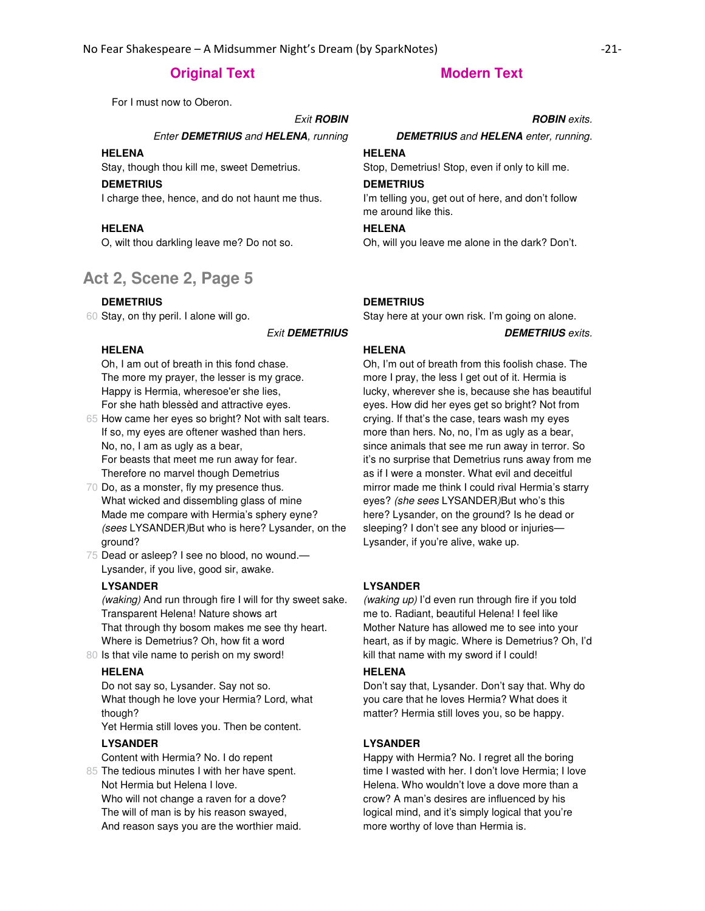| Original Text | Modern Text |
| --- | --- |
| For I must now to Oberon. | |
| *Exit* ***ROBIN*** | ***ROBIN*** *exits.* |
| *Enter* ***DEMETRIUS*** *and* ***HELENA****, running* | ***DEMETRIUS*** *and* ***HELENA*** *enter, running.* |
| **HELENA**<br>Stay, though thou kill me, sweet Demetrius. | **HELENA**<br>Stop, Demetrius! Stop, even if only to kill me. |
| **DEMETRIUS**<br>I charge thee, hence, and do not haunt me thus. | **DEMETRIUS**<br>I'm telling you, get out of here, and don't follow me around like this. |
| **HELENA**<br>O, wilt thou darkling leave me? Do not so. | **HELENA**<br>Oh, will you leave me alone in the dark? Don't. |

## Act 2, Scene 2, Page 5

| Original Text | Modern Text |
| --- | --- |
| **DEMETRIUS**<br>60 Stay, on thy peril. I alone will go. | **DEMETRIUS**<br>Stay here at your own risk. I'm going on alone. |
| *Exit* ***DEMETRIUS*** | ***DEMETRIUS*** *exits.* |
| **HELENA**<br>Oh, I am out of breath in this fond chase.<br>The more my prayer, the lesser is my grace.<br>Happy is Hermia, wheresoe'er she lies,<br>For she hath blessèd and attractive eyes.<br>65 How came her eyes so bright? Not with salt tears.<br>If so, my eyes are oftener washed than hers.<br>No, no, I am as ugly as a bear,<br>For beasts that meet me run away for fear.<br>Therefore no marvel though Demetrius<br>70 Do, as a monster, fly my presence thus.<br>What wicked and dissembling glass of mine<br>Made me compare with Hermia's sphery eyne?<br>*(sees* LYSANDER*)*But who is here? Lysander, on the ground?<br>75 Dead or asleep? I see no blood, no wound.—<br>Lysander, if you live, good sir, awake. | **HELENA**<br>Oh, I'm out of breath from this foolish chase. The more I pray, the less I get out of it. Hermia is lucky, wherever she is, because she has beautiful eyes. How did her eyes get so bright? Not from crying. If that's the case, tears wash my eyes more than hers. No, no, I'm as ugly as a bear, since animals that see me run away in terror. So it's no surprise that Demetrius runs away from me as if I were a monster. What evil and deceitful mirror made me think I could rival Hermia's starry eyes? *(she sees* LYSANDER*)*But who's this here? Lysander, on the ground? Is he dead or sleeping? I don't see any blood or injuries—Lysander, if you're alive, wake up. |
| **LYSANDER**<br>*(waking)* And run through fire I will for thy sweet sake.<br>Transparent Helena! Nature shows art<br>That through thy bosom makes me see thy heart.<br>Where is Demetrius? Oh, how fit a word<br>80 Is that vile name to perish on my sword! | **LYSANDER**<br>*(waking up)* I'd even run through fire if you told me to. Radiant, beautiful Helena! I feel like Mother Nature has allowed me to see into your heart, as if by magic. Where is Demetrius? Oh, I'd kill that name with my sword if I could! |
| **HELENA**<br>Do not say so, Lysander. Say not so.<br>What though he love your Hermia? Lord, what though?<br>Yet Hermia still loves you. Then be content. | **HELENA**<br>Don't say that, Lysander. Don't say that. Why do you care that he loves Hermia? What does it matter? Hermia still loves you, so be happy. |
| **LYSANDER**<br>Content with Hermia? No. I do repent<br>85 The tedious minutes I with her have spent.<br>Not Hermia but Helena I love.<br>Who will not change a raven for a dove?<br>The will of man is by his reason swayed,<br>And reason says you are the worthier maid. | **LYSANDER**<br>Happy with Hermia? No. I regret all the boring time I wasted with her. I don't love Hermia; I love Helena. Who wouldn't love a dove more than a crow? A man's desires are influenced by his logical mind, and it's simply logical that you're more worthy of love than Hermia is. |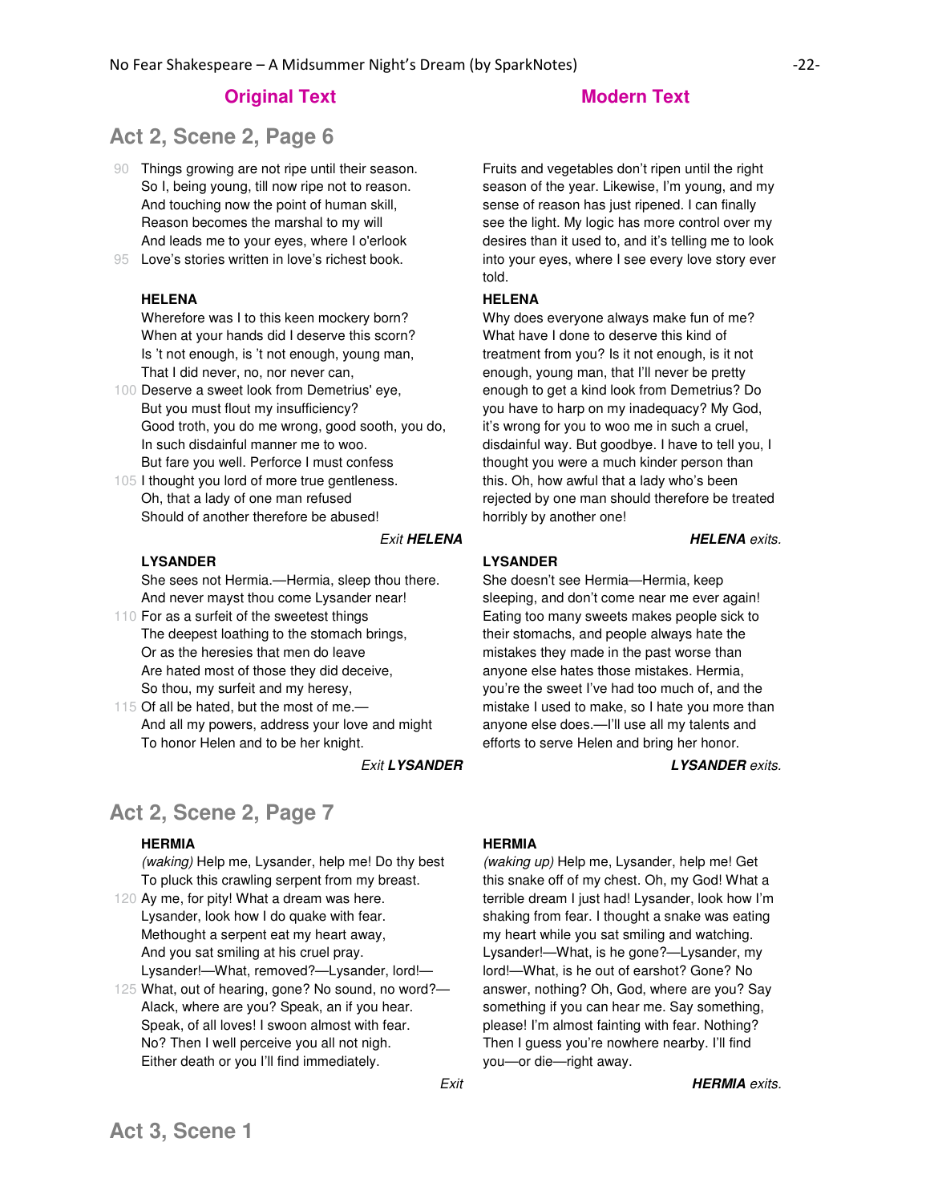| Original Text | Modern Text |
| --- | --- |

## Act 2, Scene 2, Page 6

| Original Text | Modern Text |
| --- | --- |
| 90 Things growing are not ripe until their season.<br>So I, being young, till now ripe not to reason.<br>And touching now the point of human skill,<br>Reason becomes the marshal to my will<br>And leads me to your eyes, where I o'erlook<br>95 Love's stories written in love's richest book. | Fruits and vegetables don't ripen until the right season of the year. Likewise, I'm young, and my sense of reason has just ripened. I can finally see the light. My logic has more control over my desires than it used to, and it's telling me to look into your eyes, where I see every love story ever told. |
| **HELENA**<br>Wherefore was I to this keen mockery born?<br>When at your hands did I deserve this scorn?<br>Is 't not enough, is 't not enough, young man,<br>That I did never, no, nor never can,<br>100 Deserve a sweet look from Demetrius' eye,<br>But you must flout my insufficiency?<br>Good troth, you do me wrong, good sooth, you do,<br>In such disdainful manner me to woo.<br>But fare you well. Perforce I must confess<br>105 I thought you lord of more true gentleness.<br>Oh, that a lady of one man refused<br>Should of another therefore be abused! | **HELENA**<br>Why does everyone always make fun of me? What have I done to deserve this kind of treatment from you? Is it not enough, is it not enough, young man, that I'll never be pretty enough to get a kind look from Demetrius? Do you have to harp on my inadequacy? My God, it's wrong for you to woo me in such a cruel, disdainful way. But goodbye. I have to tell you, I thought you were a much kinder person than this. Oh, how awful that a lady who's been rejected by one man should therefore be treated horribly by another one! |
| *Exit* ***HELENA*** | ***HELENA*** *exits.* |
| **LYSANDER**<br>She sees not Hermia.—Hermia, sleep thou there.<br>And never mayst thou come Lysander near!<br>110 For as a surfeit of the sweetest things<br>The deepest loathing to the stomach brings,<br>Or as the heresies that men do leave<br>Are hated most of those they did deceive,<br>So thou, my surfeit and my heresy,<br>115 Of all be hated, but the most of me.—<br>And all my powers, address your love and might<br>To honor Helen and to be her knight. | **LYSANDER**<br>She doesn't see Hermia—Hermia, keep sleeping, and don't come near me ever again! Eating too many sweets makes people sick to their stomachs, and people always hate the mistakes they made in the past worse than anyone else hates those mistakes. Hermia, you're the sweet I've had too much of, and the mistake I used to make, so I hate you more than anyone else does.—I'll use all my talents and efforts to serve Helen and bring her honor. |
| *Exit* ***LYSANDER*** | ***LYSANDER*** *exits.* |

## Act 2, Scene 2, Page 7

| Original Text | Modern Text |
| --- | --- |
| **HERMIA**<br>*(waking)* Help me, Lysander, help me! Do thy best<br>To pluck this crawling serpent from my breast.<br>120 Ay me, for pity! What a dream was here.<br>Lysander, look how I do quake with fear.<br>Methought a serpent eat my heart away,<br>And you sat smiling at his cruel pray.<br>Lysander!—What, removed?—Lysander, lord!—<br>125 What, out of hearing, gone? No sound, no word?—<br>Alack, where are you? Speak, an if you hear.<br>Speak, of all loves! I swoon almost with fear.<br>No? Then I well perceive you all not nigh.<br>Either death or you I'll find immediately. | **HERMIA**<br>*(waking up)* Help me, Lysander, help me! Get this snake off of my chest. Oh, my God! What a terrible dream I just had! Lysander, look how I'm shaking from fear. I thought a snake was eating my heart while you sat smiling and watching. Lysander!—What, is he gone?—Lysander, my lord!—What, is he out of earshot? Gone? No answer, nothing? Oh, God, where are you? Say something if you can hear me. Say something, please! I'm almost fainting with fear. Nothing? Then I guess you're nowhere nearby. I'll find you—or die—right away. |
| *Exit* | ***HERMIA*** *exits.* |

## Act 3, Scene 1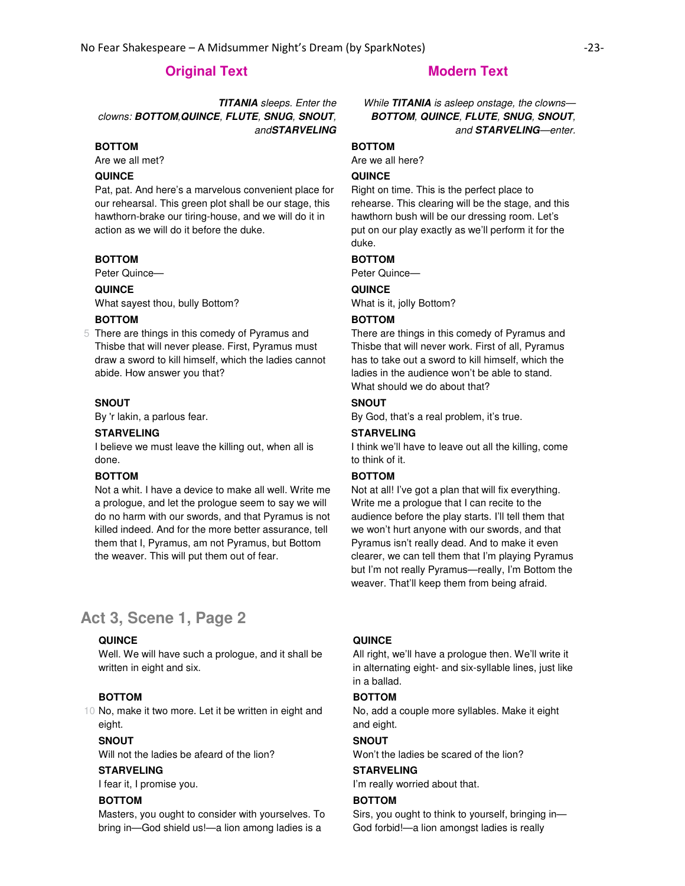| Original Text | Modern Text |
| --- | --- |
| ***TITANIA** sleeps. Enter the clowns: **BOTTOM**,**QUINCE**, **FLUTE**, **SNUG**, **SNOUT**, and**STARVELING*** | *While **TITANIA** is asleep onstage, the clowns—**BOTTOM**, **QUINCE**, **FLUTE**, **SNUG**, **SNOUT**, and **STARVELING**—enter.* |
| **BOTTOM**<br>Are we all met? | **BOTTOM**<br>Are we all here? |
| **QUINCE**<br>Pat, pat. And here's a marvelous convenient place for our rehearsal. This green plot shall be our stage, this hawthorn-brake our tiring-house, and we will do it in action as we will do it before the duke. | **QUINCE**<br>Right on time. This is the perfect place to rehearse. This clearing will be the stage, and this hawthorn bush will be our dressing room. Let's put on our play exactly as we'll perform it for the duke. |
| **BOTTOM**<br>Peter Quince— | **BOTTOM**<br>Peter Quince— |
| **QUINCE**<br>What sayest thou, bully Bottom? | **QUINCE**<br>What is it, jolly Bottom? |
| **BOTTOM**<br>5 There are things in this comedy of Pyramus and Thisbe that will never please. First, Pyramus must draw a sword to kill himself, which the ladies cannot abide. How answer you that? | **BOTTOM**<br>There are things in this comedy of Pyramus and Thisbe that will never work. First of all, Pyramus has to take out a sword to kill himself, which the ladies in the audience won't be able to stand. What should we do about that? |
| **SNOUT**<br>By 'r lakin, a parlous fear. | **SNOUT**<br>By God, that's a real problem, it's true. |
| **STARVELING**<br>I believe we must leave the killing out, when all is done. | **STARVELING**<br>I think we'll have to leave out all the killing, come to think of it. |
| **BOTTOM**<br>Not a whit. I have a device to make all well. Write me a prologue, and let the prologue seem to say we will do no harm with our swords, and that Pyramus is not killed indeed. And for the more better assurance, tell them that I, Pyramus, am not Pyramus, but Bottom the weaver. This will put them out of fear. | **BOTTOM**<br>Not at all! I've got a plan that will fix everything. Write me a prologue that I can recite to the audience before the play starts. I'll tell them that we won't hurt anyone with our swords, and that Pyramus isn't really dead. And to make it even clearer, we can tell them that I'm playing Pyramus but I'm not really Pyramus—really, I'm Bottom the weaver. That'll keep them from being afraid. |

## Act 3, Scene 1, Page 2

| Original Text | Modern Text |
| --- | --- |
| **QUINCE**<br>Well. We will have such a prologue, and it shall be written in eight and six. | **QUINCE**<br>All right, we'll have a prologue then. We'll write it in alternating eight- and six-syllable lines, just like in a ballad. |
| **BOTTOM**<br>10 No, make it two more. Let it be written in eight and eight. | **BOTTOM**<br>No, add a couple more syllables. Make it eight and eight. |
| **SNOUT**<br>Will not the ladies be afeard of the lion? | **SNOUT**<br>Won't the ladies be scared of the lion? |
| **STARVELING**<br>I fear it, I promise you. | **STARVELING**<br>I'm really worried about that. |
| **BOTTOM**<br>Masters, you ought to consider with yourselves. To bring in—God shield us!—a lion among ladies is a | **BOTTOM**<br>Sirs, you ought to think to yourself, bringing in—God forbid!—a lion amongst ladies is really |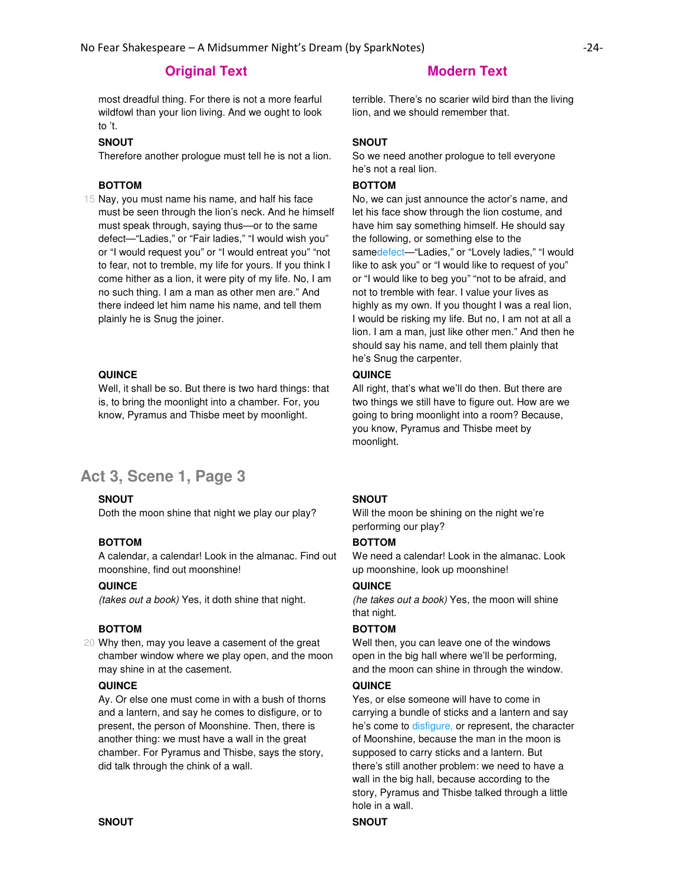| Original Text | Modern Text |
| --- | --- |
| most dreadful thing. For there is not a more fearful wildfowl than your lion living. And we ought to look to 't. | terrible. There's no scarier wild bird than the living lion, and we should remember that. |
| **SNOUT**<br>Therefore another prologue must tell he is not a lion. | **SNOUT**<br>So we need another prologue to tell everyone he's not a real lion. |
| **BOTTOM**<br>15 Nay, you must name his name, and half his face must be seen through the lion's neck. And he himself must speak through, saying thus—or to the same defect—"Ladies," or "Fair ladies," "I would wish you" or "I would request you" or "I would entreat you" "not to fear, not to tremble, my life for yours. If you think I come hither as a lion, it were pity of my life. No, I am no such thing. I am a man as other men are." And there indeed let him name his name, and tell them plainly he is Snug the joiner. | **BOTTOM**<br>No, we can just announce the actor's name, and let his face show through the lion costume, and have him say something himself. He should say the following, or something else to the same defect—"Ladies," or "Lovely ladies," "I would like to ask you" or "I would like to request of you" or "I would like to beg you" "not to be afraid, and not to tremble with fear. I value your lives as highly as my own. If you thought I was a real lion, I would be risking my life. But no, I am not at all a lion. I am a man, just like other men." And then he should say his name, and tell them plainly that he's Snug the carpenter. |
| **QUINCE**<br>Well, it shall be so. But there is two hard things: that is, to bring the moonlight into a chamber. For, you know, Pyramus and Thisbe meet by moonlight. | **QUINCE**<br>All right, that's what we'll do then. But there are two things we still have to figure out. How are we going to bring moonlight into a room? Because, you know, Pyramus and Thisbe meet by moonlight. |

## Act 3, Scene 1, Page 3

| Original Text | Modern Text |
| --- | --- |
| **SNOUT**<br>Doth the moon shine that night we play our play? | **SNOUT**<br>Will the moon be shining on the night we're performing our play? |
| **BOTTOM**<br>A calendar, a calendar! Look in the almanac. Find out moonshine, find out moonshine! | **BOTTOM**<br>We need a calendar! Look in the almanac. Look up moonshine, look up moonshine! |
| **QUINCE**<br>*(takes out a book)* Yes, it doth shine that night. | **QUINCE**<br>*(he takes out a book)* Yes, the moon will shine that night. |
| **BOTTOM**<br>20 Why then, may you leave a casement of the great chamber window where we play open, and the moon may shine in at the casement. | **BOTTOM**<br>Well then, you can leave one of the windows open in the big hall where we'll be performing, and the moon can shine in through the window. |
| **QUINCE**<br>Ay. Or else one must come in with a bush of thorns and a lantern, and say he comes to disfigure, or to present, the person of Moonshine. Then, there is another thing: we must have a wall in the great chamber. For Pyramus and Thisbe, says the story, did talk through the chink of a wall. | **QUINCE**<br>Yes, or else someone will have to come in carrying a bundle of sticks and a lantern and say he's come to disfigure, or represent, the character of Moonshine, because the man in the moon is supposed to carry sticks and a lantern. But there's still another problem: we need to have a wall in the big hall, because according to the story, Pyramus and Thisbe talked through a little hole in a wall. |
| **SNOUT** | **SNOUT** |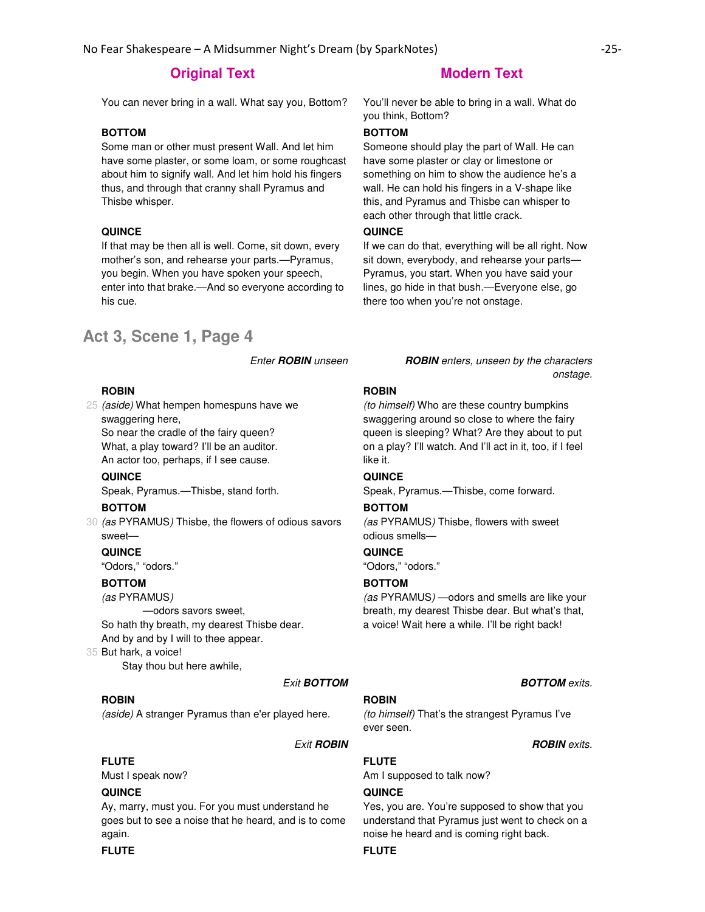| Original Text | Modern Text |
| --- | --- |
| You can never bring in a wall. What say you, Bottom? | You'll never be able to bring in a wall. What do you think, Bottom? |
| **BOTTOM**<br>Some man or other must present Wall. And let him have some plaster, or some loam, or some roughcast about him to signify wall. And let him hold his fingers thus, and through that cranny shall Pyramus and Thisbe whisper. | **BOTTOM**<br>Someone should play the part of Wall. He can have some plaster or clay or limestone or something on him to show the audience he's a wall. He can hold his fingers in a V-shape like this, and Pyramus and Thisbe can whisper to each other through that little crack. |
| **QUINCE**<br>If that may be then all is well. Come, sit down, every mother's son, and rehearse your parts.—Pyramus, you begin. When you have spoken your speech, enter into that brake.—And so everyone according to his cue. | **QUINCE**<br>If we can do that, everything will be all right. Now sit down, everybody, and rehearse your parts—Pyramus, you start. When you have said your lines, go hide in that bush.—Everyone else, go there too when you're not onstage. |

## Act 3, Scene 1, Page 4

| Original Text | Modern Text |
| --- | --- |
| *Enter* ***ROBIN*** *unseen* | ***ROBIN*** *enters, unseen by the characters onstage.* |
| **ROBIN**<br>25 *(aside)* What hempen homespuns have we swaggering here,<br>So near the cradle of the fairy queen?<br>What, a play toward? I'll be an auditor.<br>An actor too, perhaps, if I see cause. | **ROBIN**<br>*(to himself)* Who are these country bumpkins swaggering around so close to where the fairy queen is sleeping? What? Are they about to put on a play? I'll watch. And I'll act in it, too, if I feel like it. |
| **QUINCE**<br>Speak, Pyramus.—Thisbe, stand forth. | **QUINCE**<br>Speak, Pyramus.—Thisbe, come forward. |
| **BOTTOM**<br>30 *(as* PYRAMUS*)* Thisbe, the flowers of odious savors sweet— | **BOTTOM**<br>*(as* PYRAMUS*)* Thisbe, flowers with sweet odious smells— |
| **QUINCE**<br>"Odors," "odors." | **QUINCE**<br>"Odors," "odors." |
| **BOTTOM**<br>*(as* PYRAMUS*)*<br>—odors savors sweet,<br>So hath thy breath, my dearest Thisbe dear.<br>And by and by I will to thee appear.<br>35 But hark, a voice!<br>Stay thou but here awhile, | **BOTTOM**<br>*(as* PYRAMUS*)* —odors and smells are like your breath, my dearest Thisbe dear. But what's that, a voice! Wait here a while. I'll be right back! |
| *Exit* ***BOTTOM*** | ***BOTTOM*** *exits.* |
| **ROBIN**<br>*(aside)* A stranger Pyramus than e'er played here. | **ROBIN**<br>*(to himself)* That's the strangest Pyramus I've ever seen. |
| *Exit* ***ROBIN*** | ***ROBIN*** *exits.* |
| **FLUTE**<br>Must I speak now? | **FLUTE**<br>Am I supposed to talk now? |
| **QUINCE**<br>Ay, marry, must you. For you must understand he goes but to see a noise that he heard, and is to come again. | **QUINCE**<br>Yes, you are. You're supposed to show that you understand that Pyramus just went to check on a noise he heard and is coming right back. |
| **FLUTE** | **FLUTE** |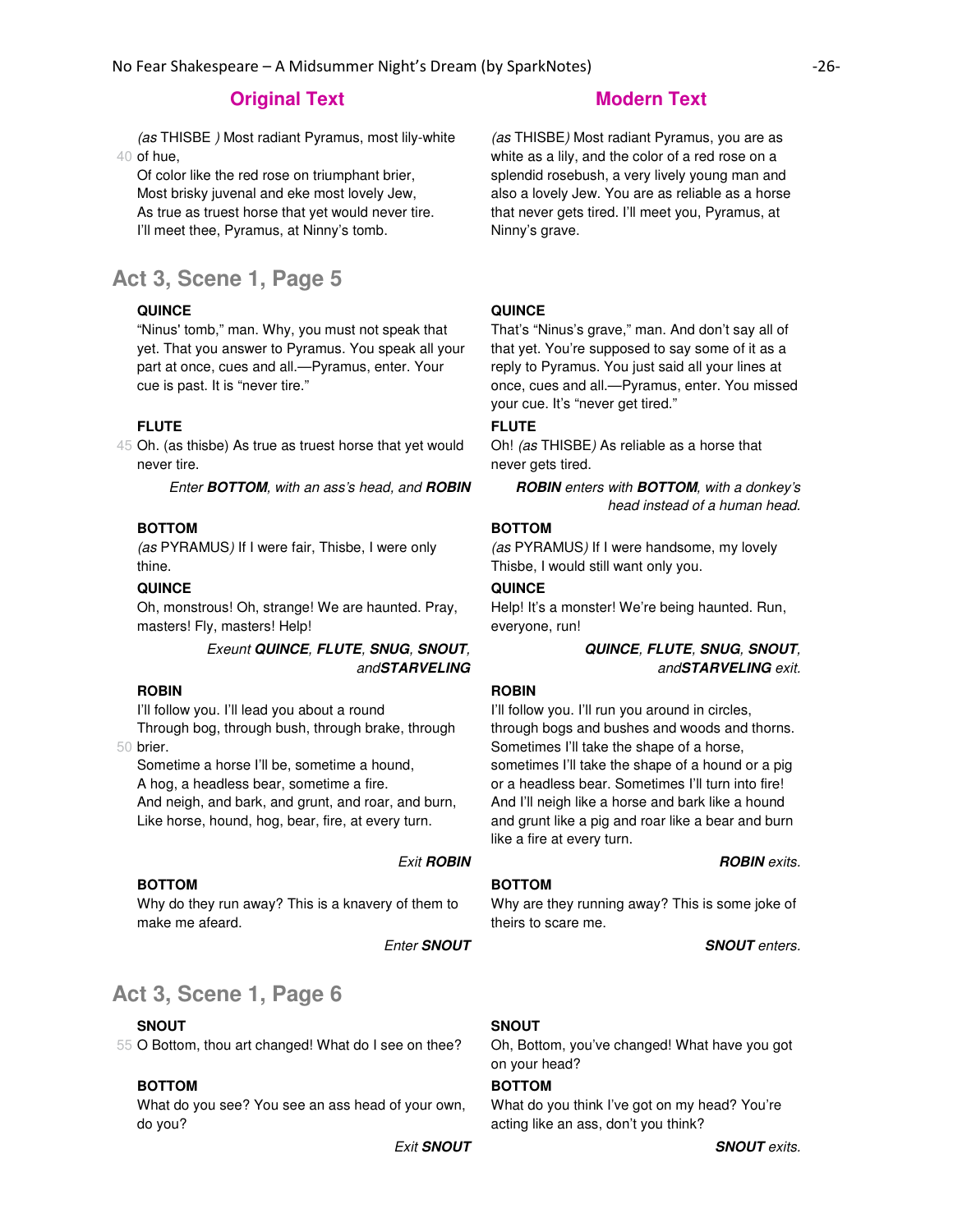| Original Text | Modern Text |
| --- | --- |
| *(as* THISBE *)* Most radiant Pyramus, most lily-white 40 of hue, Of color like the red rose on triumphant brier, Most brisky juvenal and eke most lovely Jew, As true as truest horse that yet would never tire. I'll meet thee, Pyramus, at Ninny's tomb. | *(as* THISBE*)* Most radiant Pyramus, you are as white as a lily, and the color of a red rose on a splendid rosebush, a very lively young man and also a lovely Jew. You are as reliable as a horse that never gets tired. I'll meet you, Pyramus, at Ninny's grave. |

## Act 3, Scene 1, Page 5

| Original Text | Modern Text |
| --- | --- |
| **QUINCE** "Ninus' tomb," man. Why, you must not speak that yet. That you answer to Pyramus. You speak all your part at once, cues and all.—Pyramus, enter. Your cue is past. It is "never tire." | **QUINCE** That's "Ninus's grave," man. And don't say all of that yet. You're supposed to say some of it as a reply to Pyramus. You just said all your lines at once, cues and all.—Pyramus, enter. You missed your cue. It's "never get tired." |
| **FLUTE** 45 Oh. (as thisbe) As true as truest horse that yet would never tire. | **FLUTE** Oh! *(as* THISBE*)* As reliable as a horse that never gets tired. |
| *Enter **BOTTOM**, with an ass's head, and **ROBIN*** | ***ROBIN** enters with **BOTTOM**, with a donkey's head instead of a human head.* |
| **BOTTOM** *(as* PYRAMUS*)* If I were fair, Thisbe, I were only thine. | **BOTTOM** *(as* PYRAMUS*)* If I were handsome, my lovely Thisbe, I would still want only you. |
| **QUINCE** Oh, monstrous! Oh, strange! We are haunted. Pray, masters! Fly, masters! Help! | **QUINCE** Help! It's a monster! We're being haunted. Run, everyone, run! |
| *Exeunt **QUINCE**, **FLUTE**, **SNUG**, **SNOUT**, and**STARVELING*** | ***QUINCE**, **FLUTE**, **SNUG**, **SNOUT**, and**STARVELING** exit.* |
| **ROBIN** I'll follow you. I'll lead you about a round Through bog, through bush, through brake, through 50 brier. Sometime a horse I'll be, sometime a hound, A hog, a headless bear, sometime a fire. And neigh, and bark, and grunt, and roar, and burn, Like horse, hound, hog, bear, fire, at every turn. | **ROBIN** I'll follow you. I'll run you around in circles, through bogs and bushes and woods and thorns. Sometimes I'll take the shape of a horse, sometimes I'll take the shape of a hound or a pig or a headless bear. Sometimes I'll turn into fire! And I'll neigh like a horse and bark like a hound and grunt like a pig and roar like a bear and burn like a fire at every turn. |
| *Exit **ROBIN*** | ***ROBIN** exits.* |
| **BOTTOM** Why do they run away? This is a knavery of them to make me afeard. | **BOTTOM** Why are they running away? This is some joke of theirs to scare me. |
| *Enter **SNOUT*** | ***SNOUT** enters.* |

## Act 3, Scene 1, Page 6

| Original Text | Modern Text |
| --- | --- |
| **SNOUT** 55 O Bottom, thou art changed! What do I see on thee? | **SNOUT** Oh, Bottom, you've changed! What have you got on your head? |
| **BOTTOM** What do you see? You see an ass head of your own, do you? | **BOTTOM** What do you think I've got on my head? You're acting like an ass, don't you think? |
| *Exit **SNOUT*** | ***SNOUT** exits.* |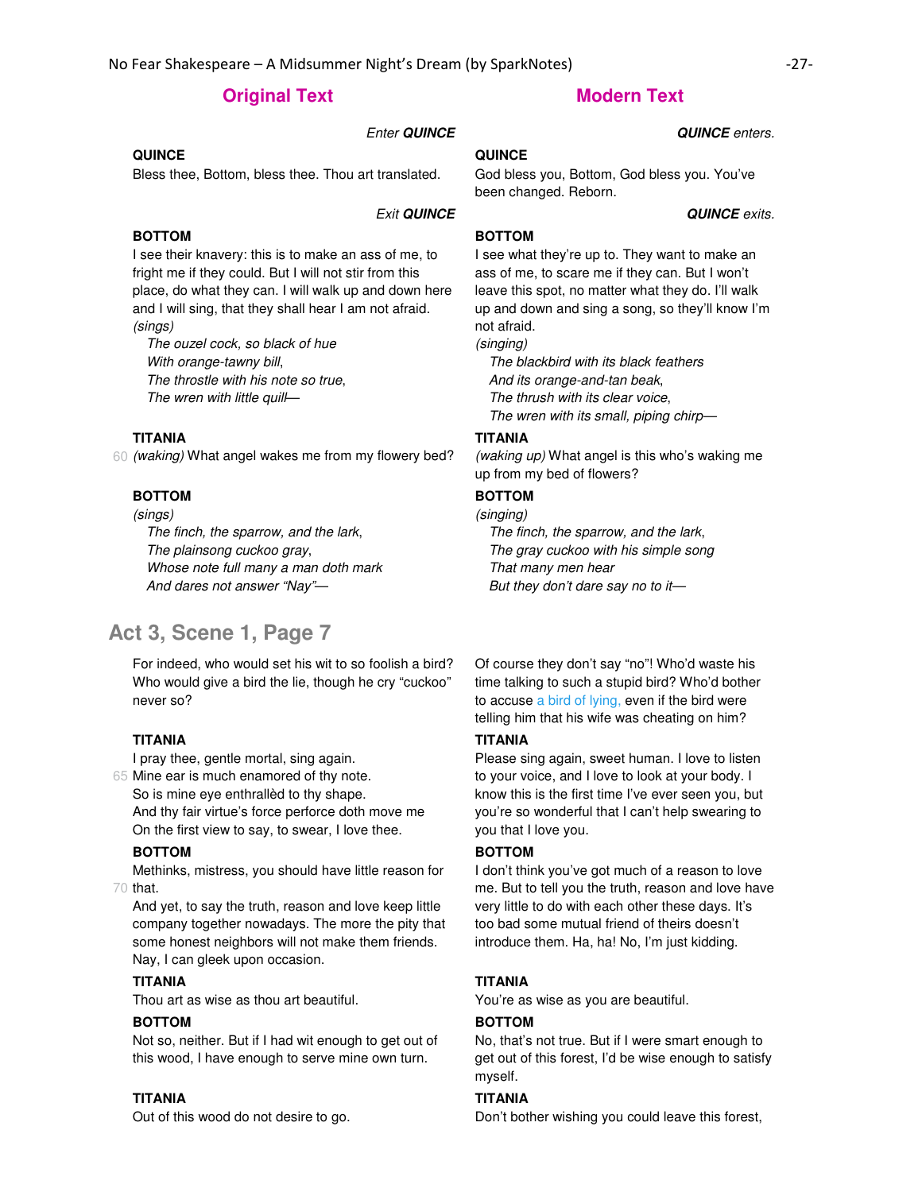| Original Text | Modern Text |
| --- | --- |
| *Enter* ***QUINCE*** | ***QUINCE*** *enters.* |
| **QUINCE**<br>Bless thee, Bottom, bless thee. Thou art translated. | **QUINCE**<br>God bless you, Bottom, God bless you. You've been changed. Reborn. |
| *Exit* ***QUINCE*** | ***QUINCE*** *exits.* |
| **BOTTOM**<br>I see their knavery: this is to make an ass of me, to fright me if they could. But I will not stir from this place, do what they can. I will walk up and down here and I will sing, that they shall hear I am not afraid.<br>*(sings)*<br>*The ouzel cock, so black of hue*<br>*With orange-tawny bill,*<br>*The throstle with his note so true,*<br>*The wren with little quill—* | **BOTTOM**<br>I see what they're up to. They want to make an ass of me, to scare me if they can. But I won't leave this spot, no matter what they do. I'll walk up and down and sing a song, so they'll know I'm not afraid.<br>*(singing)*<br>*The blackbird with its black feathers*<br>*And its orange-and-tan beak,*<br>*The thrush with its clear voice,*<br>*The wren with its small, piping chirp—* |
| **TITANIA**<br>60 *(waking)* What angel wakes me from my flowery bed? | **TITANIA**<br>*(waking up)* What angel is this who's waking me up from my bed of flowers? |
| **BOTTOM**<br>*(sings)*<br>*The finch, the sparrow, and the lark,*<br>*The plainsong cuckoo gray,*<br>*Whose note full many a man doth mark*<br>*And dares not answer "Nay"—* | **BOTTOM**<br>*(singing)*<br>*The finch, the sparrow, and the lark,*<br>*The gray cuckoo with his simple song*<br>*That many men hear*<br>*But they don't dare say no to it—* |

## Act 3, Scene 1, Page 7

| Original Text | Modern Text |
| --- | --- |
| For indeed, who would set his wit to so foolish a bird? Who would give a bird the lie, though he cry "cuckoo" never so? | Of course they don't say "no"! Who'd waste his time talking to such a stupid bird? Who'd bother to accuse a bird of lying, even if the bird were telling him that his wife was cheating on him? |
| **TITANIA**<br>I pray thee, gentle mortal, sing again.<br>65 Mine ear is much enamored of thy note.<br>So is mine eye enthrallèd to thy shape.<br>And thy fair virtue's force perforce doth move me<br>On the first view to say, to swear, I love thee. | **TITANIA**<br>Please sing again, sweet human. I love to listen to your voice, and I love to look at your body. I know this is the first time I've ever seen you, but you're so wonderful that I can't help swearing to you that I love you. |
| **BOTTOM**<br>Methinks, mistress, you should have little reason for<br>70 that.<br>And yet, to say the truth, reason and love keep little company together nowadays. The more the pity that some honest neighbors will not make them friends. Nay, I can gleek upon occasion. | **BOTTOM**<br>I don't think you've got much of a reason to love me. But to tell you the truth, reason and love have very little to do with each other these days. It's too bad some mutual friend of theirs doesn't introduce them. Ha, ha! No, I'm just kidding. |
| **TITANIA**<br>Thou art as wise as thou art beautiful. | **TITANIA**<br>You're as wise as you are beautiful. |
| **BOTTOM**<br>Not so, neither. But if I had wit enough to get out of this wood, I have enough to serve mine own turn. | **BOTTOM**<br>No, that's not true. But if I were smart enough to get out of this forest, I'd be wise enough to satisfy myself. |
| **TITANIA**<br>Out of this wood do not desire to go. | **TITANIA**<br>Don't bother wishing you could leave this forest, |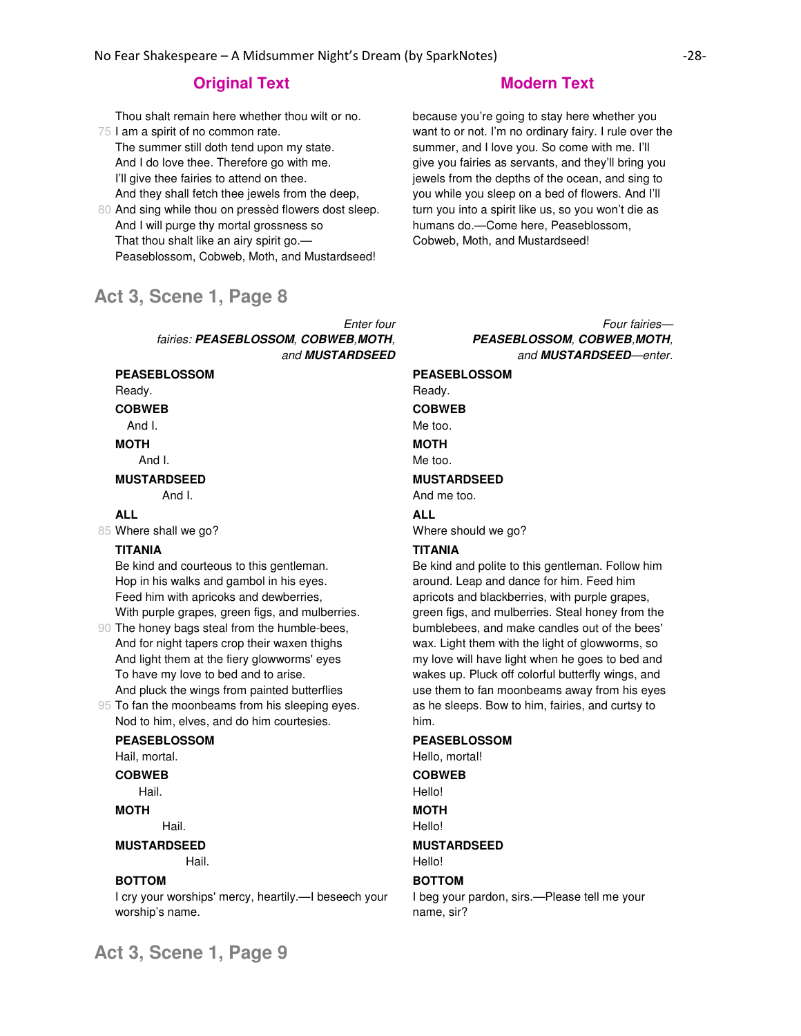| Original Text | Modern Text |
|---|---|
| Thou shalt remain here whether thou wilt or no.<br>75 I am a spirit of no common rate.<br>The summer still doth tend upon my state.<br>And I do love thee. Therefore go with me.<br>I'll give thee fairies to attend on thee.<br>And they shall fetch thee jewels from the deep,<br>80 And sing while thou on pressèd flowers dost sleep.<br>And I will purge thy mortal grossness so<br>That thou shalt like an airy spirit go.—<br>Peaseblossom, Cobweb, Moth, and Mustardseed! | because you're going to stay here whether you want to or not. I'm no ordinary fairy. I rule over the summer, and I love you. So come with me. I'll give you fairies as servants, and they'll bring you jewels from the depths of the ocean, and sing to you while you sleep on a bed of flowers. And I'll turn you into a spirit like us, so you won't die as humans do.—Come here, Peaseblossom, Cobweb, Moth, and Mustardseed! |

## Act 3, Scene 1, Page 8

| Original Text | Modern Text |
|---|---|
| *Enter four fairies:* ***PEASEBLOSSOM, COBWEB, MOTH,*** *and* ***MUSTARDSEED*** | *Four fairies—* ***PEASEBLOSSOM, COBWEB, MOTH,*** *and* ***MUSTARDSEED****—enter.* |
| **PEASEBLOSSOM**<br>Ready. | **PEASEBLOSSOM**<br>Ready. |
| **COBWEB**<br>And I. | **COBWEB**<br>Me too. |
| **MOTH**<br>And I. | **MOTH**<br>Me too. |
| **MUSTARDSEED**<br>And I. | **MUSTARDSEED**<br>And me too. |
| **ALL**<br>85 Where shall we go? | **ALL**<br>Where should we go? |
| **TITANIA**<br>Be kind and courteous to this gentleman.<br>Hop in his walks and gambol in his eyes.<br>Feed him with apricocks and dewberries,<br>With purple grapes, green figs, and mulberries.<br>90 The honey bags steal from the humble-bees,<br>And for night tapers crop their waxen thighs<br>And light them at the fiery glowworms' eyes<br>To have my love to bed and to arise.<br>And pluck the wings from painted butterflies<br>95 To fan the moonbeams from his sleeping eyes.<br>Nod to him, elves, and do him courtesies. | **TITANIA**<br>Be kind and polite to this gentleman. Follow him around. Leap and dance for him. Feed him apricots and blackberries, with purple grapes, green figs, and mulberries. Steal honey from the bumblebees, and make candles out of the bees' wax. Light them with the light of glowworms, so my love will have light when he goes to bed and wakes up. Pluck off colorful butterfly wings, and use them to fan moonbeams away from his eyes as he sleeps. Bow to him, fairies, and curtsy to him. |
| **PEASEBLOSSOM**<br>Hail, mortal. | **PEASEBLOSSOM**<br>Hello, mortal! |
| **COBWEB**<br>Hail. | **COBWEB**<br>Hello! |
| **MOTH**<br>Hail. | **MOTH**<br>Hello! |
| **MUSTARDSEED**<br>Hail. | **MUSTARDSEED**<br>Hello! |
| **BOTTOM**<br>I cry your worships' mercy, heartily.—I beseech your worship's name. | **BOTTOM**<br>I beg your pardon, sirs.—Please tell me your name, sir? |

## Act 3, Scene 1, Page 9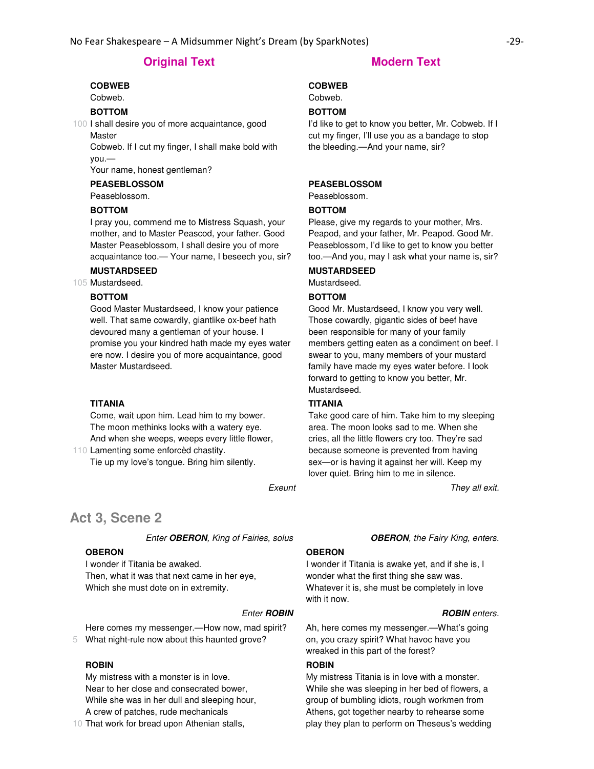| Original Text | Modern Text |
| --- | --- |
| **COBWEB**<br>Cobweb. | **COBWEB**<br>Cobweb. |
| **BOTTOM**<br>100 I shall desire you of more acquaintance, good Master<br>Cobweb. If I cut my finger, I shall make bold with you.—<br>Your name, honest gentleman? | **BOTTOM**<br>I'd like to get to know you better, Mr. Cobweb. If I cut my finger, I'll use you as a bandage to stop the bleeding.—And your name, sir? |
| **PEASEBLOSSOM**<br>Peaseblossom. | **PEASEBLOSSOM**<br>Peaseblossom. |
| **BOTTOM**<br>I pray you, commend me to Mistress Squash, your mother, and to Master Peascod, your father. Good Master Peaseblossom, I shall desire you of more acquaintance too.— Your name, I beseech you, sir? | **BOTTOM**<br>Please, give my regards to your mother, Mrs. Peapod, and your father, Mr. Peapod. Good Mr. Peaseblossom, I'd like to get to know you better too.—And you, may I ask what your name is, sir? |
| **MUSTARDSEED**<br>105 Mustardseed. | **MUSTARDSEED**<br>Mustardseed. |
| **BOTTOM**<br>Good Master Mustardseed, I know your patience well. That same cowardly, giantlike ox-beef hath devoured many a gentleman of your house. I promise you your kindred hath made my eyes water ere now. I desire you of more acquaintance, good Master Mustardseed. | **BOTTOM**<br>Good Mr. Mustardseed, I know you very well. Those cowardly, gigantic sides of beef have been responsible for many of your family members getting eaten as a condiment on beef. I swear to you, many members of your mustard family have made my eyes water before. I look forward to getting to know you better, Mr. Mustardseed. |
| **TITANIA**<br>Come, wait upon him. Lead him to my bower.<br>The moon methinks looks with a watery eye.<br>And when she weeps, weeps every little flower,<br>110 Lamenting some enforcèd chastity.<br>Tie up my love's tongue. Bring him silently.<br>*Exeunt* | **TITANIA**<br>Take good care of him. Take him to my sleeping area. The moon looks sad to me. When she cries, all the little flowers cry too. They're sad because someone is prevented from having sex—or is having it against her will. Keep my lover quiet. Bring him to me in silence.<br>*They all exit.* |

## Act 3, Scene 2

| Original Text | Modern Text |
| --- | --- |
| *Enter **OBERON**, King of Fairies, solus* | ***OBERON**, the Fairy King, enters.* |
| **OBERON**<br>I wonder if Titania be awaked.<br>Then, what it was that next came in her eye,<br>Which she must dote on in extremity. | **OBERON**<br>I wonder if Titania is awake yet, and if she is, I wonder what the first thing she saw was. Whatever it is, she must be completely in love with it now. |
| *Enter **ROBIN*** | ***ROBIN** enters.* |
| Here comes my messenger.—How now, mad spirit?<br>5 What night-rule now about this haunted grove? | Ah, here comes my messenger.—What's going on, you crazy spirit? What havoc have you wreaked in this part of the forest? |
| **ROBIN**<br>My mistress with a monster is in love.<br>Near to her close and consecrated bower,<br>While she was in her dull and sleeping hour,<br>A crew of patches, rude mechanicals<br>10 That work for bread upon Athenian stalls, | **ROBIN**<br>My mistress Titania is in love with a monster. While she was sleeping in her bed of flowers, a group of bumbling idiots, rough workmen from Athens, got together nearby to rehearse some play they plan to perform on Theseus's wedding |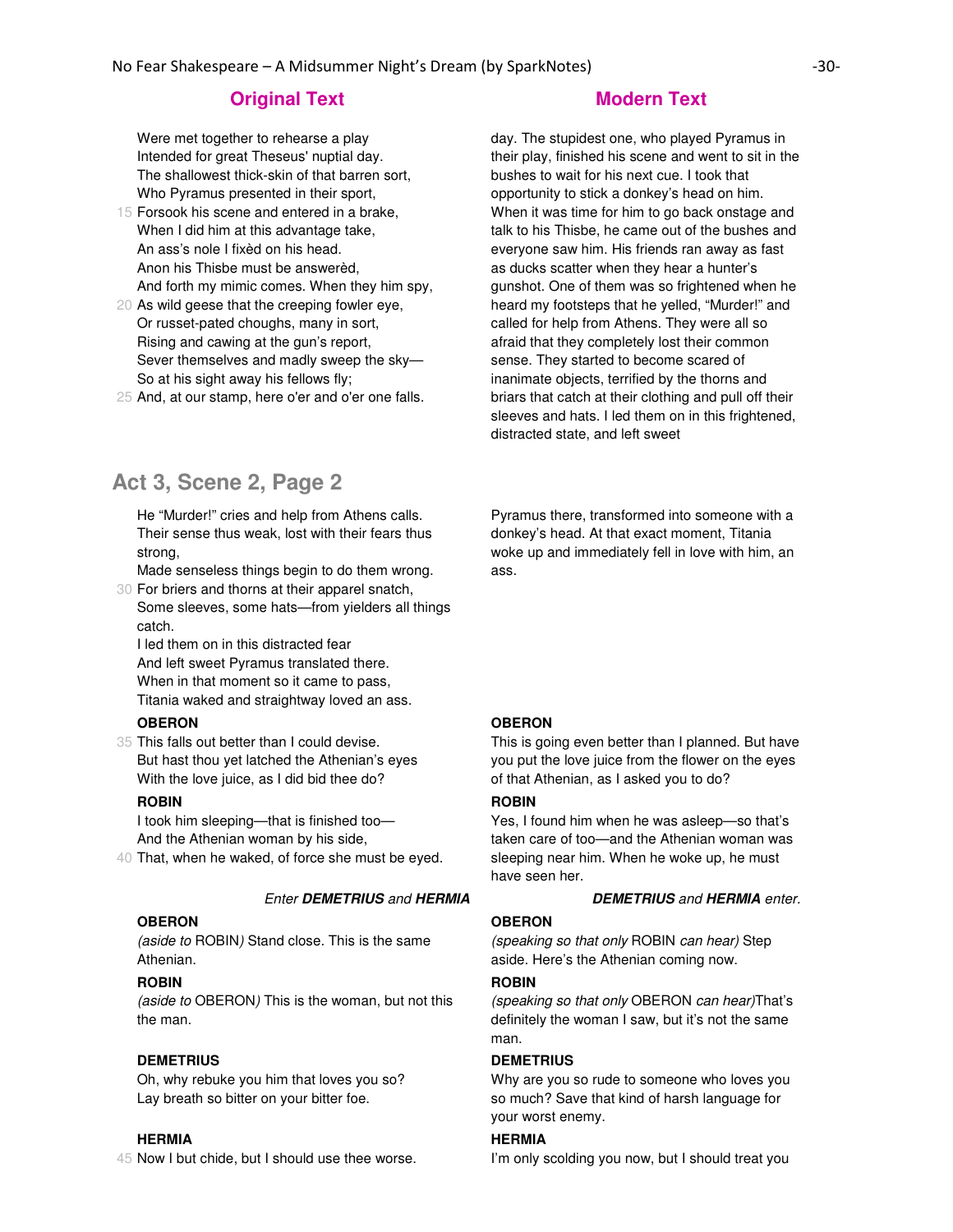| Original Text | Modern Text |
| --- | --- |
| Were met together to rehearse a play<br>Intended for great Theseus' nuptial day.<br>The shallowest thick-skin of that barren sort,<br>Who Pyramus presented in their sport,<br>15 Forsook his scene and entered in a brake,<br>When I did him at this advantage take,<br>An ass's nole I fixèd on his head.<br>Anon his Thisbe must be answerèd,<br>And forth my mimic comes. When they him spy,<br>20 As wild geese that the creeping fowler eye,<br>Or russet-pated choughs, many in sort,<br>Rising and cawing at the gun's report,<br>Sever themselves and madly sweep the sky—<br>So at his sight away his fellows fly;<br>25 And, at our stamp, here o'er and o'er one falls. | day. The stupidest one, who played Pyramus in their play, finished his scene and went to sit in the bushes to wait for his next cue. I took that opportunity to stick a donkey's head on him. When it was time for him to go back onstage and talk to his Thisbe, he came out of the bushes and everyone saw him. His friends ran away as fast as ducks scatter when they hear a hunter's gunshot. One of them was so frightened when he heard my footsteps that he yelled, "Murder!" and called for help from Athens. They were all so afraid that they completely lost their common sense. They started to become scared of inanimate objects, terrified by the thorns and briars that catch at their clothing and pull off their sleeves and hats. I led them on in this frightened, distracted state, and left sweet |

## Act 3, Scene 2, Page 2

| Original Text | Modern Text |
| --- | --- |
| He "Murder!" cries and help from Athens calls.<br>Their sense thus weak, lost with their fears thus strong,<br>Made senseless things begin to do them wrong.<br>30 For briers and thorns at their apparel snatch,<br>Some sleeves, some hats—from yielders all things catch.<br>I led them on in this distracted fear<br>And left sweet Pyramus translated there.<br>When in that moment so it came to pass,<br>Titania waked and straightway loved an ass. | Pyramus there, transformed into someone with a donkey's head. At that exact moment, Titania woke up and immediately fell in love with him, an ass. |
| **OBERON**<br>35 This falls out better than I could devise.<br>But hast thou yet latched the Athenian's eyes<br>With the love juice, as I did bid thee do? | **OBERON**<br>This is going even better than I planned. But have you put the love juice from the flower on the eyes of that Athenian, as I asked you to do? |
| **ROBIN**<br>I took him sleeping—that is finished too—<br>And the Athenian woman by his side,<br>40 That, when he waked, of force she must be eyed. | **ROBIN**<br>Yes, I found him when he was asleep—so that's taken care of too—and the Athenian woman was sleeping near him. When he woke up, he must have seen her. |
| *Enter* ***DEMETRIUS*** *and* ***HERMIA*** | ***DEMETRIUS*** *and* ***HERMIA*** *enter.* |
| **OBERON**<br>*(aside to* ROBIN*)* Stand close. This is the same Athenian. | **OBERON**<br>*(speaking so that only* ROBIN *can hear)* Step aside. Here's the Athenian coming now. |
| **ROBIN**<br>*(aside to* OBERON*)* This is the woman, but not this the man. | **ROBIN**<br>*(speaking so that only* OBERON *can hear)*That's definitely the woman I saw, but it's not the same man. |
| **DEMETRIUS**<br>Oh, why rebuke you him that loves you so?<br>Lay breath so bitter on your bitter foe. | **DEMETRIUS**<br>Why are you so rude to someone who loves you so much? Save that kind of harsh language for your worst enemy. |
| **HERMIA**<br>45 Now I but chide, but I should use thee worse. | **HERMIA**<br>I'm only scolding you now, but I should treat you |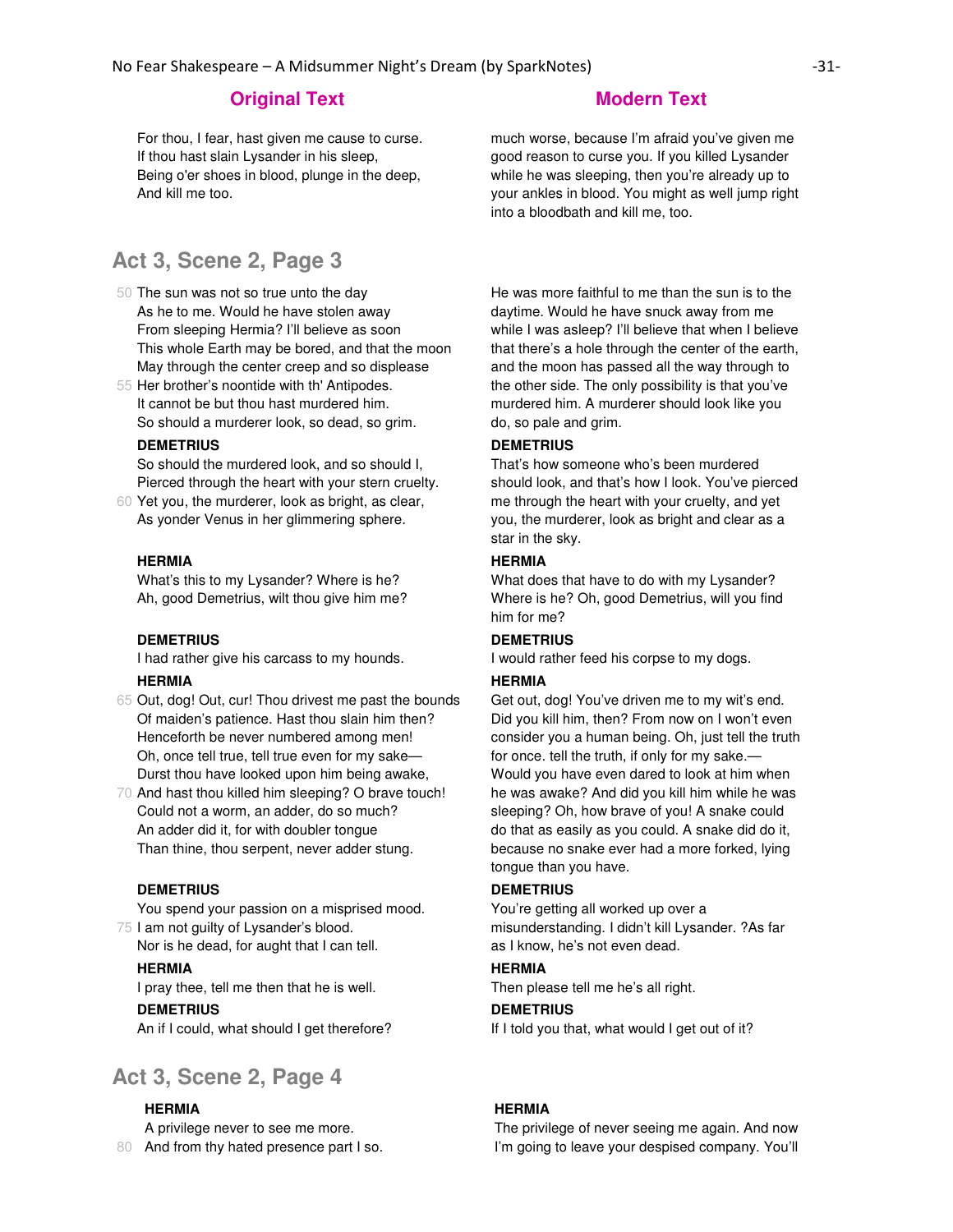| Original Text | Modern Text |
|---|---|
| For thou, I fear, hast given me cause to curse.<br>If thou hast slain Lysander in his sleep,<br>Being o'er shoes in blood, plunge in the deep,<br>And kill me too. | much worse, because I'm afraid you've given me good reason to curse you. If you killed Lysander while he was sleeping, then you're already up to your ankles in blood. You might as well jump right into a bloodbath and kill me, too. |

## Act 3, Scene 2, Page 3

| Original Text | Modern Text |
|---|---|
| 50 The sun was not so true unto the day<br>As he to me. Would he have stolen away<br>From sleeping Hermia? I'll believe as soon<br>This whole Earth may be bored, and that the moon<br>May through the center creep and so displease<br>55 Her brother's noontide with th' Antipodes.<br>It cannot be but thou hast murdered him.<br>So should a murderer look, so dead, so grim. | He was more faithful to me than the sun is to the daytime. Would he have snuck away from me while I was asleep? I'll believe that when I believe that there's a hole through the center of the earth, and the moon has passed all the way through to the other side. The only possibility is that you've murdered him. A murderer should look like you do, so pale and grim. |
| **DEMETRIUS**<br>So should the murdered look, and so should I,<br>Pierced through the heart with your stern cruelty.<br>60 Yet you, the murderer, look as bright, as clear,<br>As yonder Venus in her glimmering sphere. | **DEMETRIUS**<br>That's how someone who's been murdered should look, and that's how I look. You've pierced me through the heart with your cruelty, and yet you, the murderer, look as bright and clear as a star in the sky. |
| **HERMIA**<br>What's this to my Lysander? Where is he?<br>Ah, good Demetrius, wilt thou give him me? | **HERMIA**<br>What does that have to do with my Lysander? Where is he? Oh, good Demetrius, will you find him for me? |
| **DEMETRIUS**<br>I had rather give his carcass to my hounds. | **DEMETRIUS**<br>I would rather feed his corpse to my dogs. |
| **HERMIA**<br>65 Out, dog! Out, cur! Thou drivest me past the bounds<br>Of maiden's patience. Hast thou slain him then?<br>Henceforth be never numbered among men!<br>Oh, once tell true, tell true even for my sake—<br>Durst thou have looked upon him being awake,<br>70 And hast thou killed him sleeping? O brave touch!<br>Could not a worm, an adder, do so much?<br>An adder did it, for with doubler tongue<br>Than thine, thou serpent, never adder stung. | **HERMIA**<br>Get out, dog! You've driven me to my wit's end. Did you kill him, then? From now on I won't even consider you a human being. Oh, just tell the truth for once. tell the truth, if only for my sake.—Would you have even dared to look at him when he was awake? And did you kill him while he was sleeping? Oh, how brave of you! A snake could do that as easily as you could. A snake did do it, because no snake ever had a more forked, lying tongue than you have. |
| **DEMETRIUS**<br>You spend your passion on a misprised mood.<br>75 I am not guilty of Lysander's blood.<br>Nor is he dead, for aught that I can tell. | **DEMETRIUS**<br>You're getting all worked up over a misunderstanding. I didn't kill Lysander. ?As far as I know, he's not even dead. |
| **HERMIA**<br>I pray thee, tell me then that he is well. | **HERMIA**<br>Then please tell me he's all right. |
| **DEMETRIUS**<br>An if I could, what should I get therefore? | **DEMETRIUS**<br>If I told you that, what would I get out of it? |

## Act 3, Scene 2, Page 4

| Original Text | Modern Text |
|---|---|
| **HERMIA**<br>A privilege never to see me more.<br>80 And from thy hated presence part I so. | **HERMIA**<br>The privilege of never seeing me again. And now I'm going to leave your despised company. You'll |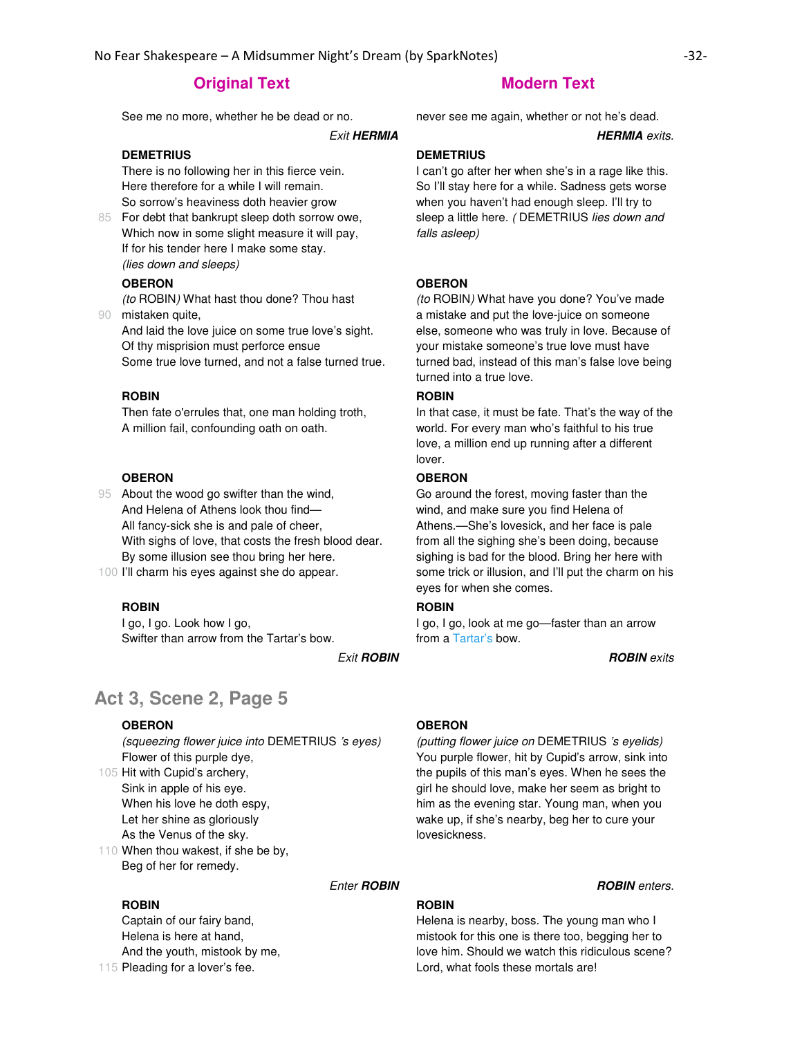| Original Text | Modern Text |
| --- | --- |
| See me no more, whether he be dead or no. | never see me again, whether or not he's dead. |
| *Exit* ***HERMIA*** | ***HERMIA*** *exits.* |
| **DEMETRIUS**<br>There is no following her in this fierce vein.<br>Here therefore for a while I will remain.<br>So sorrow's heaviness doth heavier grow<br>85 For debt that bankrupt sleep doth sorrow owe,<br>Which now in some slight measure it will pay,<br>If for his tender here I make some stay.<br>*(lies down and sleeps)* | **DEMETRIUS**<br>I can't go after her when she's in a rage like this. So I'll stay here for a while. Sadness gets worse when you haven't had enough sleep. I'll try to sleep a little here. *(* DEMETRIUS *lies down and falls asleep)* |
| **OBERON**<br>*(to* ROBIN*)* What hast thou done? Thou hast<br>90 mistaken quite,<br>And laid the love juice on some true love's sight.<br>Of thy misprision must perforce ensue<br>Some true love turned, and not a false turned true. | **OBERON**<br>*(to* ROBIN*)* What have you done? You've made a mistake and put the love-juice on someone else, someone who was truly in love. Because of your mistake someone's true love must have turned bad, instead of this man's false love being turned into a true love. |
| **ROBIN**<br>Then fate o'errules that, one man holding troth,<br>A million fail, confounding oath on oath. | **ROBIN**<br>In that case, it must be fate. That's the way of the world. For every man who's faithful to his true love, a million end up running after a different lover. |
| **OBERON**<br>95 About the wood go swifter than the wind,<br>And Helena of Athens look thou find—<br>All fancy-sick she is and pale of cheer,<br>With sighs of love, that costs the fresh blood dear.<br>By some illusion see thou bring her here.<br>100 I'll charm his eyes against she do appear. | **OBERON**<br>Go around the forest, moving faster than the wind, and make sure you find Helena of Athens.—She's lovesick, and her face is pale from all the sighing she's been doing, because sighing is bad for the blood. Bring her here with some trick or illusion, and I'll put the charm on his eyes for when she comes. |
| **ROBIN**<br>I go, I go. Look how I go,<br>Swifter than arrow from the Tartar's bow. | **ROBIN**<br>I go, I go, look at me go—faster than an arrow from a Tartar's bow. |
| *Exit* ***ROBIN*** | ***ROBIN*** *exits* |

## Act 3, Scene 2, Page 5

| Original Text | Modern Text |
| --- | --- |
| **OBERON**<br>*(squeezing flower juice into* DEMETRIUS *'s eyes)*<br>Flower of this purple dye,<br>105 Hit with Cupid's archery,<br>Sink in apple of his eye.<br>When his love he doth espy,<br>Let her shine as gloriously<br>As the Venus of the sky.<br>110 When thou wakest, if she be by,<br>Beg of her for remedy. | **OBERON**<br>*(putting flower juice on* DEMETRIUS *'s eyelids)*<br>You purple flower, hit by Cupid's arrow, sink into the pupils of this man's eyes. When he sees the girl he should love, make her seem as bright to him as the evening star. Young man, when you wake up, if she's nearby, beg her to cure your lovesickness. |
| *Enter* ***ROBIN*** | ***ROBIN*** *enters.* |
| **ROBIN**<br>Captain of our fairy band,<br>Helena is here at hand,<br>And the youth, mistook by me,<br>115 Pleading for a lover's fee. | **ROBIN**<br>Helena is nearby, boss. The young man who I mistook for this one is there too, begging her to love him. Should we watch this ridiculous scene? Lord, what fools these mortals are! |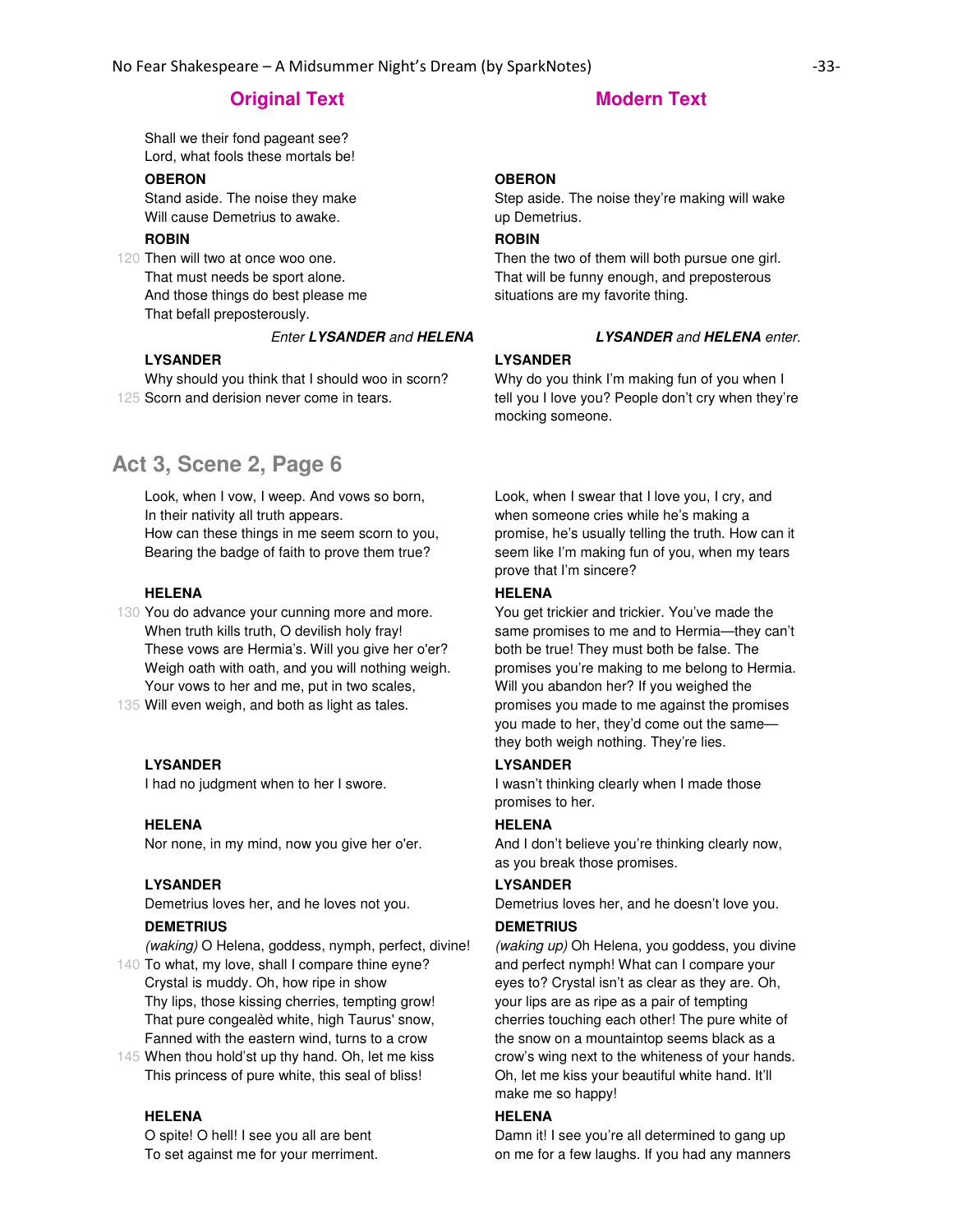| Original Text | Modern Text |
| --- | --- |
| Shall we their fond pageant see?<br>Lord, what fools these mortals be! | |
| **OBERON**<br>Stand aside. The noise they make<br>Will cause Demetrius to awake. | **OBERON**<br>Step aside. The noise they're making will wake up Demetrius. |
| **ROBIN**<br>120 Then will two at once woo one.<br>That must needs be sport alone.<br>And those things do best please me<br>That befall preposterously. | **ROBIN**<br>Then the two of them will both pursue one girl. That will be funny enough, and preposterous situations are my favorite thing. |
| *Enter **LYSANDER** and **HELENA*** | ***LYSANDER** and **HELENA** enter.* |
| **LYSANDER**<br>Why should you think that I should woo in scorn?<br>125 Scorn and derision never come in tears. | **LYSANDER**<br>Why do you think I'm making fun of you when I tell you I love you? People don't cry when they're mocking someone. |

## Act 3, Scene 2, Page 6

| Original Text | Modern Text |
| --- | --- |
| Look, when I vow, I weep. And vows so born,<br>In their nativity all truth appears.<br>How can these things in me seem scorn to you,<br>Bearing the badge of faith to prove them true? | Look, when I swear that I love you, I cry, and when someone cries while he's making a promise, he's usually telling the truth. How can it seem like I'm making fun of you, when my tears prove that I'm sincere? |
| **HELENA**<br>130 You do advance your cunning more and more.<br>When truth kills truth, O devilish holy fray!<br>These vows are Hermia's. Will you give her o'er?<br>Weigh oath with oath, and you will nothing weigh.<br>Your vows to her and me, put in two scales,<br>135 Will even weigh, and both as light as tales. | **HELENA**<br>You get trickier and trickier. You've made the same promises to me and to Hermia—they can't both be true! They must both be false. The promises you're making to me belong to Hermia. Will you abandon her? If you weighed the promises you made to me against the promises you made to her, they'd come out the same—they both weigh nothing. They're lies. |
| **LYSANDER**<br>I had no judgment when to her I swore. | **LYSANDER**<br>I wasn't thinking clearly when I made those promises to her. |
| **HELENA**<br>Nor none, in my mind, now you give her o'er. | **HELENA**<br>And I don't believe you're thinking clearly now, as you break those promises. |
| **LYSANDER**<br>Demetrius loves her, and he loves not you. | **LYSANDER**<br>Demetrius loves her, and he doesn't love you. |
| **DEMETRIUS**<br>*(waking)* O Helena, goddess, nymph, perfect, divine!<br>140 To what, my love, shall I compare thine eyne?<br>Crystal is muddy. Oh, how ripe in show<br>Thy lips, those kissing cherries, tempting grow!<br>That pure congealèd white, high Taurus' snow,<br>Fanned with the eastern wind, turns to a crow<br>145 When thou hold'st up thy hand. Oh, let me kiss<br>This princess of pure white, this seal of bliss! | **DEMETRIUS**<br>*(waking up)* Oh Helena, you goddess, you divine and perfect nymph! What can I compare your eyes to? Crystal isn't as clear as they are. Oh, your lips are as ripe as a pair of tempting cherries touching each other! The pure white of the snow on a mountaintop seems black as a crow's wing next to the whiteness of your hands. Oh, let me kiss your beautiful white hand. It'll make me so happy! |
| **HELENA**<br>O spite! O hell! I see you all are bent<br>To set against me for your merriment. | **HELENA**<br>Damn it! I see you're all determined to gang up on me for a few laughs. If you had any manners |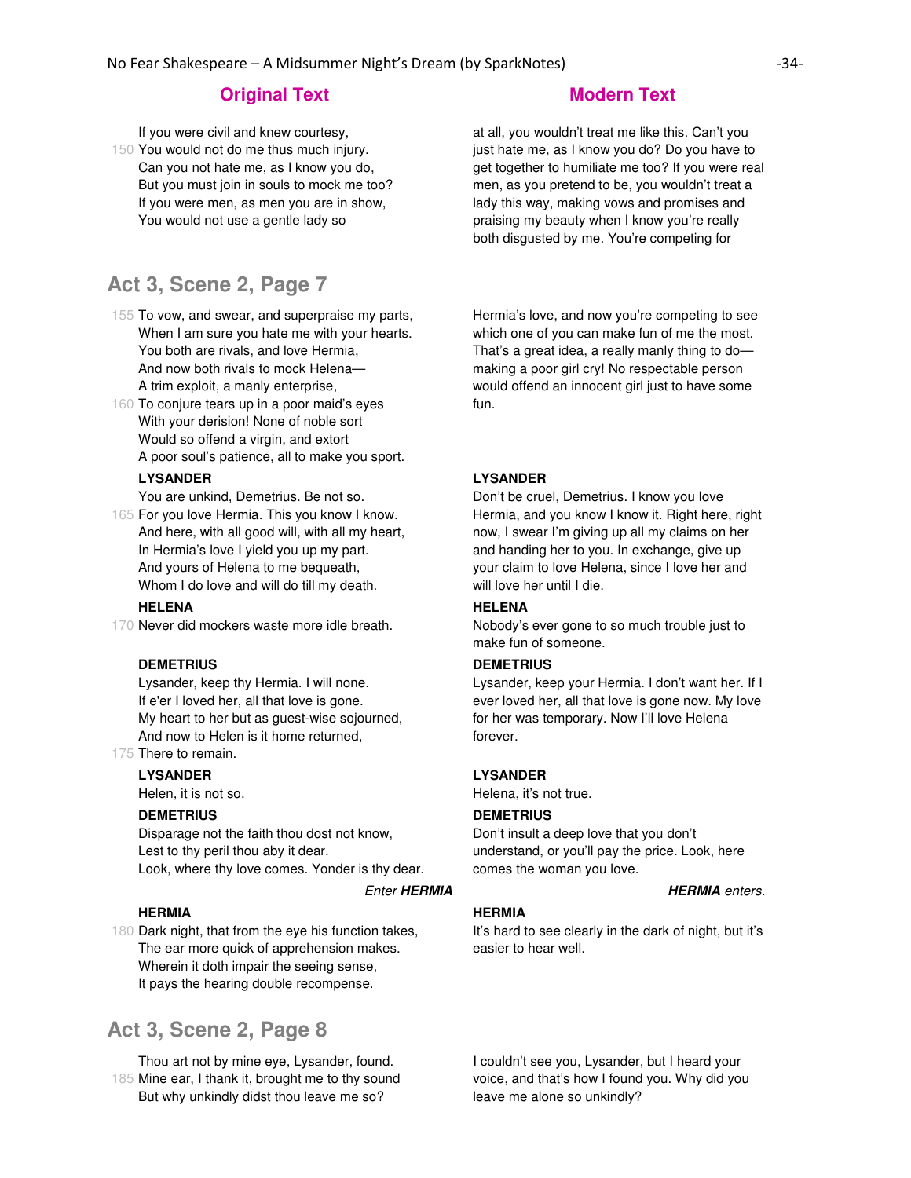| Original Text | Modern Text |
| --- | --- |
| If you were civil and knew courtesy,<br>150 You would not do me thus much injury.<br>Can you not hate me, as I know you do,<br>But you must join in souls to mock me too?<br>If you were men, as men you are in show,<br>You would not use a gentle lady so | at all, you wouldn't treat me like this. Can't you just hate me, as I know you do? Do you have to get together to humiliate me too? If you were real men, as you pretend to be, you wouldn't treat a lady this way, making vows and promises and praising my beauty when I know you're really both disgusted by me. You're competing for |

## Act 3, Scene 2, Page 7

| Original Text | Modern Text |
| --- | --- |
| 155 To vow, and swear, and superpraise my parts,<br>When I am sure you hate me with your hearts.<br>You both are rivals, and love Hermia,<br>And now both rivals to mock Helena—<br>A trim exploit, a manly enterprise,<br>160 To conjure tears up in a poor maid's eyes<br>With your derision! None of noble sort<br>Would so offend a virgin, and extort<br>A poor soul's patience, all to make you sport. | Hermia's love, and now you're competing to see which one of you can make fun of me the most. That's a great idea, a really manly thing to do—making a poor girl cry! No respectable person would offend an innocent girl just to have some fun. |
| **LYSANDER**<br>You are unkind, Demetrius. Be not so.<br>165 For you love Hermia. This you know I know.<br>And here, with all good will, with all my heart,<br>In Hermia's love I yield you up my part.<br>And yours of Helena to me bequeath,<br>Whom I do love and will do till my death. | **LYSANDER**<br>Don't be cruel, Demetrius. I know you love Hermia, and you know I know it. Right here, right now, I swear I'm giving up all my claims on her and handing her to you. In exchange, give up your claim to love Helena, since I love her and will love her until I die. |
| **HELENA**<br>170 Never did mockers waste more idle breath. | **HELENA**<br>Nobody's ever gone to so much trouble just to make fun of someone. |
| **DEMETRIUS**<br>Lysander, keep thy Hermia. I will none.<br>If e'er I loved her, all that love is gone.<br>My heart to her but as guest-wise sojourned,<br>And now to Helen is it home returned,<br>175 There to remain. | **DEMETRIUS**<br>Lysander, keep your Hermia. I don't want her. If I ever loved her, all that love is gone now. My love for her was temporary. Now I'll love Helena forever. |
| **LYSANDER**<br>Helen, it is not so. | **LYSANDER**<br>Helena, it's not true. |
| **DEMETRIUS**<br>Disparage not the faith thou dost not know,<br>Lest to thy peril thou aby it dear.<br>Look, where thy love comes. Yonder is thy dear. | **DEMETRIUS**<br>Don't insult a deep love that you don't understand, or you'll pay the price. Look, here comes the woman you love. |
| *Enter **HERMIA*** | ***HERMIA** enters.* |
| **HERMIA**<br>180 Dark night, that from the eye his function takes,<br>The ear more quick of apprehension makes.<br>Wherein it doth impair the seeing sense,<br>It pays the hearing double recompense. | **HERMIA**<br>It's hard to see clearly in the dark of night, but it's easier to hear well. |

## Act 3, Scene 2, Page 8

| Original Text | Modern Text |
| --- | --- |
| Thou art not by mine eye, Lysander, found.<br>185 Mine ear, I thank it, brought me to thy sound<br>But why unkindly didst thou leave me so? | I couldn't see you, Lysander, but I heard your voice, and that's how I found you. Why did you leave me alone so unkindly? |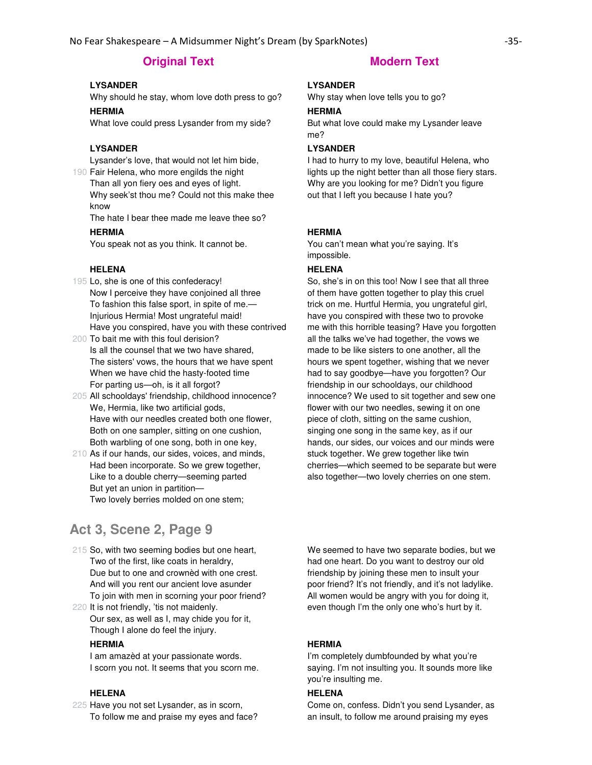| Original Text | Modern Text |
|---|---|
| **LYSANDER**<br>Why should he stay, whom love doth press to go? | **LYSANDER**<br>Why stay when love tells you to go? |
| **HERMIA**<br>What love could press Lysander from my side? | **HERMIA**<br>But what love could make my Lysander leave me? |
| **LYSANDER**<br>Lysander's love, that would not let him bide,<br>190 Fair Helena, who more engilds the night<br>Than all yon fiery oes and eyes of light.<br>Why seek'st thou me? Could not this make thee know<br>The hate I bear thee made me leave thee so? | **LYSANDER**<br>I had to hurry to my love, beautiful Helena, who lights up the night better than all those fiery stars. Why are you looking for me? Didn't you figure out that I left you because I hate you? |
| **HERMIA**<br>You speak not as you think. It cannot be. | **HERMIA**<br>You can't mean what you're saying. It's impossible. |
| **HELENA**<br>195 Lo, she is one of this confederacy!<br>Now I perceive they have conjoined all three<br>To fashion this false sport, in spite of me.—<br>Injurious Hermia! Most ungrateful maid!<br>Have you conspired, have you with these contrived<br>200 To bait me with this foul derision?<br>Is all the counsel that we two have shared,<br>The sisters' vows, the hours that we have spent<br>When we have chid the hasty-footed time<br>For parting us—oh, is it all forgot?<br>205 All schooldays' friendship, childhood innocence?<br>We, Hermia, like two artificial gods,<br>Have with our needles created both one flower,<br>Both on one sampler, sitting on one cushion,<br>Both warbling of one song, both in one key,<br>210 As if our hands, our sides, voices, and minds,<br>Had been incorporate. So we grew together,<br>Like to a double cherry—seeming parted<br>But yet an union in partition—<br>Two lovely berries molded on one stem; | **HELENA**<br>So, she's in on this too! Now I see that all three of them have gotten together to play this cruel trick on me. Hurtful Hermia, you ungrateful girl, have you conspired with these two to provoke me with this horrible teasing? Have you forgotten all the talks we've had together, the vows we made to be like sisters to one another, all the hours we spent together, wishing that we never had to say goodbye—have you forgotten? Our friendship in our schooldays, our childhood innocence? We used to sit together and sew one flower with our two needles, sewing it on one piece of cloth, sitting on the same cushion, singing one song in the same key, as if our hands, our sides, our voices and our minds were stuck together. We grew together like twin cherries—which seemed to be separate but were also together—two lovely cherries on one stem. |

## Act 3, Scene 2, Page 9

| Original Text | Modern Text |
|---|---|
| 215 So, with two seeming bodies but one heart,<br>Two of the first, like coats in heraldry,<br>Due but to one and crownèd with one crest.<br>And will you rent our ancient love asunder<br>To join with men in scorning your poor friend?<br>220 It is not friendly, 'tis not maidenly.<br>Our sex, as well as I, may chide you for it,<br>Though I alone do feel the injury. | We seemed to have two separate bodies, but we had one heart. Do you want to destroy our old friendship by joining these men to insult your poor friend? It's not friendly, and it's not ladylike. All women would be angry with you for doing it, even though I'm the only one who's hurt by it. |
| **HERMIA**<br>I am amazèd at your passionate words.<br>I scorn you not. It seems that you scorn me. | **HERMIA**<br>I'm completely dumbfounded by what you're saying. I'm not insulting you. It sounds more like you're insulting me. |
| **HELENA**<br>225 Have you not set Lysander, as in scorn,<br>To follow me and praise my eyes and face? | **HELENA**<br>Come on, confess. Didn't you send Lysander, as an insult, to follow me around praising my eyes |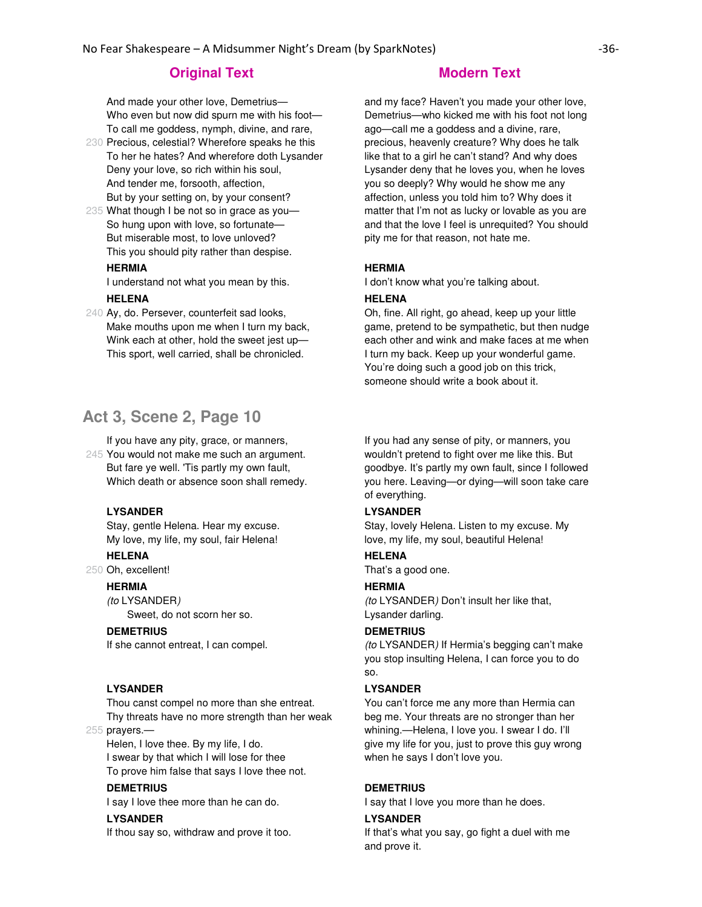| Original Text | Modern Text |
| --- | --- |
| And made your other love, Demetrius—<br>Who even but now did spurn me with his foot—<br>To call me goddess, nymph, divine, and rare,<br>230 Precious, celestial? Wherefore speaks he this<br>To her he hates? And wherefore doth Lysander<br>Deny your love, so rich within his soul,<br>And tender me, forsooth, affection,<br>But by your setting on, by your consent?<br>235 What though I be not so in grace as you—<br>So hung upon with love, so fortunate—<br>But miserable most, to love unloved?<br>This you should pity rather than despise. | and my face? Haven't you made your other love, Demetrius—who kicked me with his foot not long ago—call me a goddess and a divine, rare, precious, heavenly creature? Why does he talk like that to a girl he can't stand? And why does Lysander deny that he loves you, when he loves you so deeply? Why would he show me any affection, unless you told him to? Why does it matter that I'm not as lucky or lovable as you are and that the love I feel is unrequited? You should pity me for that reason, not hate me. |
| **HERMIA**<br>I understand not what you mean by this. | **HERMIA**<br>I don't know what you're talking about. |
| **HELENA**<br>240 Ay, do. Persever, counterfeit sad looks,<br>Make mouths upon me when I turn my back,<br>Wink each at other, hold the sweet jest up—<br>This sport, well carried, shall be chronicled. | **HELENA**<br>Oh, fine. All right, go ahead, keep up your little game, pretend to be sympathetic, but then nudge each other and wink and make faces at me when I turn my back. Keep up your wonderful game. You're doing such a good job on this trick, someone should write a book about it. |

## Act 3, Scene 2, Page 10

| Original Text | Modern Text |
| --- | --- |
| If you have any pity, grace, or manners,<br>245 You would not make me such an argument.<br>But fare ye well. 'Tis partly my own fault,<br>Which death or absence soon shall remedy. | If you had any sense of pity, or manners, you wouldn't pretend to fight over me like this. But goodbye. It's partly my own fault, since I followed you here. Leaving—or dying—will soon take care of everything. |
| **LYSANDER**<br>Stay, gentle Helena. Hear my excuse.<br>My love, my life, my soul, fair Helena! | **LYSANDER**<br>Stay, lovely Helena. Listen to my excuse. My love, my life, my soul, beautiful Helena! |
| **HELENA**<br>250 Oh, excellent! | **HELENA**<br>That's a good one. |
| **HERMIA**<br>*(to* LYSANDER*)*<br>Sweet, do not scorn her so. | **HERMIA**<br>*(to* LYSANDER*)* Don't insult her like that, Lysander darling. |
| **DEMETRIUS**<br>If she cannot entreat, I can compel. | **DEMETRIUS**<br>*(to* LYSANDER*)* If Hermia's begging can't make you stop insulting Helena, I can force you to do so. |
| **LYSANDER**<br>Thou canst compel no more than she entreat.<br>Thy threats have no more strength than her weak<br>255 prayers.—<br>Helen, I love thee. By my life, I do.<br>I swear by that which I will lose for thee<br>To prove him false that says I love thee not. | **LYSANDER**<br>You can't force me any more than Hermia can beg me. Your threats are no stronger than her whining.—Helena, I love you. I swear I do. I'll give my life for you, just to prove this guy wrong when he says I don't love you. |
| **DEMETRIUS**<br>I say I love thee more than he can do. | **DEMETRIUS**<br>I say that I love you more than he does. |
| **LYSANDER**<br>If thou say so, withdraw and prove it too. | **LYSANDER**<br>If that's what you say, go fight a duel with me and prove it. |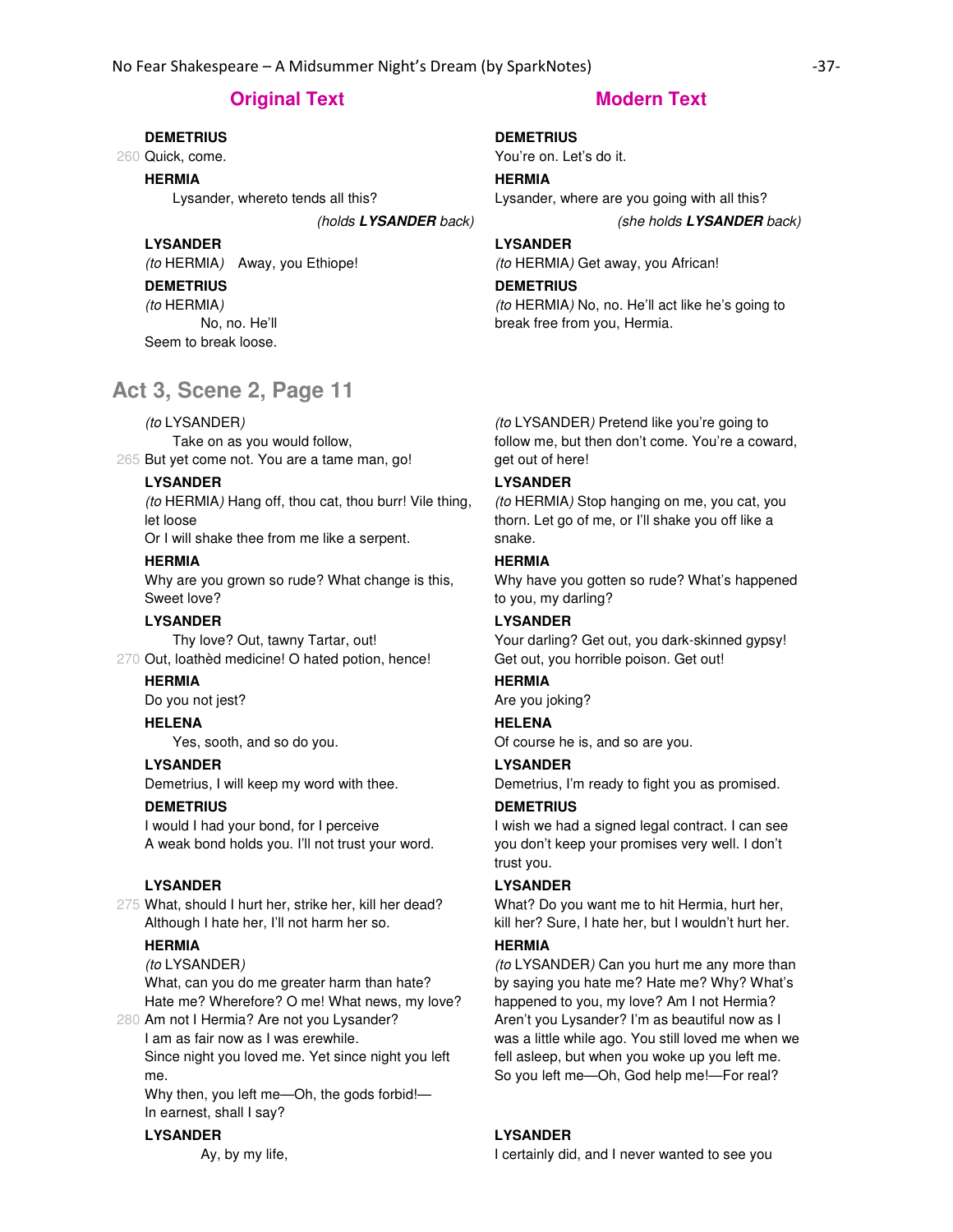| Original Text | Modern Text |
|---|---|
| **DEMETRIUS**<br>260 Quick, come. | **DEMETRIUS**<br>You're on. Let's do it. |
| **HERMIA**<br>Lysander, whereto tends all this?<br>*(holds **LYSANDER** back)* | **HERMIA**<br>Lysander, where are you going with all this?<br>*(she holds **LYSANDER** back)* |
| **LYSANDER**<br>*(to* HERMIA*)* Away, you Ethiope! | **LYSANDER**<br>*(to* HERMIA*)* Get away, you African! |
| **DEMETRIUS**<br>*(to* HERMIA*)*<br>No, no. He'll<br>Seem to break loose. | **DEMETRIUS**<br>*(to* HERMIA*)* No, no. He'll act like he's going to break free from you, Hermia. |

## Act 3, Scene 2, Page 11

| Original Text | Modern Text |
|---|---|
| *(to* LYSANDER*)*<br>Take on as you would follow,<br>265 But yet come not. You are a tame man, go! | *(to* LYSANDER*)* Pretend like you're going to follow me, but then don't come. You're a coward, get out of here! |
| **LYSANDER**<br>*(to* HERMIA*)* Hang off, thou cat, thou burr! Vile thing, let loose<br>Or I will shake thee from me like a serpent. | **LYSANDER**<br>*(to* HERMIA*)* Stop hanging on me, you cat, you thorn. Let go of me, or I'll shake you off like a snake. |
| **HERMIA**<br>Why are you grown so rude? What change is this,<br>Sweet love? | **HERMIA**<br>Why have you gotten so rude? What's happened to you, my darling? |
| **LYSANDER**<br>Thy love? Out, tawny Tartar, out!<br>270 Out, loathèd medicine! O hated potion, hence! | **LYSANDER**<br>Your darling? Get out, you dark-skinned gypsy! Get out, you horrible poison. Get out! |
| **HERMIA**<br>Do you not jest? | **HERMIA**<br>Are you joking? |
| **HELENA**<br>Yes, sooth, and so do you. | **HELENA**<br>Of course he is, and so are you. |
| **LYSANDER**<br>Demetrius, I will keep my word with thee. | **LYSANDER**<br>Demetrius, I'm ready to fight you as promised. |
| **DEMETRIUS**<br>I would I had your bond, for I perceive<br>A weak bond holds you. I'll not trust your word. | **DEMETRIUS**<br>I wish we had a signed legal contract. I can see you don't keep your promises very well. I don't trust you. |
| **LYSANDER**<br>275 What, should I hurt her, strike her, kill her dead?<br>Although I hate her, I'll not harm her so. | **LYSANDER**<br>What? Do you want me to hit Hermia, hurt her, kill her? Sure, I hate her, but I wouldn't hurt her. |
| **HERMIA**<br>*(to* LYSANDER*)*<br>What, can you do me greater harm than hate?<br>Hate me? Wherefore? O me! What news, my love?<br>280 Am not I Hermia? Are not you Lysander?<br>I am as fair now as I was erewhile.<br>Since night you loved me. Yet since night you left me.<br>Why then, you left me—Oh, the gods forbid!—<br>In earnest, shall I say? | **HERMIA**<br>*(to* LYSANDER*)* Can you hurt me any more than by saying you hate me? Hate me? Why? What's happened to you, my love? Am I not Hermia? Aren't you Lysander? I'm as beautiful now as I was a little while ago. You still loved me when we fell asleep, but when you woke up you left me. So you left me—Oh, God help me!—For real? |
| **LYSANDER**<br>Ay, by my life, | **LYSANDER**<br>I certainly did, and I never wanted to see you |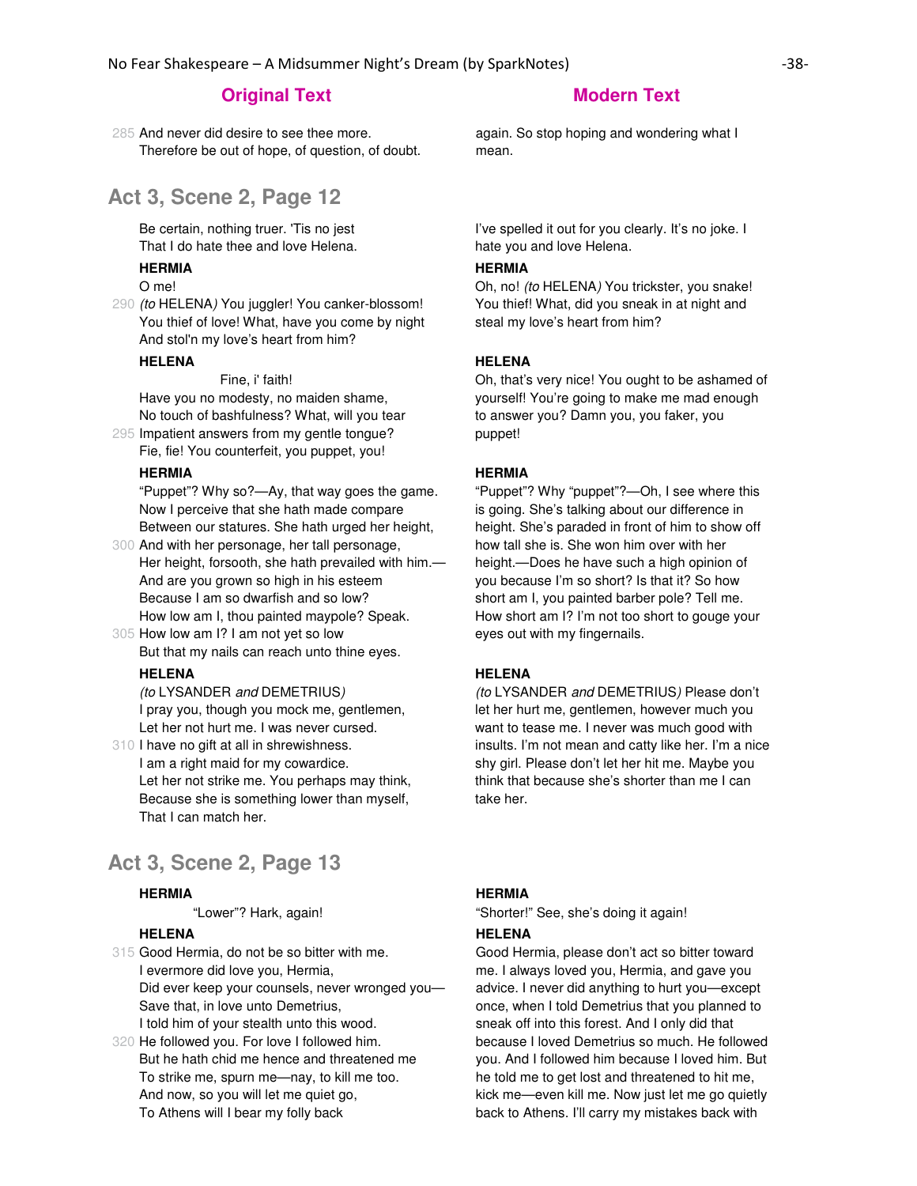## Original Text | Modern Text

| Original Text | Modern Text |
|---|---|
| 285 And never did desire to see thee more.<br>Therefore be out of hope, of question, of doubt. | again. So stop hoping and wondering what I mean. |

## Act 3, Scene 2, Page 12

| Original Text | Modern Text |
|---|---|
| Be certain, nothing truer. 'Tis no jest<br>That I do hate thee and love Helena. | I've spelled it out for you clearly. It's no joke. I hate you and love Helena. |
| **HERMIA**<br>O me!<br>290 *(to* HELENA*)* You juggler! You canker-blossom!<br>You thief of love! What, have you come by night<br>And stol'n my love's heart from him? | **HERMIA**<br>Oh, no! *(to* HELENA*)* You trickster, you snake! You thief! What, did you sneak in at night and steal my love's heart from him? |
| **HELENA**<br>Fine, i' faith!<br>Have you no modesty, no maiden shame,<br>No touch of bashfulness? What, will you tear<br>295 Impatient answers from my gentle tongue?<br>Fie, fie! You counterfeit, you puppet, you! | **HELENA**<br>Oh, that's very nice! You ought to be ashamed of yourself! You're going to make me mad enough to answer you? Damn you, you faker, you puppet! |
| **HERMIA**<br>"Puppet"? Why so?—Ay, that way goes the game.<br>Now I perceive that she hath made compare<br>Between our statures. She hath urged her height,<br>300 And with her personage, her tall personage,<br>Her height, forsooth, she hath prevailed with him.—<br>And are you grown so high in his esteem<br>Because I am so dwarfish and so low?<br>How low am I, thou painted maypole? Speak.<br>305 How low am I? I am not yet so low<br>But that my nails can reach unto thine eyes. | **HERMIA**<br>"Puppet"? Why "puppet"?—Oh, I see where this is going. She's talking about our difference in height. She's paraded in front of him to show off how tall she is. She won him over with her height.—Does he have such a high opinion of you because I'm so short? Is that it? So how short am I, you painted barber pole? Tell me. How short am I? I'm not too short to gouge your eyes out with my fingernails. |
| **HELENA**<br>*(to* LYSANDER *and* DEMETRIUS*)*<br>I pray you, though you mock me, gentlemen,<br>Let her not hurt me. I was never cursed.<br>310 I have no gift at all in shrewishness.<br>I am a right maid for my cowardice.<br>Let her not strike me. You perhaps may think,<br>Because she is something lower than myself,<br>That I can match her. | **HELENA**<br>*(to* LYSANDER *and* DEMETRIUS*)* Please don't let her hurt me, gentlemen, however much you want to tease me. I never was much good with insults. I'm not mean and catty like her. I'm a nice shy girl. Please don't let her hit me. Maybe you think that because she's shorter than me I can take her. |

## Act 3, Scene 2, Page 13

| Original Text | Modern Text |
|---|---|
| **HERMIA**<br>"Lower"? Hark, again! | **HERMIA**<br>"Shorter!" See, she's doing it again! |
| **HELENA**<br>315 Good Hermia, do not be so bitter with me.<br>I evermore did love you, Hermia,<br>Did ever keep your counsels, never wronged you—<br>Save that, in love unto Demetrius,<br>I told him of your stealth unto this wood.<br>320 He followed you. For love I followed him.<br>But he hath chid me hence and threatened me<br>To strike me, spurn me—nay, to kill me too.<br>And now, so you will let me quiet go,<br>To Athens will I bear my folly back | **HELENA**<br>Good Hermia, please don't act so bitter toward me. I always loved you, Hermia, and gave you advice. I never did anything to hurt you—except once, when I told Demetrius that you planned to sneak off into this forest. And I only did that because I loved Demetrius so much. He followed you. And I followed him because I loved him. But he told me to get lost and threatened to hit me, kick me—even kill me. Now just let me go quietly back to Athens. I'll carry my mistakes back with |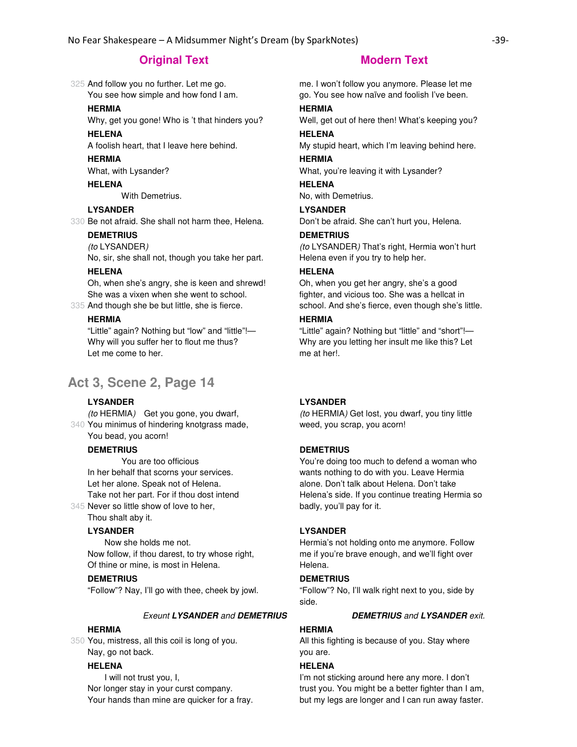| Original Text | Modern Text |
|---|---|
| 325 And follow you no further. Let me go. You see how simple and how fond I am. | me. I won't follow you anymore. Please let me go. You see how naïve and foolish I've been. |
| **HERMIA** Why, get you gone! Who is 't that hinders you? | **HERMIA** Well, get out of here then! What's keeping you? |
| **HELENA** A foolish heart, that I leave here behind. | **HELENA** My stupid heart, which I'm leaving behind here. |
| **HERMIA** What, with Lysander? | **HERMIA** What, you're leaving it with Lysander? |
| **HELENA** With Demetrius. | **HELENA** No, with Demetrius. |
| **LYSANDER** 330 Be not afraid. She shall not harm thee, Helena. | **LYSANDER** Don't be afraid. She can't hurt you, Helena. |
| **DEMETRIUS** *(to* LYSANDER*)* No, sir, she shall not, though you take her part. | **DEMETRIUS** *(to* LYSANDER*)* That's right, Hermia won't hurt Helena even if you try to help her. |
| **HELENA** Oh, when she's angry, she is keen and shrewd! She was a vixen when she went to school. 335 And though she be but little, she is fierce. | **HELENA** Oh, when you get her angry, she's a good fighter, and vicious too. She was a hellcat in school. And she's fierce, even though she's little. |
| **HERMIA** "Little" again? Nothing but "low" and "little"!— Why will you suffer her to flout me thus? Let me come to her. | **HERMIA** "Little" again? Nothing but "little" and "short"!— Why are you letting her insult me like this? Let me at her!. |

## Act 3, Scene 2, Page 14

| Original Text | Modern Text |
|---|---|
| **LYSANDER** *(to* HERMIA*)* Get you gone, you dwarf, 340 You minimus of hindering knotgrass made, You bead, you acorn! | **LYSANDER** *(to* HERMIA*)* Get lost, you dwarf, you tiny little weed, you scrap, you acorn! |
| **DEMETRIUS** You are too officious In her behalf that scorns your services. Let her alone. Speak not of Helena. Take not her part. For if thou dost intend 345 Never so little show of love to her, Thou shalt aby it. | **DEMETRIUS** You're doing too much to defend a woman who wants nothing to do with you. Leave Hermia alone. Don't talk about Helena. Don't take Helena's side. If you continue treating Hermia so badly, you'll pay for it. |
| **LYSANDER** Now she holds me not. Now follow, if thou darest, to try whose right, Of thine or mine, is most in Helena. | **LYSANDER** Hermia's not holding onto me anymore. Follow me if you're brave enough, and we'll fight over Helena. |
| **DEMETRIUS** "Follow"? Nay, I'll go with thee, cheek by jowl. | **DEMETRIUS** "Follow"? No, I'll walk right next to you, side by side. |
| *Exeunt* ***LYSANDER*** *and* ***DEMETRIUS*** | ***DEMETRIUS*** *and* ***LYSANDER*** *exit.* |
| **HERMIA** 350 You, mistress, all this coil is long of you. Nay, go not back. | **HERMIA** All this fighting is because of you. Stay where you are. |
| **HELENA** I will not trust you, I, Nor longer stay in your curst company. Your hands than mine are quicker for a fray. | **HELENA** I'm not sticking around here any more. I don't trust you. You might be a better fighter than I am, but my legs are longer and I can run away faster. |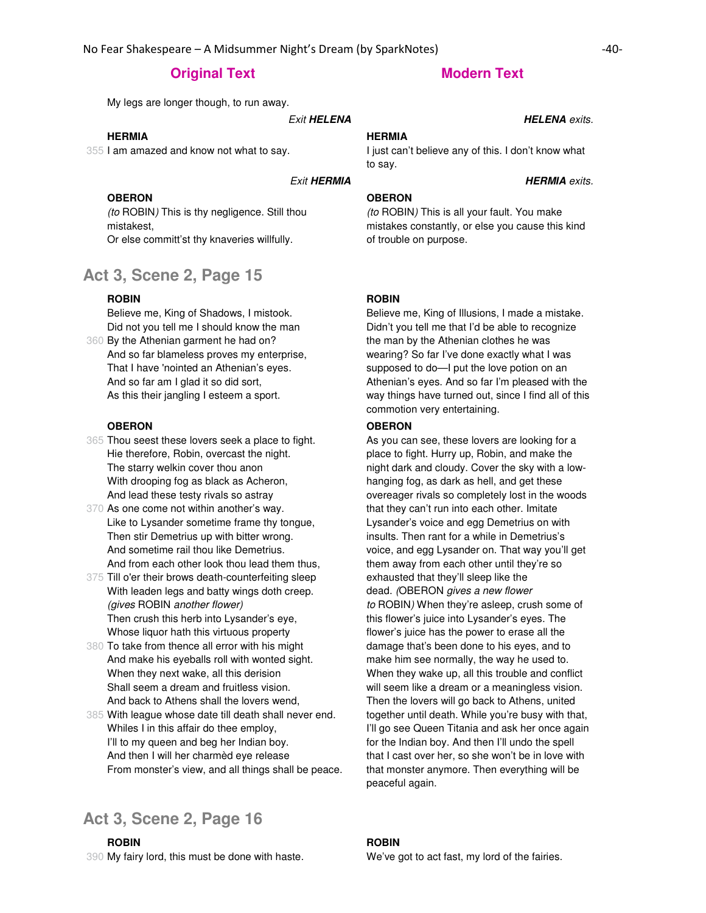| Original Text | Modern Text |
|---|---|
| My legs are longer though, to run away. | |
| *Exit* ***HELENA*** | ***HELENA*** *exits.* |
| **HERMIA**<br>355 I am amazed and know not what to say. | **HERMIA**<br>I just can't believe any of this. I don't know what to say. |
| *Exit* ***HERMIA*** | ***HERMIA*** *exits.* |
| **OBERON**<br>*(to* ROBIN*)* This is thy negligence. Still thou mistakest,<br>Or else committ'st thy knaveries willfully. | **OBERON**<br>*(to* ROBIN*)* This is all your fault. You make mistakes constantly, or else you cause this kind of trouble on purpose. |

## Act 3, Scene 2, Page 15

| Original Text | Modern Text |
|---|---|
| **ROBIN**<br>Believe me, King of Shadows, I mistook.<br>Did not you tell me I should know the man<br>360 By the Athenian garment he had on?<br>And so far blameless proves my enterprise,<br>That I have 'nointed an Athenian's eyes.<br>And so far am I glad it so did sort,<br>As this their jangling I esteem a sport. | **ROBIN**<br>Believe me, King of Illusions, I made a mistake. Didn't you tell me that I'd be able to recognize the man by the Athenian clothes he was wearing? So far I've done exactly what I was supposed to do—I put the love potion on an Athenian's eyes. And so far I'm pleased with the way things have turned out, since I find all of this commotion very entertaining. |
| **OBERON**<br>365 Thou seest these lovers seek a place to fight.<br>Hie therefore, Robin, overcast the night.<br>The starry welkin cover thou anon<br>With drooping fog as black as Acheron,<br>And lead these testy rivals so astray<br>370 As one come not within another's way.<br>Like to Lysander sometime frame thy tongue,<br>Then stir Demetrius up with bitter wrong.<br>And sometime rail thou like Demetrius.<br>And from each other look thou lead them thus,<br>375 Till o'er their brows death-counterfeiting sleep<br>With leaden legs and batty wings doth creep.<br>*(gives* ROBIN *another flower)*<br>Then crush this herb into Lysander's eye,<br>Whose liquor hath this virtuous property<br>380 To take from thence all error with his might<br>And make his eyeballs roll with wonted sight.<br>When they next wake, all this derision<br>Shall seem a dream and fruitless vision.<br>And back to Athens shall the lovers wend,<br>385 With league whose date till death shall never end.<br>Whiles I in this affair do thee employ,<br>I'll to my queen and beg her Indian boy.<br>And then I will her charmèd eye release<br>From monster's view, and all things shall be peace. | **OBERON**<br>As you can see, these lovers are looking for a place to fight. Hurry up, Robin, and make the night dark and cloudy. Cover the sky with a low-hanging fog, as dark as hell, and get these overeager rivals so completely lost in the woods that they can't run into each other. Imitate Lysander's voice and egg Demetrius on with insults. Then rant for a while in Demetrius's voice, and egg Lysander on. That way you'll get them away from each other until they're so exhausted that they'll sleep like the dead. *(*OBERON *gives a new flower to* ROBIN*)* When they're asleep, crush some of this flower's juice into Lysander's eyes. The flower's juice has the power to erase all the damage that's been done to his eyes, and to make him see normally, the way he used to. When they wake up, all this trouble and conflict will seem like a dream or a meaningless vision. Then the lovers will go back to Athens, united together until death. While you're busy with that, I'll go see Queen Titania and ask her once again for the Indian boy. And then I'll undo the spell that I cast over her, so she won't be in love with that monster anymore. Then everything will be peaceful again. |

## Act 3, Scene 2, Page 16

| Original Text | Modern Text |
|---|---|
| **ROBIN**<br>390 My fairy lord, this must be done with haste. | **ROBIN**<br>We've got to act fast, my lord of the fairies. |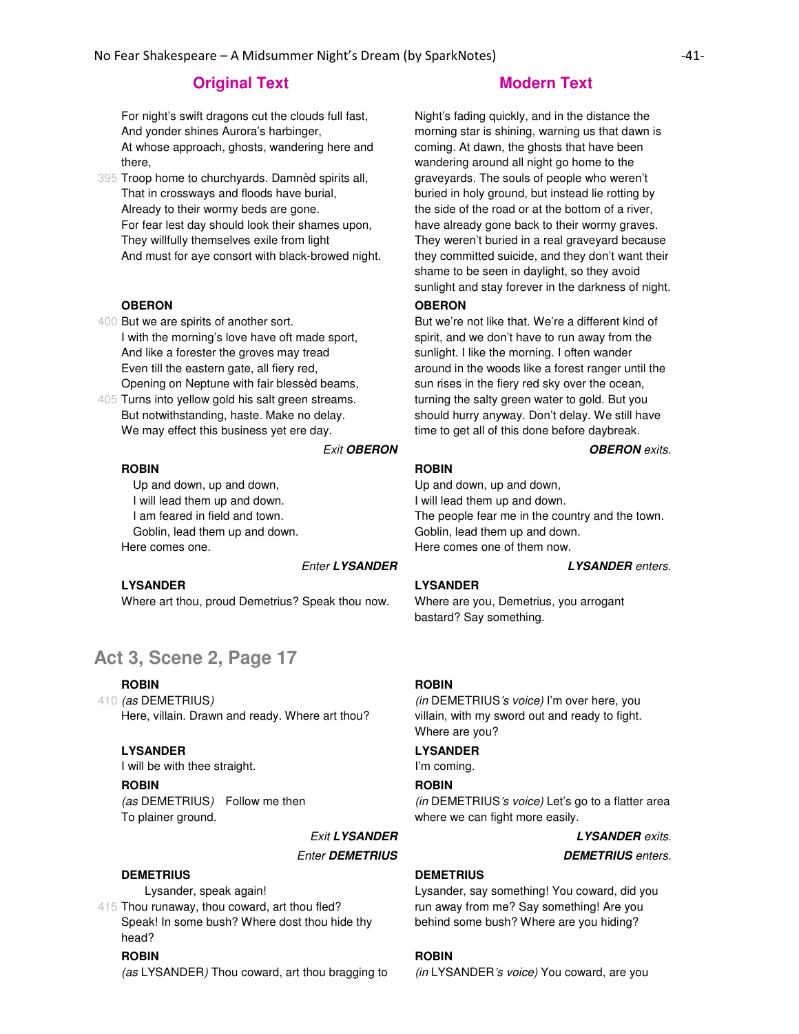| Original Text | Modern Text |
| --- | --- |
| For night's swift dragons cut the clouds full fast, And yonder shines Aurora's harbinger, At whose approach, ghosts, wandering here and there, 395 Troop home to churchyards. Damnèd spirits all, That in crossways and floods have burial, Already to their wormy beds are gone. For fear lest day should look their shames upon, They willfully themselves exile from light And must for aye consort with black-browed night. | Night's fading quickly, and in the distance the morning star is shining, warning us that dawn is coming. At dawn, the ghosts that have been wandering around all night go home to the graveyards. The souls of people who weren't buried in holy ground, but instead lie rotting by the side of the road or at the bottom of a river, have already gone back to their wormy graves. They weren't buried in a real graveyard because they committed suicide, and they don't want their shame to be seen in daylight, so they avoid sunlight and stay forever in the darkness of night. |
| **OBERON** 400 But we are spirits of another sort. I with the morning's love have oft made sport, And like a forester the groves may tread Even till the eastern gate, all fiery red, Opening on Neptune with fair blessèd beams, 405 Turns into yellow gold his salt green streams. But notwithstanding, haste. Make no delay. We may effect this business yet ere day. | **OBERON** But we're not like that. We're a different kind of spirit, and we don't have to run away from the sunlight. I like the morning. I often wander around in the woods like a forest ranger until the sun rises in the fiery red sky over the ocean, turning the salty green water to gold. But you should hurry anyway. Don't delay. We still have time to get all of this done before daybreak. |
| *Exit* ***OBERON*** | ***OBERON*** *exits.* |
| **ROBIN** Up and down, up and down, I will lead them up and down. I am feared in field and town. Goblin, lead them up and down. Here comes one. | **ROBIN** Up and down, up and down, I will lead them up and down. The people fear me in the country and the town. Goblin, lead them up and down. Here comes one of them now. |
| *Enter* ***LYSANDER*** | ***LYSANDER*** *enters.* |
| **LYSANDER** Where art thou, proud Demetrius? Speak thou now. | **LYSANDER** Where are you, Demetrius, you arrogant bastard? Say something. |

## Act 3, Scene 2, Page 17

| Original Text | Modern Text |
| --- | --- |
| **ROBIN** 410 *(as* DEMETRIUS*)* Here, villain. Drawn and ready. Where art thou? | **ROBIN** *(in* DEMETRIUS*'s voice)* I'm over here, you villain, with my sword out and ready to fight. Where are you? |
| **LYSANDER** I will be with thee straight. | **LYSANDER** I'm coming. |
| **ROBIN** *(as* DEMETRIUS*)* Follow me then To plainer ground. | **ROBIN** *(in* DEMETRIUS*'s voice)* Let's go to a flatter area where we can fight more easily. |
| *Exit* ***LYSANDER*** *Enter* ***DEMETRIUS*** | ***LYSANDER*** *exits.* ***DEMETRIUS*** *enters.* |
| **DEMETRIUS** Lysander, speak again! 415 Thou runaway, thou coward, art thou fled? Speak! In some bush? Where dost thou hide thy head? | **DEMETRIUS** Lysander, say something! You coward, did you run away from me? Say something! Are you behind some bush? Where are you hiding? |
| **ROBIN** *(as* LYSANDER*)* Thou coward, art thou bragging to | **ROBIN** *(in* LYSANDER*'s voice)* You coward, are you |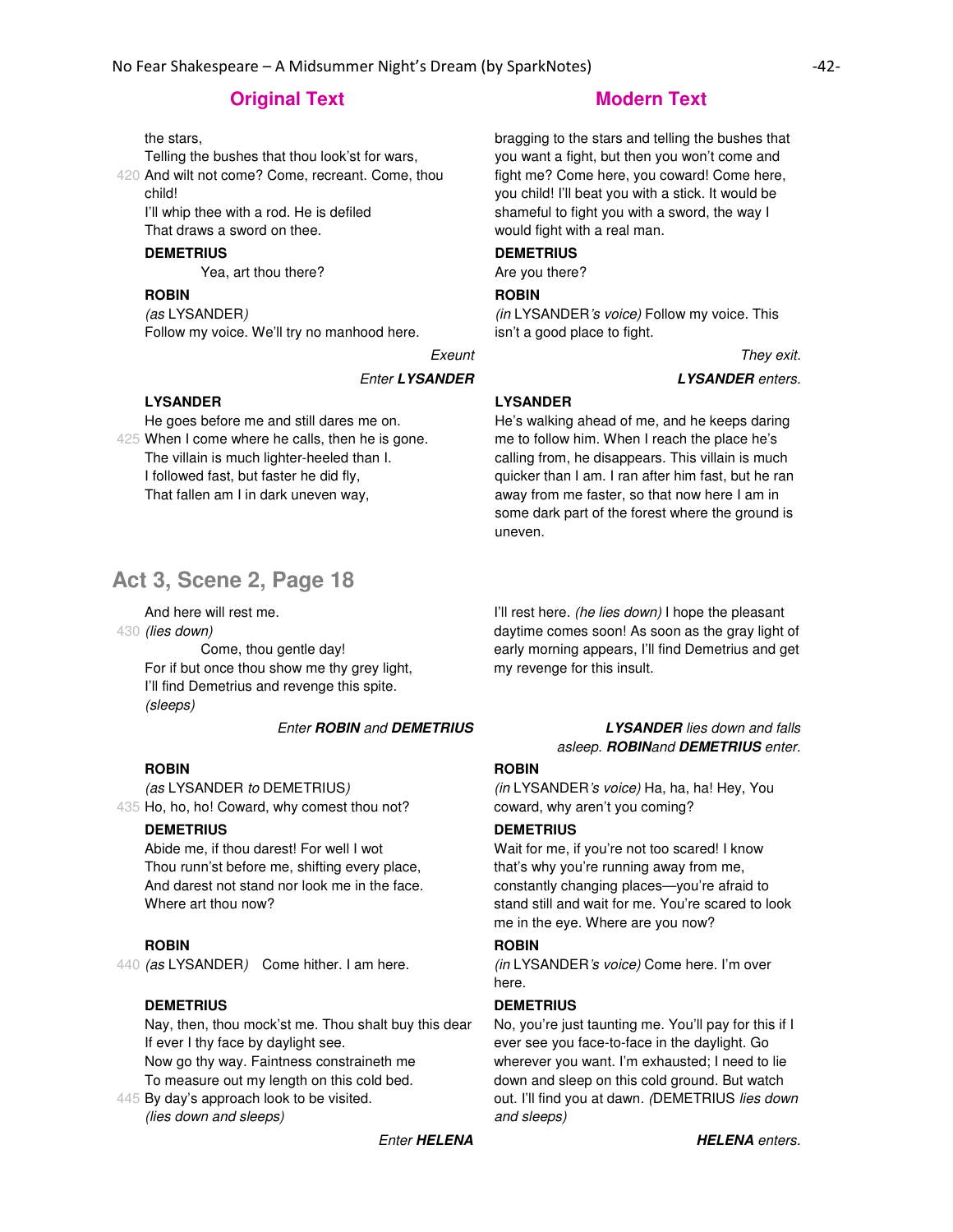| Original Text | Modern Text |
| --- | --- |
| the stars,<br>Telling the bushes that thou look'st for wars,<br>420 And wilt not come? Come, recreant. Come, thou child!<br>I'll whip thee with a rod. He is defiled<br>That draws a sword on thee. | bragging to the stars and telling the bushes that you want a fight, but then you won't come and fight me? Come here, you coward! Come here, you child! I'll beat you with a stick. It would be shameful to fight you with a sword, the way I would fight with a real man. |
| **DEMETRIUS**<br>Yea, art thou there? | **DEMETRIUS**<br>Are you there? |
| **ROBIN**<br>*(as* LYSANDER*)*<br>Follow my voice. We'll try no manhood here. | **ROBIN**<br>*(in* LYSANDER*'s voice)* Follow my voice. This isn't a good place to fight. |
| *Exeunt* | *They exit.* |
| *Enter **LYSANDER*** | ***LYSANDER** enters.* |
| **LYSANDER**<br>He goes before me and still dares me on.<br>425 When I come where he calls, then he is gone.<br>The villain is much lighter-heeled than I.<br>I followed fast, but faster he did fly,<br>That fallen am I in dark uneven way, | **LYSANDER**<br>He's walking ahead of me, and he keeps daring me to follow him. When I reach the place he's calling from, he disappears. This villain is much quicker than I am. I ran after him fast, but he ran away from me faster, so that now here I am in some dark part of the forest where the ground is uneven. |

## Act 3, Scene 2, Page 18

| Original Text | Modern Text |
| --- | --- |
| And here will rest me.<br>430 *(lies down)*<br>Come, thou gentle day!<br>For if but once thou show me thy grey light,<br>I'll find Demetrius and revenge this spite.<br>*(sleeps)* | I'll rest here. *(he lies down)* I hope the pleasant daytime comes soon! As soon as the gray light of early morning appears, I'll find Demetrius and get my revenge for this insult. |
| *Enter **ROBIN** and **DEMETRIUS*** | ***LYSANDER** lies down and falls asleep. **ROBIN**and **DEMETRIUS** enter.* |
| **ROBIN**<br>*(as* LYSANDER *to* DEMETRIUS*)*<br>435 Ho, ho, ho! Coward, why comest thou not? | **ROBIN**<br>*(in* LYSANDER*'s voice)* Ha, ha, ha! Hey, You coward, why aren't you coming? |
| **DEMETRIUS**<br>Abide me, if thou darest! For well I wot<br>Thou runn'st before me, shifting every place,<br>And darest not stand nor look me in the face.<br>Where art thou now? | **DEMETRIUS**<br>Wait for me, if you're not too scared! I know that's why you're running away from me, constantly changing places—you're afraid to stand still and wait for me. You're scared to look me in the eye. Where are you now? |
| **ROBIN**<br>440 *(as* LYSANDER*)* Come hither. I am here. | **ROBIN**<br>*(in* LYSANDER*'s voice)* Come here. I'm over here. |
| **DEMETRIUS**<br>Nay, then, thou mock'st me. Thou shalt buy this dear<br>If ever I thy face by daylight see.<br>Now go thy way. Faintness constraineth me<br>To measure out my length on this cold bed.<br>445 By day's approach look to be visited.<br>*(lies down and sleeps)* | **DEMETRIUS**<br>No, you're just taunting me. You'll pay for this if I ever see you face-to-face in the daylight. Go wherever you want. I'm exhausted; I need to lie down and sleep on this cold ground. But watch out. I'll find you at dawn. *(*DEMETRIUS *lies down and sleeps)* |
| *Enter **HELENA*** | ***HELENA** enters.* |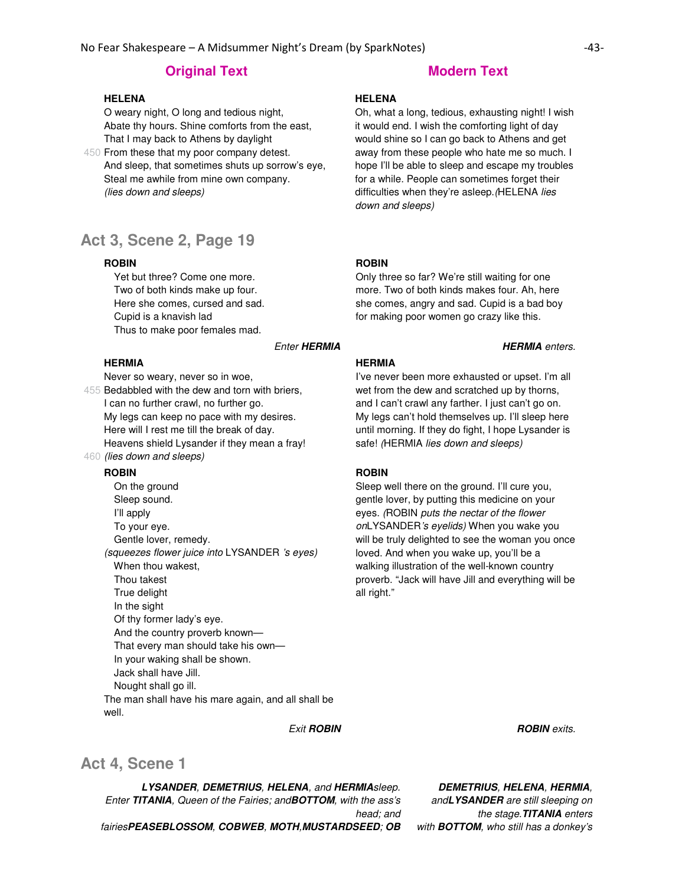## Original Text | Modern Text

**HELENA**

O weary night, O long and tedious night,
Abate thy hours. Shine comforts from the east,
That I may back to Athens by daylight
450 From these that my poor company detest.
And sleep, that sometimes shuts up sorrow's eye,
Steal me awhile from mine own company.
*(lies down and sleeps)*

**HELENA**

Oh, what a long, tedious, exhausting night! I wish it would end. I wish the comforting light of day would shine so I can go back to Athens and get away from these people who hate me so much. I hope I'll be able to sleep and escape my troubles for a while. People can sometimes forget their difficulties when they're asleep. *(*HELENA *lies down and sleeps)*

## Act 3, Scene 2, Page 19

**ROBIN**

Yet but three? Come one more.
Two of both kinds make up four.
Here she comes, cursed and sad.
Cupid is a knavish lad
Thus to make poor females mad.

*Enter* ***HERMIA***

**ROBIN**

Only three so far? We're still waiting for one more. Two of both kinds makes four. Ah, here she comes, angry and sad. Cupid is a bad boy for making poor women go crazy like this.

***HERMIA*** *enters.*

**HERMIA**

Never so weary, never so in woe,
455 Bedabbled with the dew and torn with briers,
I can no further crawl, no further go.
My legs can keep no pace with my desires.
Here will I rest me till the break of day.
Heavens shield Lysander if they mean a fray!
460 *(lies down and sleeps)*

**HERMIA**

I've never been more exhausted or upset. I'm all wet from the dew and scratched up by thorns, and I can't crawl any farther. I just can't go on. My legs can't hold themselves up. I'll sleep here until morning. If they do fight, I hope Lysander is safe! *(*HERMIA *lies down and sleeps)*

**ROBIN**

On the ground
Sleep sound.
I'll apply
To your eye.
Gentle lover, remedy.
*(squeezes flower juice into* LYSANDER *'s eyes)*
When thou wakest,
Thou takest
True delight
In the sight
Of thy former lady's eye.
And the country proverb known—
That every man should take his own—
In your waking shall be shown.
Jack shall have Jill.
Nought shall go ill.
The man shall have his mare again, and all shall be well.

*Exit* ***ROBIN***

**ROBIN**

Sleep well there on the ground. I'll cure you, gentle lover, by putting this medicine on your eyes. *(*ROBIN *puts the nectar of the flower on*LYSANDER*'s eyelids)* When you wake you will be truly delighted to see the woman you once loved. And when you wake up, you'll be a walking illustration of the well-known country proverb. "Jack will have Jill and everything will be all right."

***ROBIN*** *exits.*

## Act 4, Scene 1

***LYSANDER**, **DEMETRIUS**, **HELENA**, and **HERMIA**sleep. Enter **TITANIA**, Queen of the Fairies; and**BOTTOM**, with the ass's head; and fairies**PEASEBLOSSOM**, **COBWEB**, **MOTH**,**MUSTARDSEED**; OB*

***DEMETRIUS**, **HELENA**, **HERMIA**, and**LYSANDER** are still sleeping on the stage.**TITANIA** enters with **BOTTOM**, who still has a donkey's*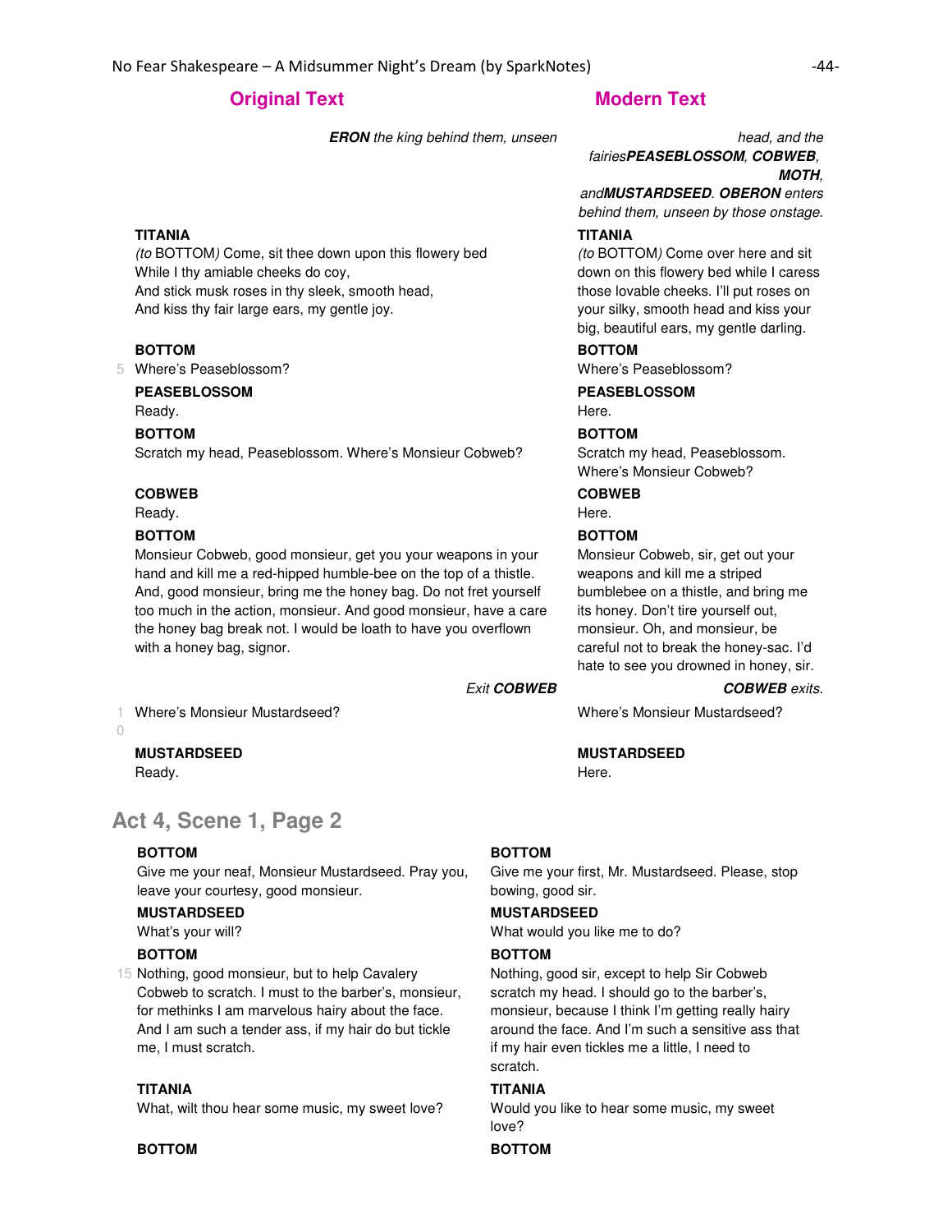| Original Text | Modern Text |
|---|---|
| ***ERON** the king behind them, unseen* | *head, and the fairies**PEASEBLOSSOM**, **COBWEB**, **MOTH**, and**MUSTARDSEED**. **OBERON** enters behind them, unseen by those onstage.* |
| **TITANIA**<br>*(to* BOTTOM*)* Come, sit thee down upon this flowery bed<br>While I thy amiable cheeks do coy,<br>And stick musk roses in thy sleek, smooth head,<br>And kiss thy fair large ears, my gentle joy. | **TITANIA**<br>*(to* BOTTOM*)* Come over here and sit down on this flowery bed while I caress those lovable cheeks. I'll put roses on your silky, smooth head and kiss your big, beautiful ears, my gentle darling. |
| **BOTTOM**<br>5 Where's Peaseblossom? | **BOTTOM**<br>Where's Peaseblossom? |
| **PEASEBLOSSOM**<br>Ready. | **PEASEBLOSSOM**<br>Here. |
| **BOTTOM**<br>Scratch my head, Peaseblossom. Where's Monsieur Cobweb? | **BOTTOM**<br>Scratch my head, Peaseblossom. Where's Monsieur Cobweb? |
| **COBWEB**<br>Ready. | **COBWEB**<br>Here. |
| **BOTTOM**<br>Monsieur Cobweb, good monsieur, get you your weapons in your hand and kill me a red-hipped humble-bee on the top of a thistle. And, good monsieur, bring me the honey bag. Do not fret yourself too much in the action, monsieur. And good monsieur, have a care the honey bag break not. I would be loath to have you overflown with a honey bag, signor. | **BOTTOM**<br>Monsieur Cobweb, sir, get out your weapons and kill me a striped bumblebee on a thistle, and bring me its honey. Don't tire yourself out, monsieur. Oh, and monsieur, be careful not to break the honey-sac. I'd hate to see you drowned in honey, sir. |
| *Exit **COBWEB*** | ***COBWEB** exits.* |
| 10 Where's Monsieur Mustardseed? | Where's Monsieur Mustardseed? |
| **MUSTARDSEED**<br>Ready. | **MUSTARDSEED**<br>Here. |

## Act 4, Scene 1, Page 2

| Original Text | Modern Text |
|---|---|
| **BOTTOM**<br>Give me your neaf, Monsieur Mustardseed. Pray you, leave your courtesy, good monsieur. | **BOTTOM**<br>Give me your first, Mr. Mustardseed. Please, stop bowing, good sir. |
| **MUSTARDSEED**<br>What's your will? | **MUSTARDSEED**<br>What would you like me to do? |
| **BOTTOM**<br>15 Nothing, good monsieur, but to help Cavalery Cobweb to scratch. I must to the barber's, monsieur, for methinks I am marvelous hairy about the face. And I am such a tender ass, if my hair do but tickle me, I must scratch. | **BOTTOM**<br>Nothing, good sir, except to help Sir Cobweb scratch my head. I should go to the barber's, monsieur, because I think I'm getting really hairy around the face. And I'm such a sensitive ass that if my hair even tickles me a little, I need to scratch. |
| **TITANIA**<br>What, wilt thou hear some music, my sweet love? | **TITANIA**<br>Would you like to hear some music, my sweet love? |
| **BOTTOM** | **BOTTOM** |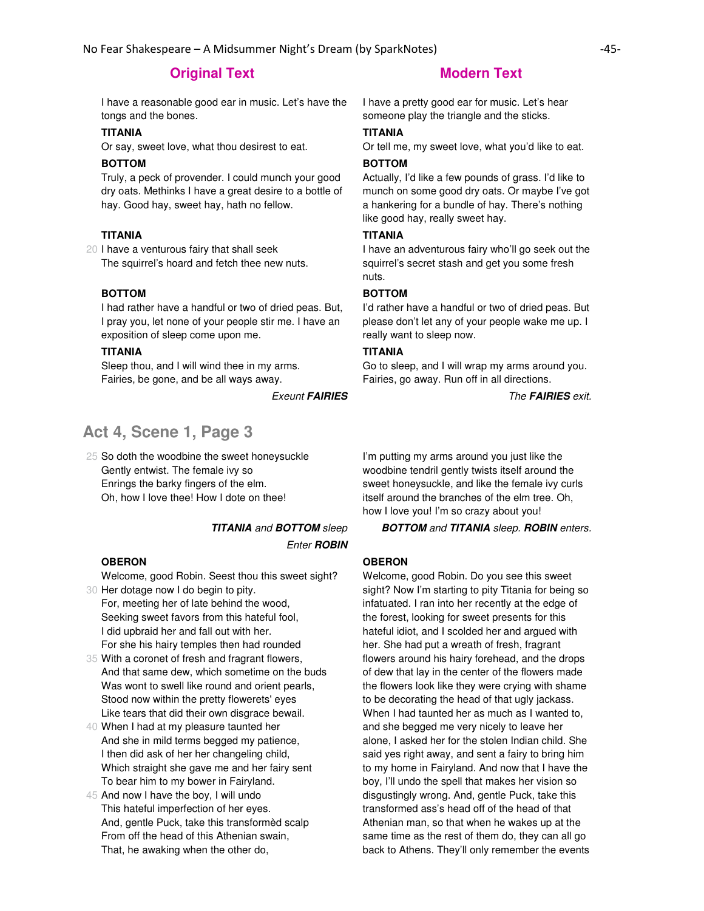| Original Text | Modern Text |
| --- | --- |
| I have a reasonable good ear in music. Let's have the tongs and the bones. | I have a pretty good ear for music. Let's hear someone play the triangle and the sticks. |
| **TITANIA**<br>Or say, sweet love, what thou desirest to eat. | **TITANIA**<br>Or tell me, my sweet love, what you'd like to eat. |
| **BOTTOM**<br>Truly, a peck of provender. I could munch your good dry oats. Methinks I have a great desire to a bottle of hay. Good hay, sweet hay, hath no fellow. | **BOTTOM**<br>Actually, I'd like a few pounds of grass. I'd like to munch on some good dry oats. Or maybe I've got a hankering for a bundle of hay. There's nothing like good hay, really sweet hay. |
| **TITANIA**<br>20 I have a venturous fairy that shall seek<br>The squirrel's hoard and fetch thee new nuts. | **TITANIA**<br>I have an adventurous fairy who'll go seek out the squirrel's secret stash and get you some fresh nuts. |
| **BOTTOM**<br>I had rather have a handful or two of dried peas. But, I pray you, let none of your people stir me. I have an exposition of sleep come upon me. | **BOTTOM**<br>I'd rather have a handful or two of dried peas. But please don't let any of your people wake me up. I really want to sleep now. |
| **TITANIA**<br>Sleep thou, and I will wind thee in my arms.<br>Fairies, be gone, and be all ways away. | **TITANIA**<br>Go to sleep, and I will wrap my arms around you. Fairies, go away. Run off in all directions. |
| *Exeunt **FAIRIES*** | *The **FAIRIES** exit.* |

## Act 4, Scene 1, Page 3

| Original Text | Modern Text |
| --- | --- |
| 25 So doth the woodbine the sweet honeysuckle<br>Gently entwist. The female ivy so<br>Enrings the barky fingers of the elm.<br>Oh, how I love thee! How I dote on thee! | I'm putting my arms around you just like the woodbine tendril gently twists itself around the sweet honeysuckle, and like the female ivy curls itself around the branches of the elm tree. Oh, how I love you! I'm so crazy about you! |
| ***TITANIA** and **BOTTOM** sleep*<br>*Enter **ROBIN*** | ***BOTTOM** and **TITANIA** sleep. **ROBIN** enters.* |
| **OBERON**<br>Welcome, good Robin. Seest thou this sweet sight?<br>30 Her dotage now I do begin to pity.<br>For, meeting her of late behind the wood,<br>Seeking sweet favors from this hateful fool,<br>I did upbraid her and fall out with her.<br>For she his hairy temples then had rounded<br>35 With a coronet of fresh and fragrant flowers,<br>And that same dew, which sometime on the buds<br>Was wont to swell like round and orient pearls,<br>Stood now within the pretty flowerets' eyes<br>Like tears that did their own disgrace bewail.<br>40 When I had at my pleasure taunted her<br>And she in mild terms begged my patience,<br>I then did ask of her her changeling child,<br>Which straight she gave me and her fairy sent<br>To bear him to my bower in Fairyland.<br>45 And now I have the boy, I will undo<br>This hateful imperfection of her eyes.<br>And, gentle Puck, take this transformèd scalp<br>From off the head of this Athenian swain,<br>That, he awaking when the other do, | **OBERON**<br>Welcome, good Robin. Do you see this sweet sight? Now I'm starting to pity Titania for being so infatuated. I ran into her recently at the edge of the forest, looking for sweet presents for this hateful idiot, and I scolded her and argued with her. She had put a wreath of fresh, fragrant flowers around his hairy forehead, and the drops of dew that lay in the center of the flowers made the flowers look like they were crying with shame to be decorating the head of that ugly jackass. When I had taunted her as much as I wanted to, and she begged me very nicely to leave her alone, I asked her for the stolen Indian child. She said yes right away, and sent a fairy to bring him to my home in Fairyland. And now that I have the boy, I'll undo the spell that makes her vision so disgustingly wrong. And, gentle Puck, take this transformed ass's head off of the head of that Athenian man, so that when he wakes up at the same time as the rest of them do, they can all go back to Athens. They'll only remember the events |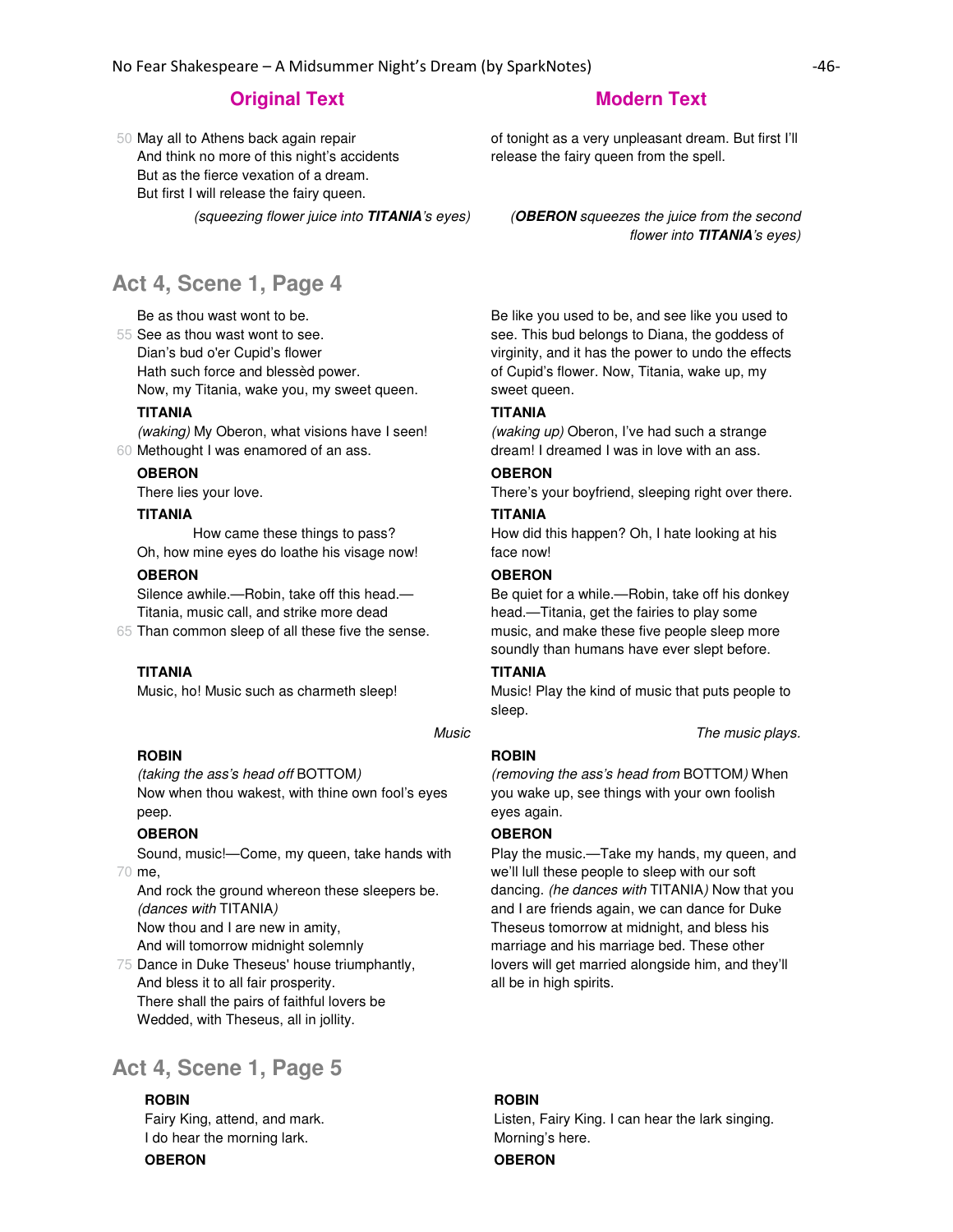| Original Text | Modern Text |
|---|---|
| 50 May all to Athens back again repair<br>And think no more of this night's accidents<br>But as the fierce vexation of a dream.<br>But first I will release the fairy queen. | of tonight as a very unpleasant dream. But first I'll release the fairy queen from the spell. |
| *(squeezing flower juice into **TITANIA**'s eyes)* | *(**OBERON** squeezes the juice from the second flower into **TITANIA**'s eyes)* |

## Act 4, Scene 1, Page 4

| Original Text | Modern Text |
|---|---|
| Be as thou wast wont to be.<br>55 See as thou wast wont to see.<br>Dian's bud o'er Cupid's flower<br>Hath such force and blessèd power.<br>Now, my Titania, wake you, my sweet queen. | Be like you used to be, and see like you used to see. This bud belongs to Diana, the goddess of virginity, and it has the power to undo the effects of Cupid's flower. Now, Titania, wake up, my sweet queen. |
| **TITANIA**<br>*(waking)* My Oberon, what visions have I seen!<br>60 Methought I was enamored of an ass. | **TITANIA**<br>*(waking up)* Oberon, I've had such a strange dream! I dreamed I was in love with an ass. |
| **OBERON**<br>There lies your love. | **OBERON**<br>There's your boyfriend, sleeping right over there. |
| **TITANIA**<br>How came these things to pass?<br>Oh, how mine eyes do loathe his visage now! | **TITANIA**<br>How did this happen? Oh, I hate looking at his face now! |
| **OBERON**<br>Silence awhile.—Robin, take off this head.—<br>Titania, music call, and strike more dead<br>65 Than common sleep of all these five the sense. | **OBERON**<br>Be quiet for a while.—Robin, take off his donkey head.—Titania, get the fairies to play some music, and make these five people sleep more soundly than humans have ever slept before. |
| **TITANIA**<br>Music, ho! Music such as charmeth sleep! | **TITANIA**<br>Music! Play the kind of music that puts people to sleep. |
| *Music* | *The music plays.* |
| **ROBIN**<br>*(taking the ass's head off* BOTTOM*)*<br>Now when thou wakest, with thine own fool's eyes peep. | **ROBIN**<br>*(removing the ass's head from* BOTTOM*)* When you wake up, see things with your own foolish eyes again. |
| **OBERON**<br>Sound, music!—Come, my queen, take hands with<br>70 me,<br>And rock the ground whereon these sleepers be.<br>*(dances with* TITANIA*)*<br>Now thou and I are new in amity,<br>And will tomorrow midnight solemnly<br>75 Dance in Duke Theseus' house triumphantly,<br>And bless it to all fair prosperity.<br>There shall the pairs of faithful lovers be<br>Wedded, with Theseus, all in jollity. | **OBERON**<br>Play the music.—Take my hands, my queen, and we'll lull these people to sleep with our soft dancing. *(he dances with* TITANIA*)* Now that you and I are friends again, we can dance for Duke Theseus tomorrow at midnight, and bless his marriage and his marriage bed. These other lovers will get married alongside him, and they'll all be in high spirits. |

## Act 4, Scene 1, Page 5

| Original Text | Modern Text |
|---|---|
| **ROBIN**<br>Fairy King, attend, and mark.<br>I do hear the morning lark. | **ROBIN**<br>Listen, Fairy King. I can hear the lark singing. Morning's here. |
| **OBERON** | **OBERON** |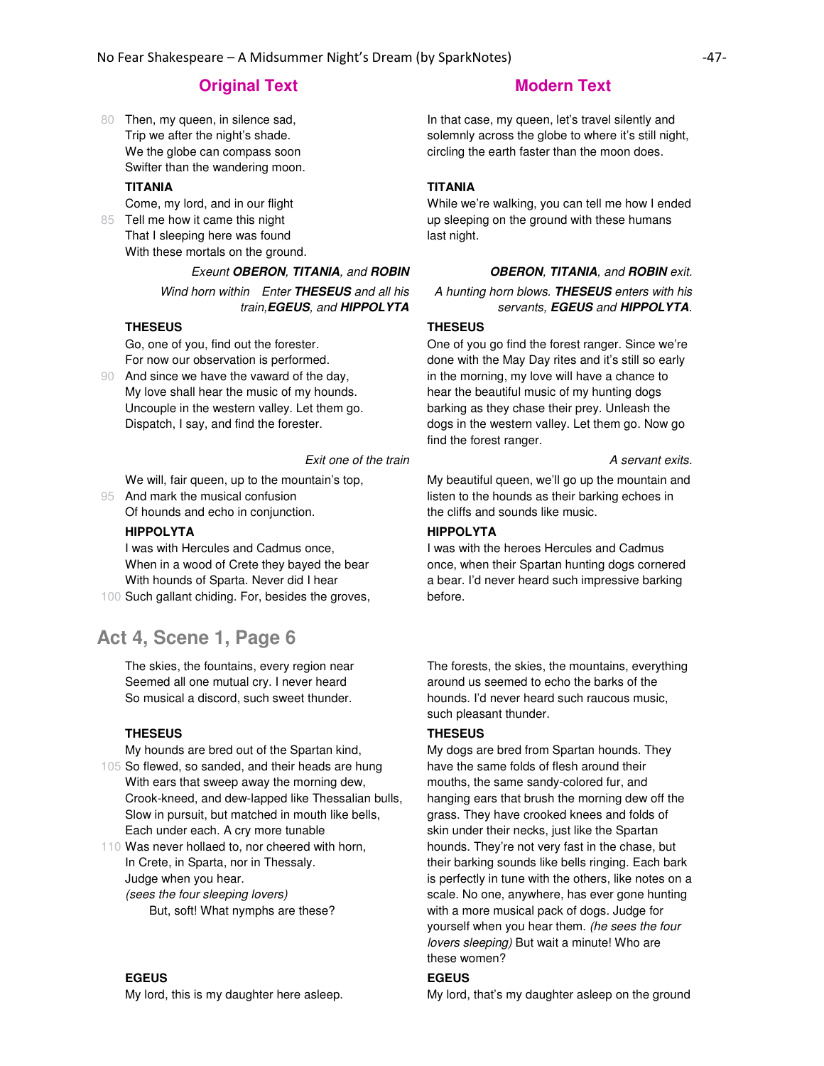| Original Text | Modern Text |
| --- | --- |
| 80 Then, my queen, in silence sad,<br>Trip we after the night's shade.<br>We the globe can compass soon<br>Swifter than the wandering moon. | In that case, my queen, let's travel silently and solemnly across the globe to where it's still night, circling the earth faster than the moon does. |
| **TITANIA**<br>Come, my lord, and in our flight<br>85 Tell me how it came this night<br>That I sleeping here was found<br>With these mortals on the ground. | **TITANIA**<br>While we're walking, you can tell me how I ended up sleeping on the ground with these humans last night. |
| *Exeunt **OBERON**, **TITANIA**, and **ROBIN*** | ***OBERON**, **TITANIA**, and **ROBIN** exit.* |
| *Wind horn within Enter **THESEUS** and all his train,**EGEUS**, and **HIPPOLYTA*** | *A hunting horn blows. **THESEUS** enters with his servants, **EGEUS** and **HIPPOLYTA**.* |
| **THESEUS**<br>Go, one of you, find out the forester.<br>For now our observation is performed.<br>90 And since we have the vaward of the day,<br>My love shall hear the music of my hounds.<br>Uncouple in the western valley. Let them go.<br>Dispatch, I say, and find the forester. | **THESEUS**<br>One of you go find the forest ranger. Since we're done with the May Day rites and it's still so early in the morning, my love will have a chance to hear the beautiful music of my hunting dogs barking as they chase their prey. Unleash the dogs in the western valley. Let them go. Now go find the forest ranger. |
| *Exit one of the train* | *A servant exits.* |
| We will, fair queen, up to the mountain's top,<br>95 And mark the musical confusion<br>Of hounds and echo in conjunction. | My beautiful queen, we'll go up the mountain and listen to the hounds as their barking echoes in the cliffs and sounds like music. |
| **HIPPOLYTA**<br>I was with Hercules and Cadmus once,<br>When in a wood of Crete they bayed the bear<br>With hounds of Sparta. Never did I hear<br>100 Such gallant chiding. For, besides the groves, | **HIPPOLYTA**<br>I was with the heroes Hercules and Cadmus once, when their Spartan hunting dogs cornered a bear. I'd never heard such impressive barking before. |

## Act 4, Scene 1, Page 6

| Original Text | Modern Text |
| --- | --- |
| The skies, the fountains, every region near<br>Seemed all one mutual cry. I never heard<br>So musical a discord, such sweet thunder. | The forests, the skies, the mountains, everything around us seemed to echo the barks of the hounds. I'd never heard such raucous music, such pleasant thunder. |
| **THESEUS**<br>My hounds are bred out of the Spartan kind,<br>105 So flewed, so sanded, and their heads are hung<br>With ears that sweep away the morning dew,<br>Crook-kneed, and dew-lapped like Thessalian bulls,<br>Slow in pursuit, but matched in mouth like bells,<br>Each under each. A cry more tunable<br>110 Was never hollaed to, nor cheered with horn,<br>In Crete, in Sparta, nor in Thessaly.<br>Judge when you hear.<br>*(sees the four sleeping lovers)*<br>But, soft! What nymphs are these? | **THESEUS**<br>My dogs are bred from Spartan hounds. They have the same folds of flesh around their mouths, the same sandy-colored fur, and hanging ears that brush the morning dew off the grass. They have crooked knees and folds of skin under their necks, just like the Spartan hounds. They're not very fast in the chase, but their barking sounds like bells ringing. Each bark is perfectly in tune with the others, like notes on a scale. No one, anywhere, has ever gone hunting with a more musical pack of dogs. Judge for yourself when you hear them. *(he sees the four lovers sleeping)* But wait a minute! Who are these women? |
| **EGEUS**<br>My lord, this is my daughter here asleep. | **EGEUS**<br>My lord, that's my daughter asleep on the ground |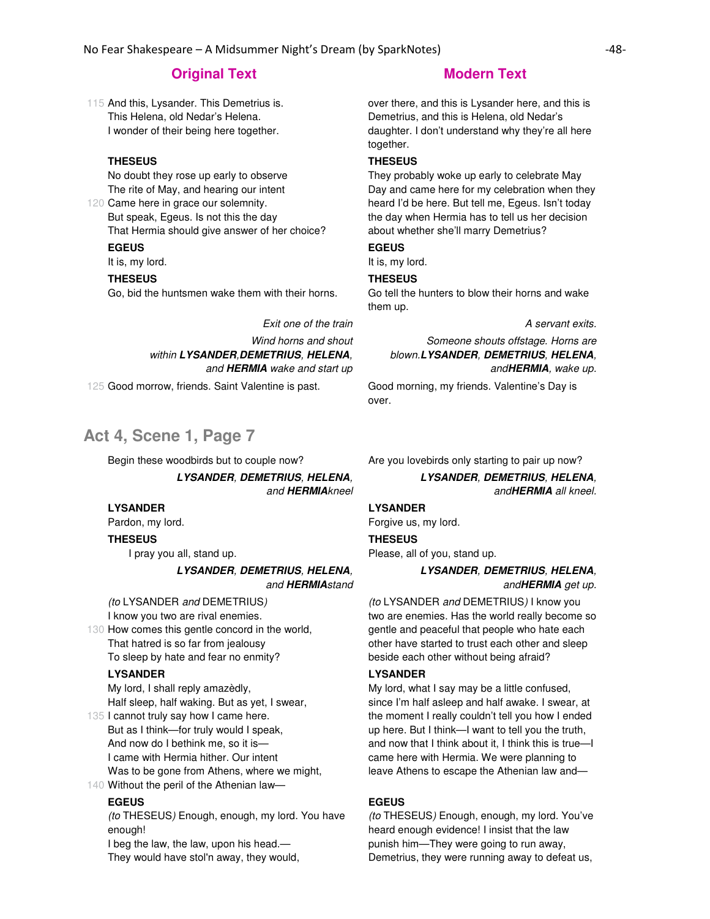| Original Text | Modern Text |
|---|---|
| 115 And this, Lysander. This Demetrius is.<br>This Helena, old Nedar's Helena.<br>I wonder of their being here together. | over there, and this is Lysander here, and this is Demetrius, and this is Helena, old Nedar's daughter. I don't understand why they're all here together. |
| **THESEUS**<br>No doubt they rose up early to observe<br>The rite of May, and hearing our intent<br>120 Came here in grace our solemnity.<br>But speak, Egeus. Is not this the day<br>That Hermia should give answer of her choice? | **THESEUS**<br>They probably woke up early to celebrate May Day and came here for my celebration when they heard I'd be here. But tell me, Egeus. Isn't today the day when Hermia has to tell us her decision about whether she'll marry Demetrius? |
| **EGEUS**<br>It is, my lord. | **EGEUS**<br>It is, my lord. |
| **THESEUS**<br>Go, bid the huntsmen wake them with their horns. | **THESEUS**<br>Go tell the hunters to blow their horns and wake them up. |
| *Exit one of the train* | *A servant exits.* |
| *Wind horns and shout within* ***LYSANDER***, ***DEMETRIUS***, ***HELENA***, *and* ***HERMIA*** *wake and start up* | *Someone shouts offstage. Horns are blown.* ***LYSANDER***, ***DEMETRIUS***, ***HELENA***, *and* ***HERMIA***, *wake up.* |
| 125 Good morrow, friends. Saint Valentine is past. | Good morning, my friends. Valentine's Day is over. |

## Act 4, Scene 1, Page 7

| Original Text | Modern Text |
|---|---|
| Begin these woodbirds but to couple now? | Are you lovebirds only starting to pair up now? |
| ***LYSANDER***, ***DEMETRIUS***, ***HELENA***, *and* ***HERMIA*** *kneel* | ***LYSANDER***, ***DEMETRIUS***, ***HELENA***, *and* ***HERMIA*** *all kneel.* |
| **LYSANDER**<br>Pardon, my lord. | **LYSANDER**<br>Forgive us, my lord. |
| **THESEUS**<br>I pray you all, stand up. | **THESEUS**<br>Please, all of you, stand up. |
| ***LYSANDER***, ***DEMETRIUS***, ***HELENA***, *and* ***HERMIA*** *stand* | ***LYSANDER***, ***DEMETRIUS***, ***HELENA***, *and* ***HERMIA*** *get up.* |
| *(to* LYSANDER *and* DEMETRIUS*)*<br>I know you two are rival enemies.<br>130 How comes this gentle concord in the world,<br>That hatred is so far from jealousy<br>To sleep by hate and fear no enmity? | *(to* LYSANDER *and* DEMETRIUS*)* I know you two are enemies. Has the world really become so gentle and peaceful that people who hate each other have started to trust each other and sleep beside each other without being afraid? |
| **LYSANDER**<br>My lord, I shall reply amazèdly,<br>Half sleep, half waking. But as yet, I swear,<br>135 I cannot truly say how I came here.<br>But as I think—for truly would I speak,<br>And now do I bethink me, so it is—<br>I came with Hermia hither. Our intent<br>Was to be gone from Athens, where we might,<br>140 Without the peril of the Athenian law— | **LYSANDER**<br>My lord, what I say may be a little confused, since I'm half asleep and half awake. I swear, at the moment I really couldn't tell you how I ended up here. But I think—I want to tell you the truth, and now that I think about it, I think this is true—I came here with Hermia. We were planning to leave Athens to escape the Athenian law and— |
| **EGEUS**<br>*(to* THESEUS*)* Enough, enough, my lord. You have enough!<br>I beg the law, the law, upon his head.—<br>They would have stol'n away, they would, | **EGEUS**<br>*(to* THESEUS*)* Enough, enough, my lord. You've heard enough evidence! I insist that the law punish him—They were going to run away, Demetrius, they were running away to defeat us, |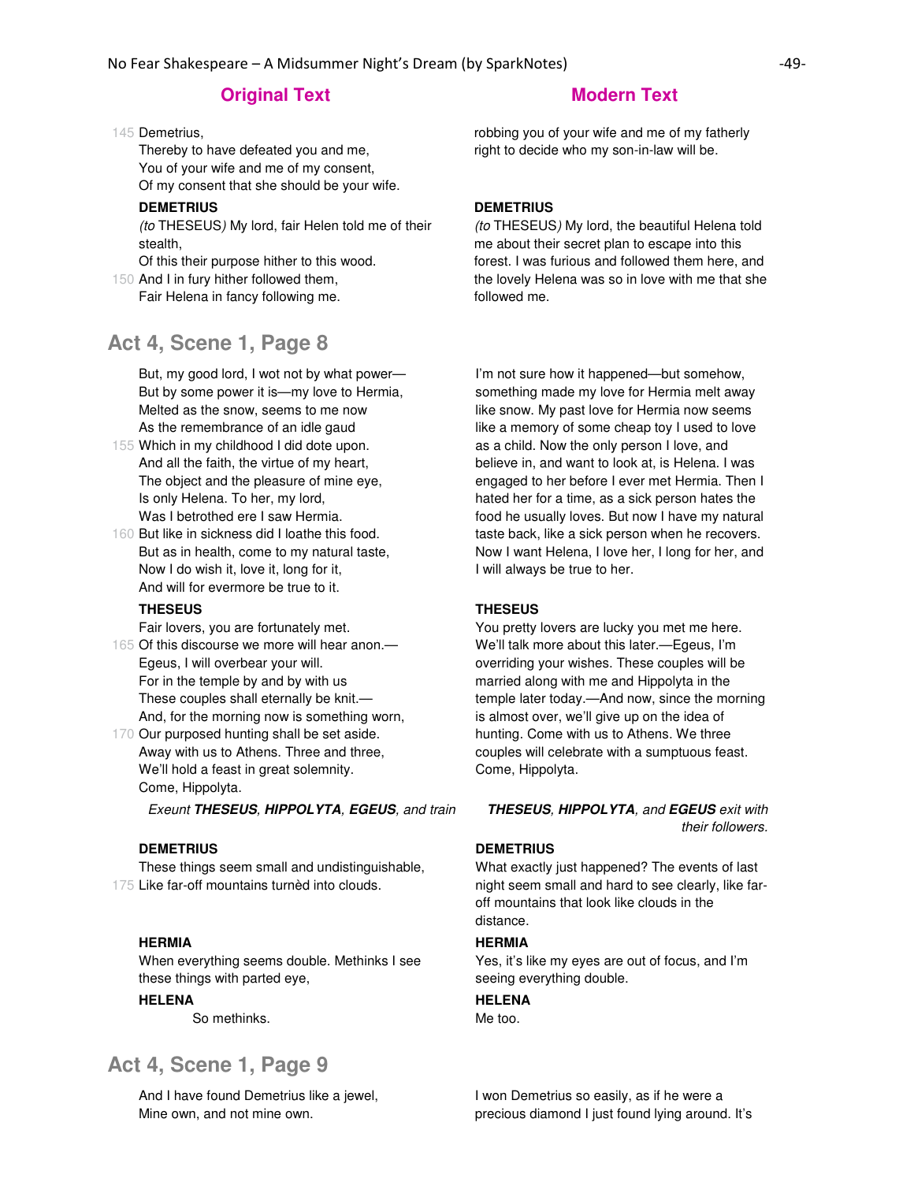| Original Text | Modern Text |
|---|---|
| 145 Demetrius,<br>Thereby to have defeated you and me,<br>You of your wife and me of my consent,<br>Of my consent that she should be your wife. | robbing you of your wife and me of my fatherly right to decide who my son-in-law will be. |
| **DEMETRIUS**<br>*(to* THESEUS*)* My lord, fair Helen told me of their stealth,<br>Of this their purpose hither to this wood.<br>150 And I in fury hither followed them,<br>Fair Helena in fancy following me. | **DEMETRIUS**<br>*(to* THESEUS*)* My lord, the beautiful Helena told me about their secret plan to escape into this forest. I was furious and followed them here, and the lovely Helena was so in love with me that she followed me. |

## Act 4, Scene 1, Page 8

| Original Text | Modern Text |
|---|---|
| But, my good lord, I wot not by what power—<br>But by some power it is—my love to Hermia,<br>Melted as the snow, seems to me now<br>As the remembrance of an idle gaud<br>155 Which in my childhood I did dote upon.<br>And all the faith, the virtue of my heart,<br>The object and the pleasure of mine eye,<br>Is only Helena. To her, my lord,<br>Was I betrothed ere I saw Hermia.<br>160 But like in sickness did I loathe this food.<br>But as in health, come to my natural taste,<br>Now I do wish it, love it, long for it,<br>And will for evermore be true to it. | I'm not sure how it happened—but somehow, something made my love for Hermia melt away like snow. My past love for Hermia now seems like a memory of some cheap toy I used to love as a child. Now the only person I love, and believe in, and want to look at, is Helena. I was engaged to her before I ever met Hermia. Then I hated her for a time, as a sick person hates the food he usually loves. But now I have my natural taste back, like a sick person when he recovers. Now I want Helena, I love her, I long for her, and I will always be true to her. |
| **THESEUS**<br>Fair lovers, you are fortunately met.<br>165 Of this discourse we more will hear anon.—<br>Egeus, I will overbear your will.<br>For in the temple by and by with us<br>These couples shall eternally be knit.—<br>And, for the morning now is something worn,<br>170 Our purposed hunting shall be set aside.<br>Away with us to Athens. Three and three,<br>We'll hold a feast in great solemnity.<br>Come, Hippolyta. | **THESEUS**<br>You pretty lovers are lucky you met me here. We'll talk more about this later.—Egeus, I'm overriding your wishes. These couples will be married along with me and Hippolyta in the temple later today.—And now, since the morning is almost over, we'll give up on the idea of hunting. Come with us to Athens. We three couples will celebrate with a sumptuous feast. Come, Hippolyta. |
| *Exeunt **THESEUS**, **HIPPOLYTA**, **EGEUS**, and train* | ***THESEUS**, **HIPPOLYTA**, and **EGEUS** exit with their followers.* |
| **DEMETRIUS**<br>These things seem small and undistinguishable,<br>175 Like far-off mountains turnèd into clouds. | **DEMETRIUS**<br>What exactly just happened? The events of last night seem small and hard to see clearly, like far-off mountains that look like clouds in the distance. |
| **HERMIA**<br>When everything seems double. Methinks I see these things with parted eye, | **HERMIA**<br>Yes, it's like my eyes are out of focus, and I'm seeing everything double. |
| **HELENA**<br>So methinks. | **HELENA**<br>Me too. |

## Act 4, Scene 1, Page 9

| Original Text | Modern Text |
|---|---|
| And I have found Demetrius like a jewel,<br>Mine own, and not mine own. | I won Demetrius so easily, as if he were a precious diamond I just found lying around. It's |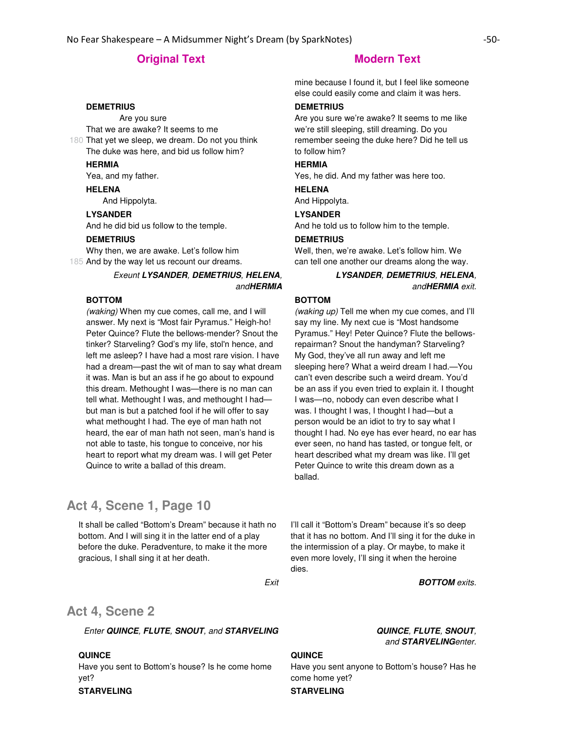| Original Text | Modern Text |
|---|---|
| | mine because I found it, but I feel like someone else could easily come and claim it was hers. |
| **DEMETRIUS**<br>Are you sure<br>That we are awake? It seems to me<br>180 That yet we sleep, we dream. Do not you think<br>The duke was here, and bid us follow him? | **DEMETRIUS**<br>Are you sure we're awake? It seems to me like we're still sleeping, still dreaming. Do you remember seeing the duke here? Did he tell us to follow him? |
| **HERMIA**<br>Yea, and my father. | **HERMIA**<br>Yes, he did. And my father was here too. |
| **HELENA**<br>And Hippolyta. | **HELENA**<br>And Hippolyta. |
| **LYSANDER**<br>And he did bid us follow to the temple. | **LYSANDER**<br>And he told us to follow him to the temple. |
| **DEMETRIUS**<br>Why then, we are awake. Let's follow him<br>185 And by the way let us recount our dreams. | **DEMETRIUS**<br>Well, then, we're awake. Let's follow him. We can tell one another our dreams along the way. |
| *Exeunt* ***LYSANDER***, ***DEMETRIUS***, ***HELENA***, *and* ***HERMIA*** | ***LYSANDER***, ***DEMETRIUS***, ***HELENA***, *and* ***HERMIA*** *exit.* |
| **BOTTOM**<br>*(waking)* When my cue comes, call me, and I will answer. My next is "Most fair Pyramus." Heigh-ho! Peter Quince? Flute the bellows-mender? Snout the tinker? Starveling? God's my life, stol'n hence, and left me asleep? I have had a most rare vision. I have had a dream—past the wit of man to say what dream it was. Man is but an ass if he go about to expound this dream. Methought I was—there is no man can tell what. Methought I was, and methought I had—but man is but a patched fool if he will offer to say what methought I had. The eye of man hath not heard, the ear of man hath not seen, man's hand is not able to taste, his tongue to conceive, nor his heart to report what my dream was. I will get Peter Quince to write a ballad of this dream. | **BOTTOM**<br>*(waking up)* Tell me when my cue comes, and I'll say my line. My next cue is "Most handsome Pyramus." Hey! Peter Quince? Flute the bellows-repairman? Snout the handyman? Starveling? My God, they've all run away and left me sleeping here? What a weird dream I had.—You can't even describe such a weird dream. You'd be an ass if you even tried to explain it. I thought I was—no, nobody can even describe what I was. I thought I was, I thought I had—but a person would be an idiot to try to say what I thought I had. No eye has ever heard, no ear has ever seen, no hand has tasted, or tongue felt, or heart described what my dream was like. I'll get Peter Quince to write this dream down as a ballad. |

## Act 4, Scene 1, Page 10

| Original Text | Modern Text |
|---|---|
| It shall be called "Bottom's Dream" because it hath no bottom. And I will sing it in the latter end of a play before the duke. Peradventure, to make it the more gracious, I shall sing it at her death. | I'll call it "Bottom's Dream" because it's so deep that it has no bottom. And I'll sing it for the duke in the intermission of a play. Or maybe, to make it even more lovely, I'll sing it when the heroine dies. |
| *Exit* | ***BOTTOM*** *exits.* |

## Act 4, Scene 2

| Original Text | Modern Text |
|---|---|
| *Enter* ***QUINCE***, ***FLUTE***, ***SNOUT***, *and* ***STARVELING*** | ***QUINCE***, ***FLUTE***, ***SNOUT***, *and* ***STARVELING*** *enter.* |
| **QUINCE**<br>Have you sent to Bottom's house? Is he come home yet? | **QUINCE**<br>Have you sent anyone to Bottom's house? Has he come home yet? |
| **STARVELING** | **STARVELING** |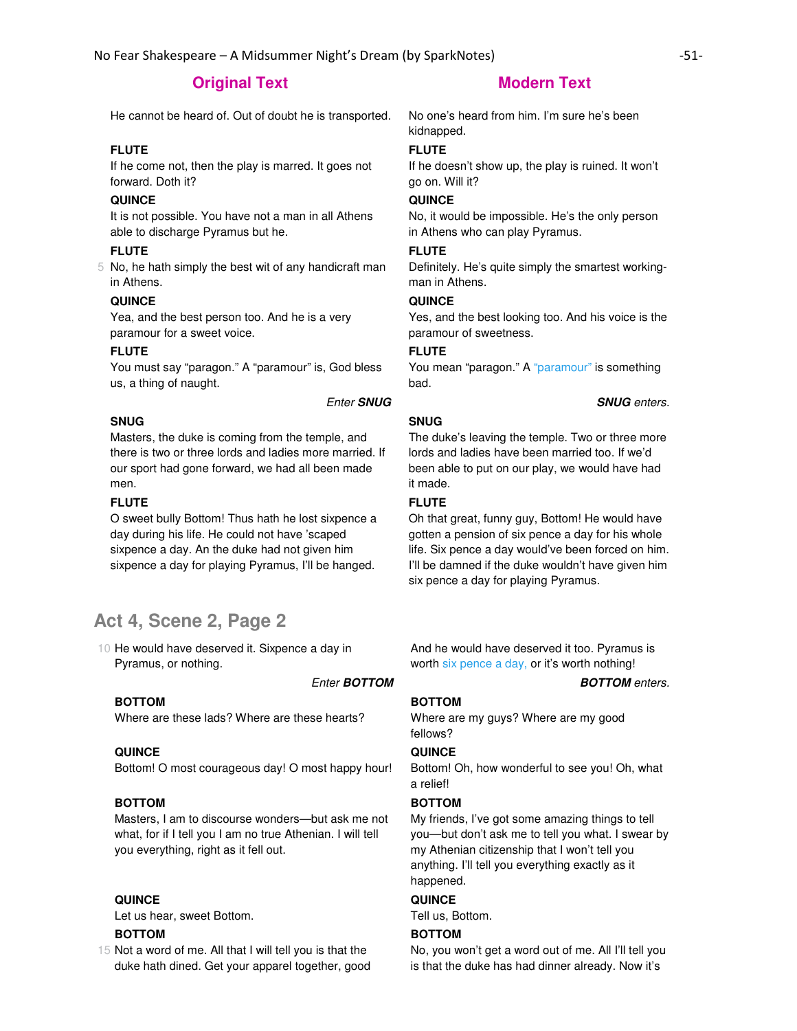| Original Text | Modern Text |
| --- | --- |
| He cannot be heard of. Out of doubt he is transported. | No one's heard from him. I'm sure he's been kidnapped. |
| **FLUTE**<br>If he come not, then the play is marred. It goes not forward. Doth it? | **FLUTE**<br>If he doesn't show up, the play is ruined. It won't go on. Will it? |
| **QUINCE**<br>It is not possible. You have not a man in all Athens able to discharge Pyramus but he. | **QUINCE**<br>No, it would be impossible. He's the only person in Athens who can play Pyramus. |
| **FLUTE**<br>5 No, he hath simply the best wit of any handicraft man in Athens. | **FLUTE**<br>Definitely. He's quite simply the smartest working-man in Athens. |
| **QUINCE**<br>Yea, and the best person too. And he is a very paramour for a sweet voice. | **QUINCE**<br>Yes, and the best looking too. And his voice is the paramour of sweetness. |
| **FLUTE**<br>You must say "paragon." A "paramour" is, God bless us, a thing of naught. | **FLUTE**<br>You mean "paragon." A "paramour" is something bad. |
| *Enter* ***SNUG*** | ***SNUG*** *enters.* |
| **SNUG**<br>Masters, the duke is coming from the temple, and there is two or three lords and ladies more married. If our sport had gone forward, we had all been made men. | **SNUG**<br>The duke's leaving the temple. Two or three more lords and ladies have been married too. If we'd been able to put on our play, we would have had it made. |
| **FLUTE**<br>O sweet bully Bottom! Thus hath he lost sixpence a day during his life. He could not have 'scaped sixpence a day. An the duke had not given him sixpence a day for playing Pyramus, I'll be hanged. | **FLUTE**<br>Oh that great, funny guy, Bottom! He would have gotten a pension of six pence a day for his whole life. Six pence a day would've been forced on him. I'll be damned if the duke wouldn't have given him six pence a day for playing Pyramus. |

## Act 4, Scene 2, Page 2

| Original Text | Modern Text |
| --- | --- |
| 10 He would have deserved it. Sixpence a day in Pyramus, or nothing. | And he would have deserved it too. Pyramus is worth six pence a day, or it's worth nothing! |
| *Enter* ***BOTTOM*** | ***BOTTOM*** *enters.* |
| **BOTTOM**<br>Where are these lads? Where are these hearts? | **BOTTOM**<br>Where are my guys? Where are my good fellows? |
| **QUINCE**<br>Bottom! O most courageous day! O most happy hour! | **QUINCE**<br>Bottom! Oh, how wonderful to see you! Oh, what a relief! |
| **BOTTOM**<br>Masters, I am to discourse wonders—but ask me not what, for if I tell you I am no true Athenian. I will tell you everything, right as it fell out. | **BOTTOM**<br>My friends, I've got some amazing things to tell you—but don't ask me to tell you what. I swear by my Athenian citizenship that I won't tell you anything. I'll tell you everything exactly as it happened. |
| **QUINCE**<br>Let us hear, sweet Bottom. | **QUINCE**<br>Tell us, Bottom. |
| **BOTTOM**<br>15 Not a word of me. All that I will tell you is that the duke hath dined. Get your apparel together, good | **BOTTOM**<br>No, you won't get a word out of me. All I'll tell you is that the duke has had dinner already. Now it's |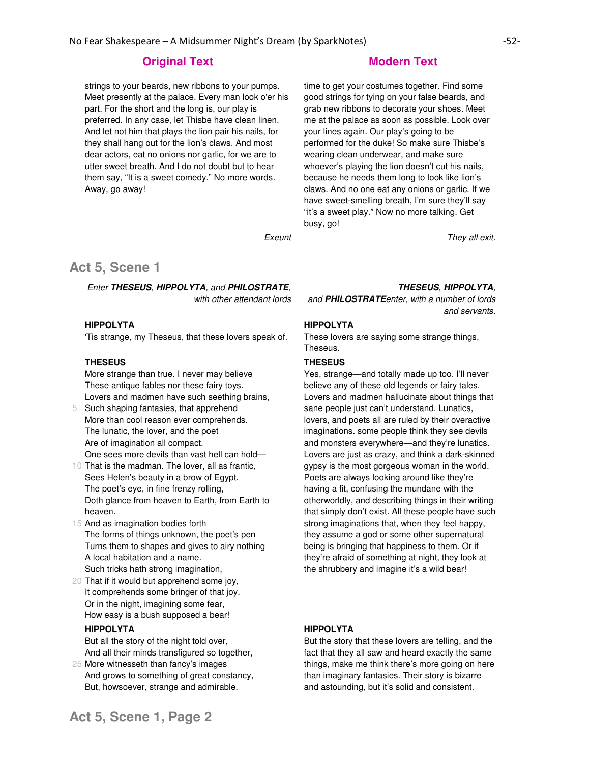| Original Text | Modern Text |
| --- | --- |
| strings to your beards, new ribbons to your pumps. Meet presently at the palace. Every man look o'er his part. For the short and the long is, our play is preferred. In any case, let Thisbe have clean linen. And let not him that plays the lion pair his nails, for they shall hang out for the lion's claws. And most dear actors, eat no onions nor garlic, for we are to utter sweet breath. And I do not doubt but to hear them say, "It is a sweet comedy." No more words. Away, go away! | time to get your costumes together. Find some good strings for tying on your false beards, and grab new ribbons to decorate your shoes. Meet me at the palace as soon as possible. Look over your lines again. Our play's going to be performed for the duke! So make sure Thisbe's wearing clean underwear, and make sure whoever's playing the lion doesn't cut his nails, because he needs them long to look like lion's claws. And no one eat any onions or garlic. If we have sweet-smelling breath, I'm sure they'll say "it's a sweet play." Now no more talking. Get busy, go! |
| *Exeunt* | *They all exit.* |

## Act 5, Scene 1

| Original Text | Modern Text |
| --- | --- |
| *Enter **THESEUS**, **HIPPOLYTA**, and **PHILOSTRATE**, with other attendant lords* | ***THESEUS**, **HIPPOLYTA**, and **PHILOSTRATE**enter, with a number of lords and servants.* |
| **HIPPOLYTA**<br>'Tis strange, my Theseus, that these lovers speak of. | **HIPPOLYTA**<br>These lovers are saying some strange things, Theseus. |
| **THESEUS**<br>More strange than true. I never may believe<br>These antique fables nor these fairy toys.<br>Lovers and madmen have such seething brains,<br>5 Such shaping fantasies, that apprehend<br>More than cool reason ever comprehends.<br>The lunatic, the lover, and the poet<br>Are of imagination all compact.<br>One sees more devils than vast hell can hold—<br>10 That is the madman. The lover, all as frantic,<br>Sees Helen's beauty in a brow of Egypt.<br>The poet's eye, in fine frenzy rolling,<br>Doth glance from heaven to Earth, from Earth to heaven.<br>15 And as imagination bodies forth<br>The forms of things unknown, the poet's pen<br>Turns them to shapes and gives to airy nothing<br>A local habitation and a name.<br>Such tricks hath strong imagination,<br>20 That if it would but apprehend some joy,<br>It comprehends some bringer of that joy.<br>Or in the night, imagining some fear,<br>How easy is a bush supposed a bear! | **THESEUS**<br>Yes, strange—and totally made up too. I'll never believe any of these old legends or fairy tales. Lovers and madmen hallucinate about things that sane people just can't understand. Lunatics, lovers, and poets all are ruled by their overactive imaginations. some people think they see devils and monsters everywhere—and they're lunatics. Lovers are just as crazy, and think a dark-skinned gypsy is the most gorgeous woman in the world. Poets are always looking around like they're having a fit, confusing the mundane with the otherworldly, and describing things in their writing that simply don't exist. All these people have such strong imaginations that, when they feel happy, they assume a god or some other supernatural being is bringing that happiness to them. Or if they're afraid of something at night, they look at the shrubbery and imagine it's a wild bear! |
| **HIPPOLYTA**<br>But all the story of the night told over,<br>And all their minds transfigured so together,<br>25 More witnesseth than fancy's images<br>And grows to something of great constancy,<br>But, howsoever, strange and admirable. | **HIPPOLYTA**<br>But the story that these lovers are telling, and the fact that they all saw and heard exactly the same things, make me think there's more going on here than imaginary fantasies. Their story is bizarre and astounding, but it's solid and consistent. |

## Act 5, Scene 1, Page 2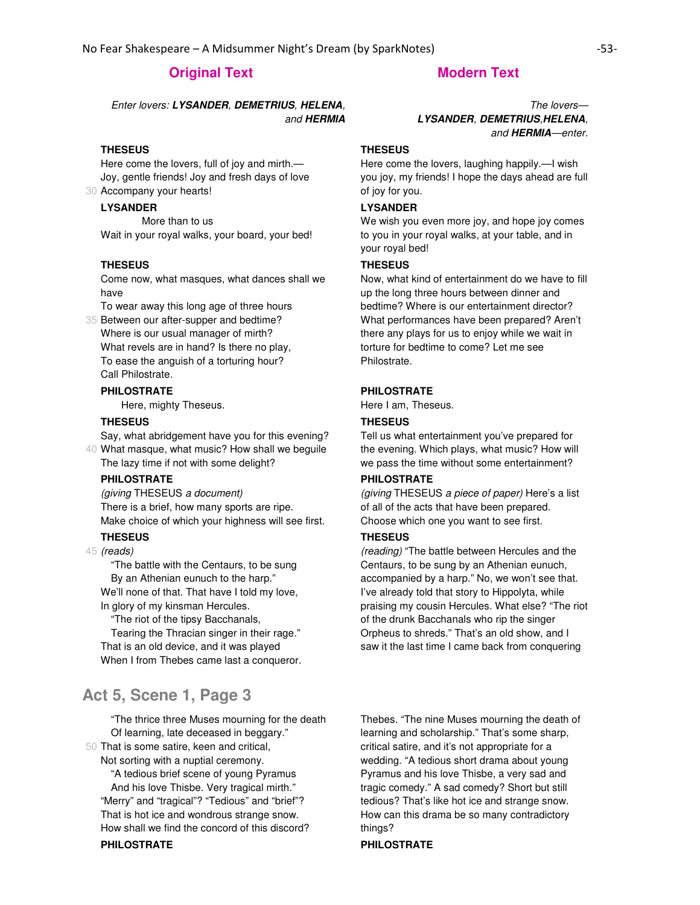| Original Text | Modern Text |
|---|---|
| *Enter lovers:* ***LYSANDER****,* ***DEMETRIUS****,* ***HELENA****, and* ***HERMIA*** | *The lovers—* ***LYSANDER****,* ***DEMETRIUS****,****HELENA****, and* ***HERMIA****—enter.* |
| **THESEUS**<br>Here come the lovers, full of joy and mirth.—<br>Joy, gentle friends! Joy and fresh days of love<br>30 Accompany your hearts! | **THESEUS**<br>Here come the lovers, laughing happily.—I wish you joy, my friends! I hope the days ahead are full of joy for you. |
| **LYSANDER**<br>More than to us<br>Wait in your royal walks, your board, your bed! | **LYSANDER**<br>We wish you even more joy, and hope joy comes to you in your royal walks, at your table, and in your royal bed! |
| **THESEUS**<br>Come now, what masques, what dances shall we have<br>To wear away this long age of three hours<br>35 Between our after-supper and bedtime?<br>Where is our usual manager of mirth?<br>What revels are in hand? Is there no play,<br>To ease the anguish of a torturing hour?<br>Call Philostrate. | **THESEUS**<br>Now, what kind of entertainment do we have to fill up the long three hours between dinner and bedtime? Where is our entertainment director? What performances have been prepared? Aren't there any plays for us to enjoy while we wait in torture for bedtime to come? Let me see Philostrate. |
| **PHILOSTRATE**<br>Here, mighty Theseus. | **PHILOSTRATE**<br>Here I am, Theseus. |
| **THESEUS**<br>Say, what abridgement have you for this evening?<br>40 What masque, what music? How shall we beguile<br>The lazy time if not with some delight? | **THESEUS**<br>Tell us what entertainment you've prepared for the evening. Which plays, what music? How will we pass the time without some entertainment? |
| **PHILOSTRATE**<br>*(giving* THESEUS *a document)*<br>There is a brief, how many sports are ripe.<br>Make choice of which your highness will see first. | **PHILOSTRATE**<br>*(giving* THESEUS *a piece of paper)* Here's a list of all of the acts that have been prepared. Choose which one you want to see first. |
| **THESEUS**<br>45 *(reads)*<br>"The battle with the Centaurs, to be sung<br>By an Athenian eunuch to the harp."<br>We'll none of that. That have I told my love,<br>In glory of my kinsman Hercules.<br>"The riot of the tipsy Bacchanals,<br>Tearing the Thracian singer in their rage."<br>That is an old device, and it was played<br>When I from Thebes came last a conqueror. | **THESEUS**<br>*(reading)* "The battle between Hercules and the Centaurs, to be sung by an Athenian eunuch, accompanied by a harp." No, we won't see that. I've already told that story to Hippolyta, while praising my cousin Hercules. What else? "The riot of the drunk Bacchanals who rip the singer Orpheus to shreds." That's an old show, and I saw it the last time I came back from conquering |

## Act 5, Scene 1, Page 3

| Original Text | Modern Text |
|---|---|
| "The thrice three Muses mourning for the death<br>Of learning, late deceased in beggary."<br>50 That is some satire, keen and critical,<br>Not sorting with a nuptial ceremony.<br>"A tedious brief scene of young Pyramus<br>And his love Thisbe. Very tragical mirth."<br>"Merry" and "tragical"? "Tedious" and "brief"?<br>That is hot ice and wondrous strange snow.<br>How shall we find the concord of this discord? | Thebes. "The nine Muses mourning the death of learning and scholarship." That's some sharp, critical satire, and it's not appropriate for a wedding. "A tedious short drama about young Pyramus and his love Thisbe, a very sad and tragic comedy." A sad comedy? Short but still tedious? That's like hot ice and strange snow. How can this drama be so many contradictory things? |
| **PHILOSTRATE** | **PHILOSTRATE** |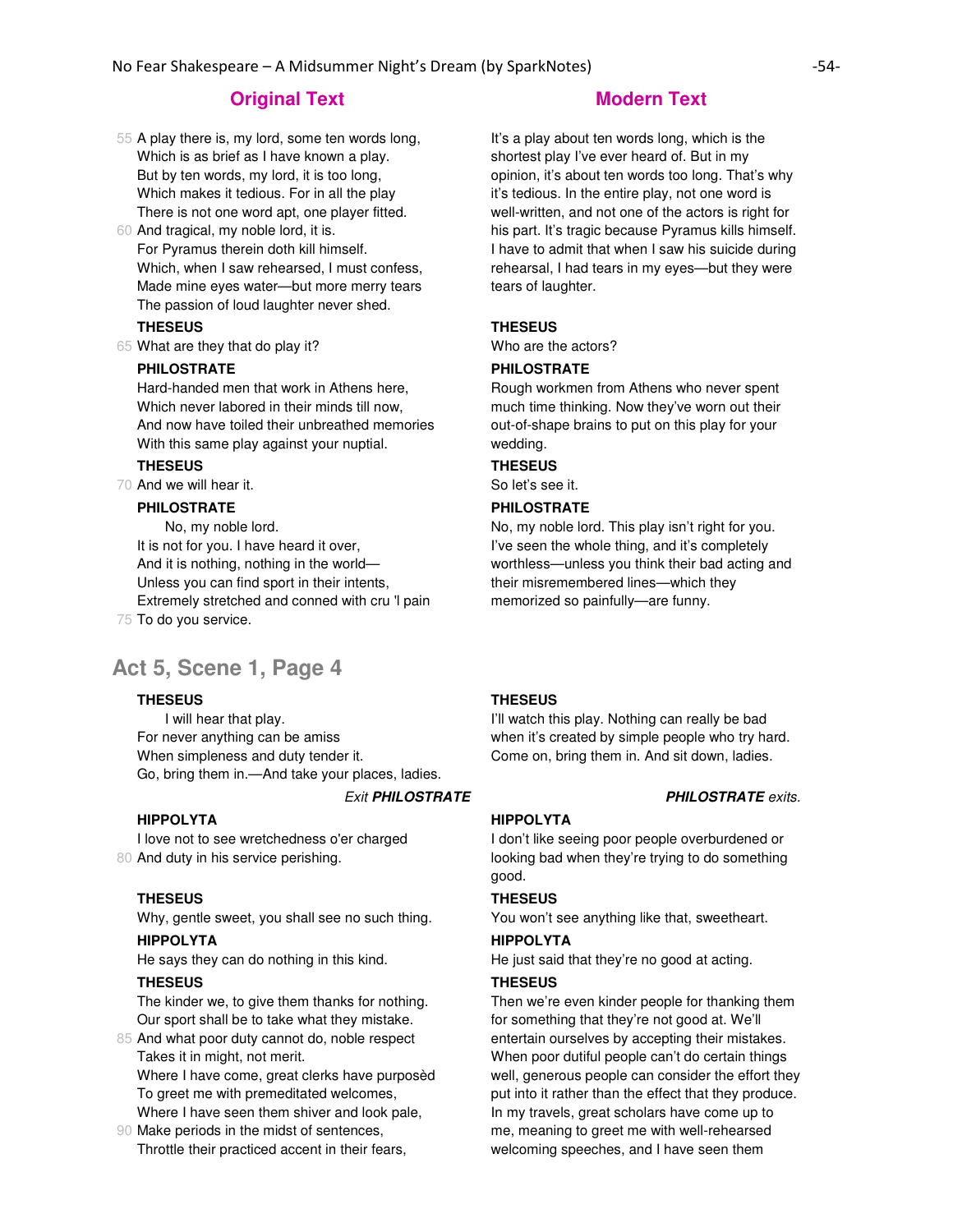| Original Text | Modern Text |
| --- | --- |
| 55 A play there is, my lord, some ten words long, Which is as brief as I have known a play. But by ten words, my lord, it is too long, Which makes it tedious. For in all the play There is not one word apt, one player fitted. 60 And tragical, my noble lord, it is. For Pyramus therein doth kill himself. Which, when I saw rehearsed, I must confess, Made mine eyes water—but more merry tears The passion of loud laughter never shed. | It's a play about ten words long, which is the shortest play I've ever heard of. But in my opinion, it's about ten words too long. That's why it's tedious. In the entire play, not one word is well-written, and not one of the actors is right for his part. It's tragic because Pyramus kills himself. I have to admit that when I saw his suicide during rehearsal, I had tears in my eyes—but they were tears of laughter. |
| **THESEUS** 65 What are they that do play it? | **THESEUS** Who are the actors? |
| **PHILOSTRATE** Hard-handed men that work in Athens here, Which never labored in their minds till now, And now have toiled their unbreathed memories With this same play against your nuptial. | **PHILOSTRATE** Rough workmen from Athens who never spent much time thinking. Now they've worn out their out-of-shape brains to put on this play for your wedding. |
| **THESEUS** 70 And we will hear it. | **THESEUS** So let's see it. |
| **PHILOSTRATE** No, my noble lord. It is not for you. I have heard it over, And it is nothing, nothing in the world— Unless you can find sport in their intents, Extremely stretched and conned with cru 'l pain 75 To do you service. | **PHILOSTRATE** No, my noble lord. This play isn't right for you. I've seen the whole thing, and it's completely worthless—unless you think their bad acting and their misremembered lines—which they memorized so painfully—are funny. |

## Act 5, Scene 1, Page 4

| Original Text | Modern Text |
| --- | --- |
| **THESEUS** I will hear that play. For never anything can be amiss When simpleness and duty tender it. Go, bring them in.—And take your places, ladies. | **THESEUS** I'll watch this play. Nothing can really be bad when it's created by simple people who try hard. Come on, bring them in. And sit down, ladies. |
| *Exit* ***PHILOSTRATE*** | ***PHILOSTRATE*** *exits.* |
| **HIPPOLYTA** I love not to see wretchedness o'er charged 80 And duty in his service perishing. | **HIPPOLYTA** I don't like seeing poor people overburdened or looking bad when they're trying to do something good. |
| **THESEUS** Why, gentle sweet, you shall see no such thing. | **THESEUS** You won't see anything like that, sweetheart. |
| **HIPPOLYTA** He says they can do nothing in this kind. | **HIPPOLYTA** He just said that they're no good at acting. |
| **THESEUS** The kinder we, to give them thanks for nothing. Our sport shall be to take what they mistake. 85 And what poor duty cannot do, noble respect Takes it in might, not merit. Where I have come, great clerks have purposèd To greet me with premeditated welcomes, Where I have seen them shiver and look pale, 90 Make periods in the midst of sentences, Throttle their practiced accent in their fears, | **THESEUS** Then we're even kinder people for thanking them for something that they're not good at. We'll entertain ourselves by accepting their mistakes. When poor dutiful people can't do certain things well, generous people can consider the effort they put into it rather than the effect that they produce. In my travels, great scholars have come up to me, meaning to greet me with well-rehearsed welcoming speeches, and I have seen them |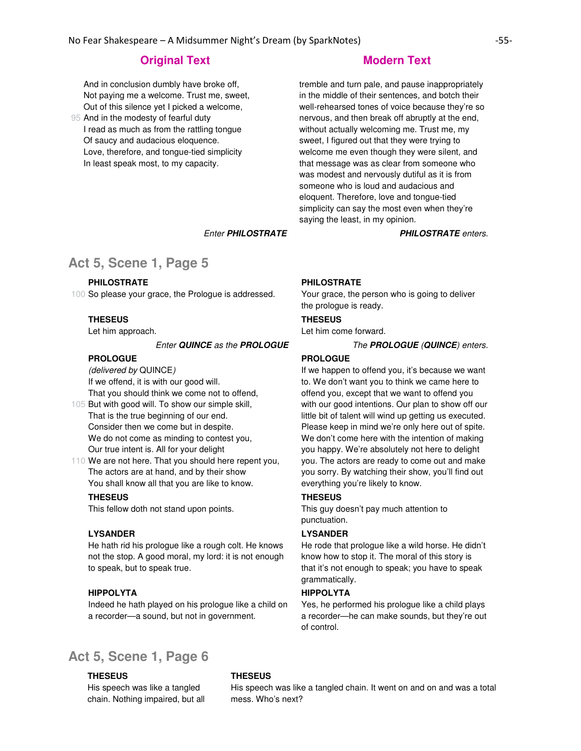| Original Text | Modern Text |
| --- | --- |
| And in conclusion dumbly have broke off, Not paying me a welcome. Trust me, sweet, Out of this silence yet I picked a welcome, 95 And in the modesty of fearful duty I read as much as from the rattling tongue Of saucy and audacious eloquence. Love, therefore, and tongue-tied simplicity In least speak most, to my capacity. | tremble and turn pale, and pause inappropriately in the middle of their sentences, and botch their well-rehearsed tones of voice because they're so nervous, and then break off abruptly at the end, without actually welcoming me. Trust me, my sweet, I figured out that they were trying to welcome me even though they were silent, and that message was as clear from someone who was modest and nervously dutiful as it is from someone who is loud and audacious and eloquent. Therefore, love and tongue-tied simplicity can say the most even when they're saying the least, in my opinion. |
| *Enter **PHILOSTRATE*** | ***PHILOSTRATE** enters.* |

## Act 5, Scene 1, Page 5

| Original Text | Modern Text |
| --- | --- |
| **PHILOSTRATE** 100 So please your grace, the Prologue is addressed. | **PHILOSTRATE** Your grace, the person who is going to deliver the prologue is ready. |
| **THESEUS** Let him approach. | **THESEUS** Let him come forward. |
| *Enter **QUINCE** as the **PROLOGUE*** | *The **PROLOGUE** (**QUINCE**) enters.* |
| **PROLOGUE** *(delivered by* QUINCE*)* If we offend, it is with our good will. That you should think we come not to offend, 105 But with good will. To show our simple skill, That is the true beginning of our end. Consider then we come but in despite. We do not come as minding to contest you, Our true intent is. All for your delight 110 We are not here. That you should here repent you, The actors are at hand, and by their show You shall know all that you are like to know. | **PROLOGUE** If we happen to offend you, it's because we want to. We don't want you to think we came here to offend you, except that we want to offend you with our good intentions. Our plan to show off our little bit of talent will wind up getting us executed. Please keep in mind we're only here out of spite. We don't come here with the intention of making you happy. We're absolutely not here to delight you. The actors are ready to come out and make you sorry. By watching their show, you'll find out everything you're likely to know. |
| **THESEUS** This fellow doth not stand upon points. | **THESEUS** This guy doesn't pay much attention to punctuation. |
| **LYSANDER** He hath rid his prologue like a rough colt. He knows not the stop. A good moral, my lord: it is not enough to speak, but to speak true. | **LYSANDER** He rode that prologue like a wild horse. He didn't know how to stop it. The moral of this story is that it's not enough to speak; you have to speak grammatically. |
| **HIPPOLYTA** Indeed he hath played on his prologue like a child on a recorder—a sound, but not in government. | **HIPPOLYTA** Yes, he performed his prologue like a child plays a recorder—he can make sounds, but they're out of control. |

## Act 5, Scene 1, Page 6

| Original Text | Modern Text |
| --- | --- |
| **THESEUS** His speech was like a tangled chain. Nothing impaired, but all | **THESEUS** His speech was like a tangled chain. It went on and on and was a total mess. Who's next? |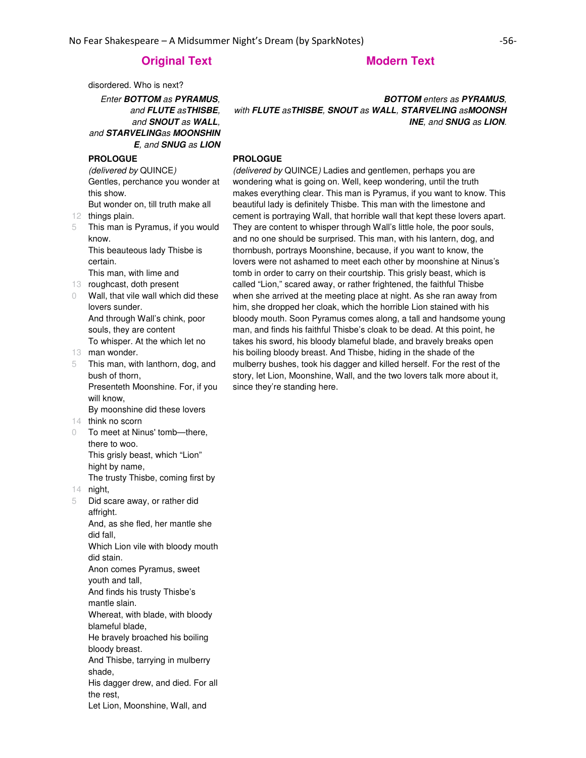| Original Text | Modern Text |
| --- | --- |
| disordered. Who is next? | |
| *Enter **BOTTOM** as **PYRAMUS**, and **FLUTE** as **THISBE**, and **SNOUT** as **WALL**, and **STARVELING** as **MOONSHINE**, and **SNUG** as **LION*** | ***BOTTOM** enters as **PYRAMUS**, with **FLUTE** as **THISBE**, **SNOUT** as **WALL**, **STARVELING** as **MOONSHINE**, and **SNUG** as **LION**.* |
| **PROLOGUE** | **PROLOGUE** |
| *(delivered by* QUINCE*)*<br>Gentles, perchance you wonder at this show.<br>But wonder on, till truth make all things plain.<br>This man is Pyramus, if you would know.<br>This beauteous lady Thisbe is certain.<br>This man, with lime and roughcast, doth present<br>Wall, that vile wall which did these lovers sunder.<br>And through Wall's chink, poor souls, they are content<br>To whisper. At the which let no man wonder.<br>This man, with lanthorn, dog, and bush of thorn,<br>Presenteth Moonshine. For, if you will know,<br>By moonshine did these lovers think no scorn<br>To meet at Ninus' tomb—there, there to woo.<br>This grisly beast, which "Lion" hight by name,<br>The trusty Thisbe, coming first by night,<br>Did scare away, or rather did affright.<br>And, as she fled, her mantle she did fall,<br>Which Lion vile with bloody mouth did stain.<br>Anon comes Pyramus, sweet youth and tall,<br>And finds his trusty Thisbe's mantle slain.<br>Whereat, with blade, with bloody blameful blade,<br>He bravely broached his boiling bloody breast.<br>And Thisbe, tarrying in mulberry shade,<br>His dagger drew, and died. For all the rest,<br>Let Lion, Moonshine, Wall, and | *(delivered by* QUINCE*)* Ladies and gentlemen, perhaps you are wondering what is going on. Well, keep wondering, until the truth makes everything clear. This man is Pyramus, if you want to know. This beautiful lady is definitely Thisbe. This man with the limestone and cement is portraying Wall, that horrible wall that kept these lovers apart. They are content to whisper through Wall's little hole, the poor souls, and no one should be surprised. This man, with his lantern, dog, and thornbush, portrays Moonshine, because, if you want to know, the lovers were not ashamed to meet each other by moonshine at Ninus's tomb in order to carry on their courtship. This grisly beast, which is called "Lion," scared away, or rather frightened, the faithful Thisbe when she arrived at the meeting place at night. As she ran away from him, she dropped her cloak, which the horrible Lion stained with his bloody mouth. Soon Pyramus comes along, a tall and handsome young man, and finds his faithful Thisbe's cloak to be dead. At this point, he takes his sword, his bloody blameful blade, and bravely breaks open his boiling bloody breast. And Thisbe, hiding in the shade of the mulberry bushes, took his dagger and killed herself. For the rest of the story, let Lion, Moonshine, Wall, and the two lovers talk more about it, since they're standing here. |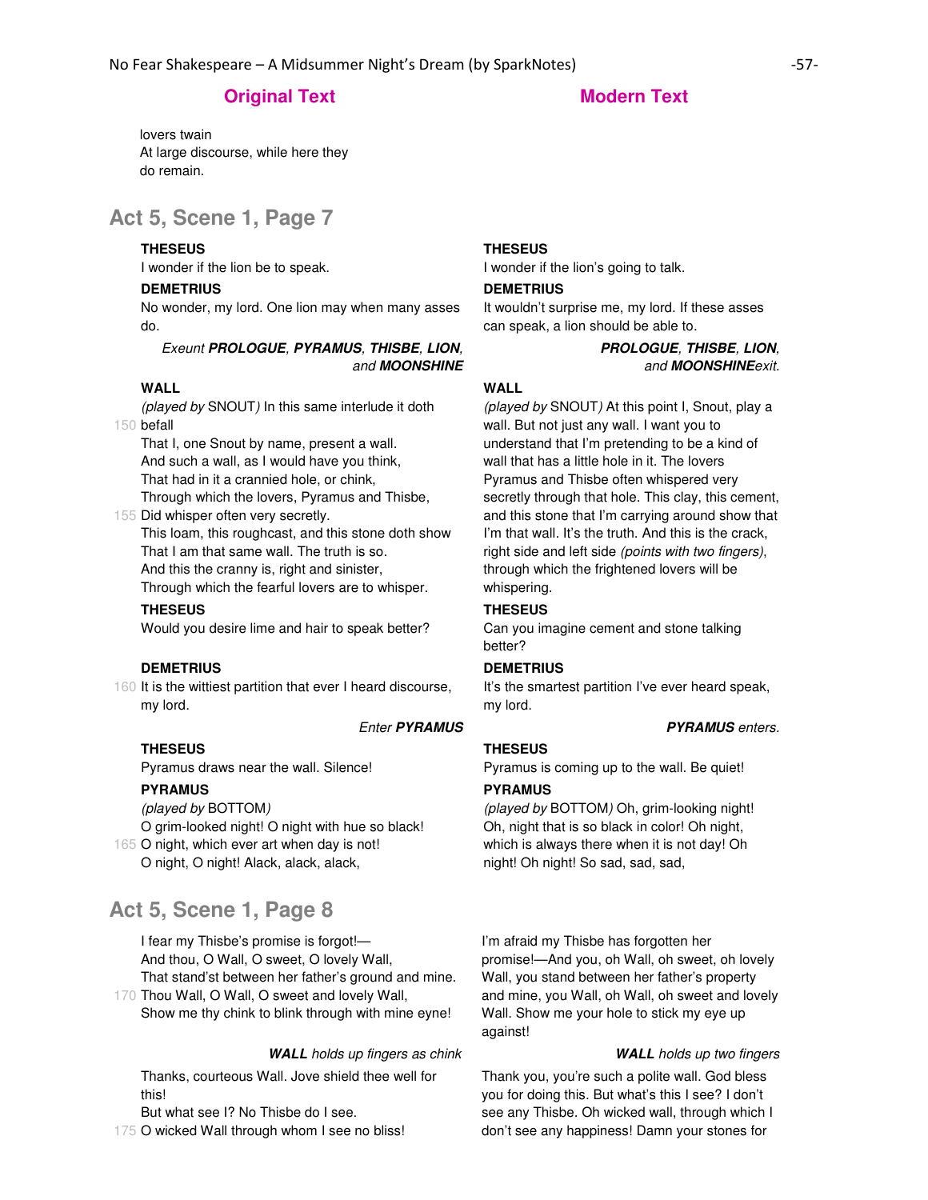## Original Text | Modern Text

lovers twain
At large discourse, while here they do remain.

## Act 5, Scene 1, Page 7

| Original Text | Modern Text |
|---|---|
| **THESEUS**<br>I wonder if the lion be to speak. | **THESEUS**<br>I wonder if the lion's going to talk. |
| **DEMETRIUS**<br>No wonder, my lord. One lion may when many asses do. | **DEMETRIUS**<br>It wouldn't surprise me, my lord. If these asses can speak, a lion should be able to. |
| *Exeunt* ***PROLOGUE, PYRAMUS, THISBE, LION,*** *and* ***MOONSHINE*** | ***PROLOGUE, THISBE, LION,*** *and* ***MOONSHINE****exit.* |
| **WALL**<br>*(played by* SNOUT*)* In this same interlude it doth<br>150 befall<br>That I, one Snout by name, present a wall.<br>And such a wall, as I would have you think,<br>That had in it a crannied hole, or chink,<br>Through which the lovers, Pyramus and Thisbe,<br>155 Did whisper often very secretly.<br>This loam, this roughcast, and this stone doth show<br>That I am that same wall. The truth is so.<br>And this the cranny is, right and sinister,<br>Through which the fearful lovers are to whisper. | **WALL**<br>*(played by* SNOUT*)* At this point I, Snout, play a wall. But not just any wall. I want you to understand that I'm pretending to be a kind of wall that has a little hole in it. The lovers Pyramus and Thisbe often whispered very secretly through that hole. This clay, this cement, and this stone that I'm carrying around show that I'm that wall. It's the truth. And this is the crack, right side and left side *(points with two fingers)*, through which the frightened lovers will be whispering. |
| **THESEUS**<br>Would you desire lime and hair to speak better? | **THESEUS**<br>Can you imagine cement and stone talking better? |
| **DEMETRIUS**<br>160 It is the wittiest partition that ever I heard discourse, my lord. | **DEMETRIUS**<br>It's the smartest partition I've ever heard speak, my lord. |
| *Enter* ***PYRAMUS*** | ***PYRAMUS*** *enters.* |
| **THESEUS**<br>Pyramus draws near the wall. Silence! | **THESEUS**<br>Pyramus is coming up to the wall. Be quiet! |
| **PYRAMUS**<br>*(played by* BOTTOM*)*<br>O grim-looked night! O night with hue so black!<br>165 O night, which ever art when day is not!<br>O night, O night! Alack, alack, alack, | **PYRAMUS**<br>*(played by* BOTTOM*)* Oh, grim-looking night! Oh, night that is so black in color! Oh night, which is always there when it is not day! Oh night! Oh night! So sad, sad, sad, |

## Act 5, Scene 1, Page 8

| Original Text | Modern Text |
|---|---|
| I fear my Thisbe's promise is forgot!—<br>And thou, O Wall, O sweet, O lovely Wall,<br>That stand'st between her father's ground and mine.<br>170 Thou Wall, O Wall, O sweet and lovely Wall,<br>Show me thy chink to blink through with mine eyne! | I'm afraid my Thisbe has forgotten her promise!—And you, oh Wall, oh sweet, oh lovely Wall, you stand between her father's property and mine, you Wall, oh Wall, oh sweet and lovely Wall. Show me your hole to stick my eye up against! |
| ***WALL*** *holds up fingers as chink* | ***WALL*** *holds up two fingers* |
| Thanks, courteous Wall. Jove shield thee well for this!<br>But what see I? No Thisbe do I see.<br>175 O wicked Wall through whom I see no bliss! | Thank you, you're such a polite wall. God bless you for doing this. But what's this I see? I don't see any Thisbe. Oh wicked wall, through which I don't see any happiness! Damn your stones for |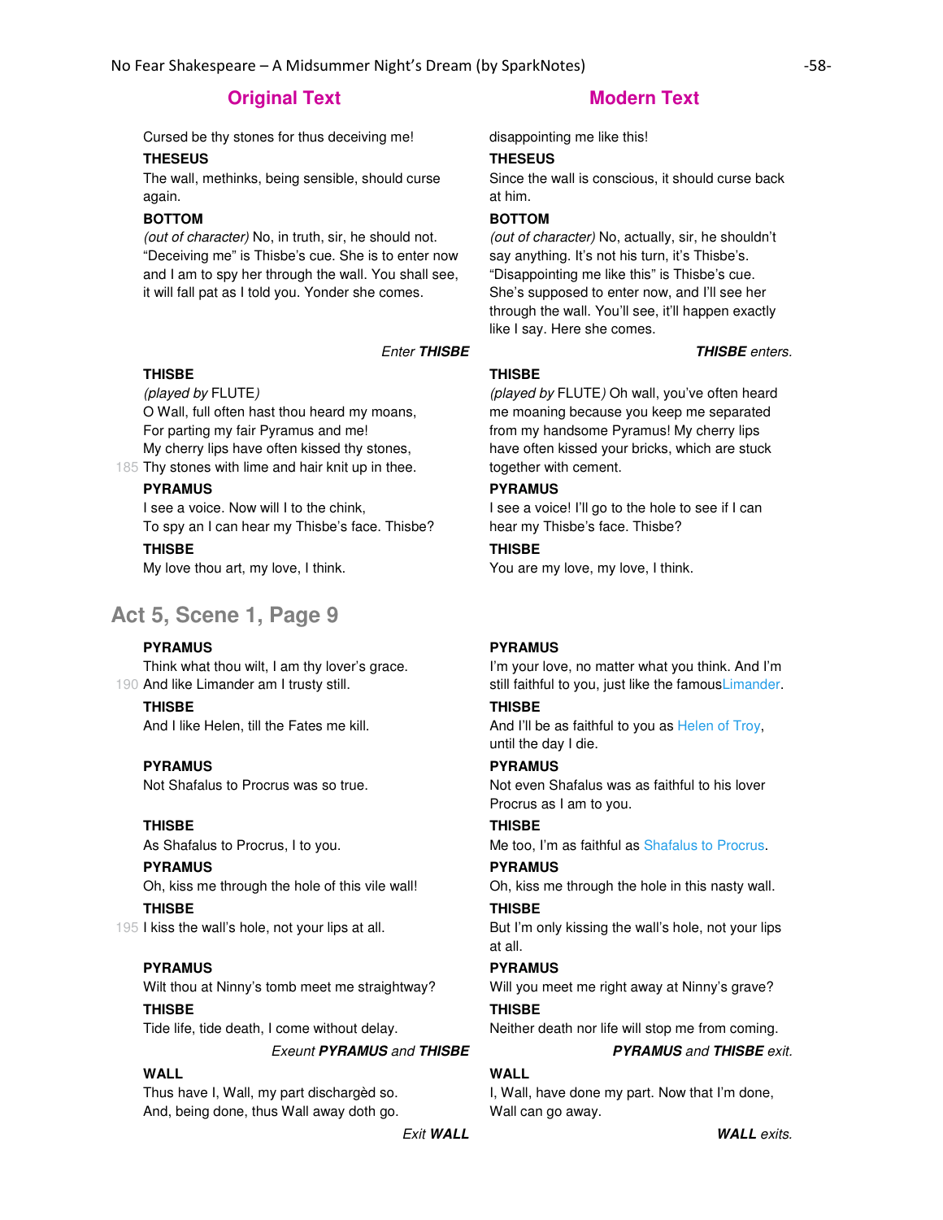| Original Text | Modern Text |
| --- | --- |
| Cursed be thy stones for thus deceiving me! | disappointing me like this! |
| **THESEUS**<br>The wall, methinks, being sensible, should curse again. | **THESEUS**<br>Since the wall is conscious, it should curse back at him. |
| **BOTTOM**<br>*(out of character)* No, in truth, sir, he should not. "Deceiving me" is Thisbe's cue. She is to enter now and I am to spy her through the wall. You shall see, it will fall pat as I told you. Yonder she comes. | **BOTTOM**<br>*(out of character)* No, actually, sir, he shouldn't say anything. It's not his turn, it's Thisbe's. "Disappointing me like this" is Thisbe's cue. She's supposed to enter now, and I'll see her through the wall. You'll see, it'll happen exactly like I say. Here she comes. |
| *Enter **THISBE*** | ***THISBE** enters.* |
| **THISBE**<br>*(played by* FLUTE*)*<br>O Wall, full often hast thou heard my moans,<br>For parting my fair Pyramus and me!<br>My cherry lips have often kissed thy stones,<br>185 Thy stones with lime and hair knit up in thee. | **THISBE**<br>*(played by* FLUTE*)* Oh wall, you've often heard me moaning because you keep me separated from my handsome Pyramus! My cherry lips have often kissed your bricks, which are stuck together with cement. |
| **PYRAMUS**<br>I see a voice. Now will I to the chink,<br>To spy an I can hear my Thisbe's face. Thisbe? | **PYRAMUS**<br>I see a voice! I'll go to the hole to see if I can hear my Thisbe's face. Thisbe? |
| **THISBE**<br>My love thou art, my love, I think. | **THISBE**<br>You are my love, my love, I think. |

## Act 5, Scene 1, Page 9

| Original Text | Modern Text |
| --- | --- |
| **PYRAMUS**<br>Think what thou wilt, I am thy lover's grace.<br>190 And like Limander am I trusty still. | **PYRAMUS**<br>I'm your love, no matter what you think. And I'm still faithful to you, just like the famous Limander. |
| **THISBE**<br>And I like Helen, till the Fates me kill. | **THISBE**<br>And I'll be as faithful to you as Helen of Troy, until the day I die. |
| **PYRAMUS**<br>Not Shafalus to Procrus was so true. | **PYRAMUS**<br>Not even Shafalus was as faithful to his lover Procrus as I am to you. |
| **THISBE**<br>As Shafalus to Procrus, I to you. | **THISBE**<br>Me too, I'm as faithful as Shafalus to Procrus. |
| **PYRAMUS**<br>Oh, kiss me through the hole of this vile wall! | **PYRAMUS**<br>Oh, kiss me through the hole in this nasty wall. |
| **THISBE**<br>195 I kiss the wall's hole, not your lips at all. | **THISBE**<br>But I'm only kissing the wall's hole, not your lips at all. |
| **PYRAMUS**<br>Wilt thou at Ninny's tomb meet me straightway? | **PYRAMUS**<br>Will you meet me right away at Ninny's grave? |
| **THISBE**<br>Tide life, tide death, I come without delay. | **THISBE**<br>Neither death nor life will stop me from coming. |
| *Exeunt **PYRAMUS** and **THISBE*** | ***PYRAMUS** and **THISBE** exit.* |
| **WALL**<br>Thus have I, Wall, my part dischargèd so.<br>And, being done, thus Wall away doth go. | **WALL**<br>I, Wall, have done my part. Now that I'm done, Wall can go away. |
| *Exit **WALL*** | ***WALL** exits.* |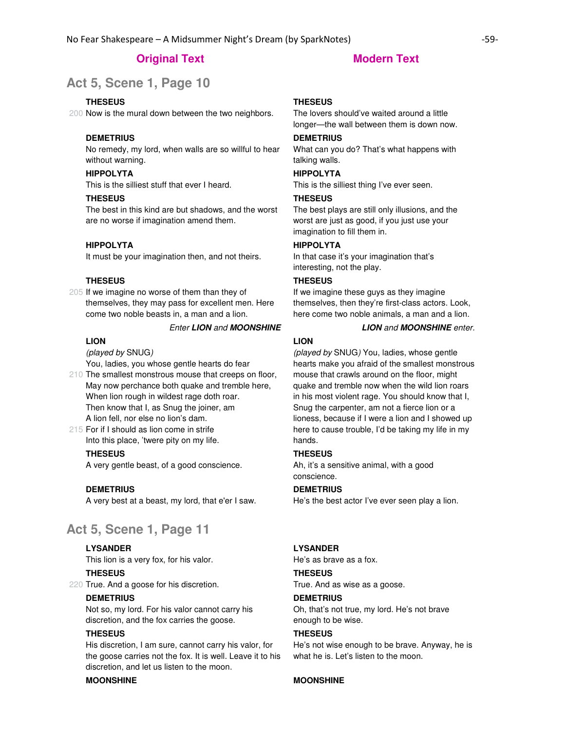| Original Text | Modern Text |
|---|---|

## Act 5, Scene 1, Page 10

| Original Text | Modern Text |
|---|---|
| **THESEUS**<br>200 Now is the mural down between the two neighbors. | **THESEUS**<br>The lovers should've waited around a little longer—the wall between them is down now. |
| **DEMETRIUS**<br>No remedy, my lord, when walls are so willful to hear without warning. | **DEMETRIUS**<br>What can you do? That's what happens with talking walls. |
| **HIPPOLYTA**<br>This is the silliest stuff that ever I heard. | **HIPPOLYTA**<br>This is the silliest thing I've ever seen. |
| **THESEUS**<br>The best in this kind are but shadows, and the worst are no worse if imagination amend them. | **THESEUS**<br>The best plays are still only illusions, and the worst are just as good, if you just use your imagination to fill them in. |
| **HIPPOLYTA**<br>It must be your imagination then, and not theirs. | **HIPPOLYTA**<br>In that case it's your imagination that's interesting, not the play. |
| **THESEUS**<br>205 If we imagine no worse of them than they of themselves, they may pass for excellent men. Here come two noble beasts in, a man and a lion. | **THESEUS**<br>If we imagine these guys as they imagine themselves, then they're first-class actors. Look, here come two noble animals, a man and a lion. |
| *Enter **LION** and **MOONSHINE*** | ***LION** and **MOONSHINE** enter.* |
| **LION**<br>*(played by* SNUG*)*<br>You, ladies, you whose gentle hearts do fear<br>210 The smallest monstrous mouse that creeps on floor,<br>May now perchance both quake and tremble here,<br>When lion rough in wildest rage doth roar.<br>Then know that I, as Snug the joiner, am<br>A lion fell, nor else no lion's dam.<br>215 For if I should as lion come in strife<br>Into this place, 'twere pity on my life. | **LION**<br>*(played by* SNUG*)* You, ladies, whose gentle hearts make you afraid of the smallest monstrous mouse that crawls around on the floor, might quake and tremble now when the wild lion roars in his most violent rage. You should know that I, Snug the carpenter, am not a fierce lion or a lioness, because if I were a lion and I showed up here to cause trouble, I'd be taking my life in my hands. |
| **THESEUS**<br>A very gentle beast, of a good conscience. | **THESEUS**<br>Ah, it's a sensitive animal, with a good conscience. |
| **DEMETRIUS**<br>A very best at a beast, my lord, that e'er I saw. | **DEMETRIUS**<br>He's the best actor I've ever seen play a lion. |

## Act 5, Scene 1, Page 11

| Original Text | Modern Text |
|---|---|
| **LYSANDER**<br>This lion is a very fox, for his valor. | **LYSANDER**<br>He's as brave as a fox. |
| **THESEUS**<br>220 True. And a goose for his discretion. | **THESEUS**<br>True. And as wise as a goose. |
| **DEMETRIUS**<br>Not so, my lord. For his valor cannot carry his discretion, and the fox carries the goose. | **DEMETRIUS**<br>Oh, that's not true, my lord. He's not brave enough to be wise. |
| **THESEUS**<br>His discretion, I am sure, cannot carry his valor, for the goose carries not the fox. It is well. Leave it to his discretion, and let us listen to the moon. | **THESEUS**<br>He's not wise enough to be brave. Anyway, he is what he is. Let's listen to the moon. |
| **MOONSHINE** | **MOONSHINE** |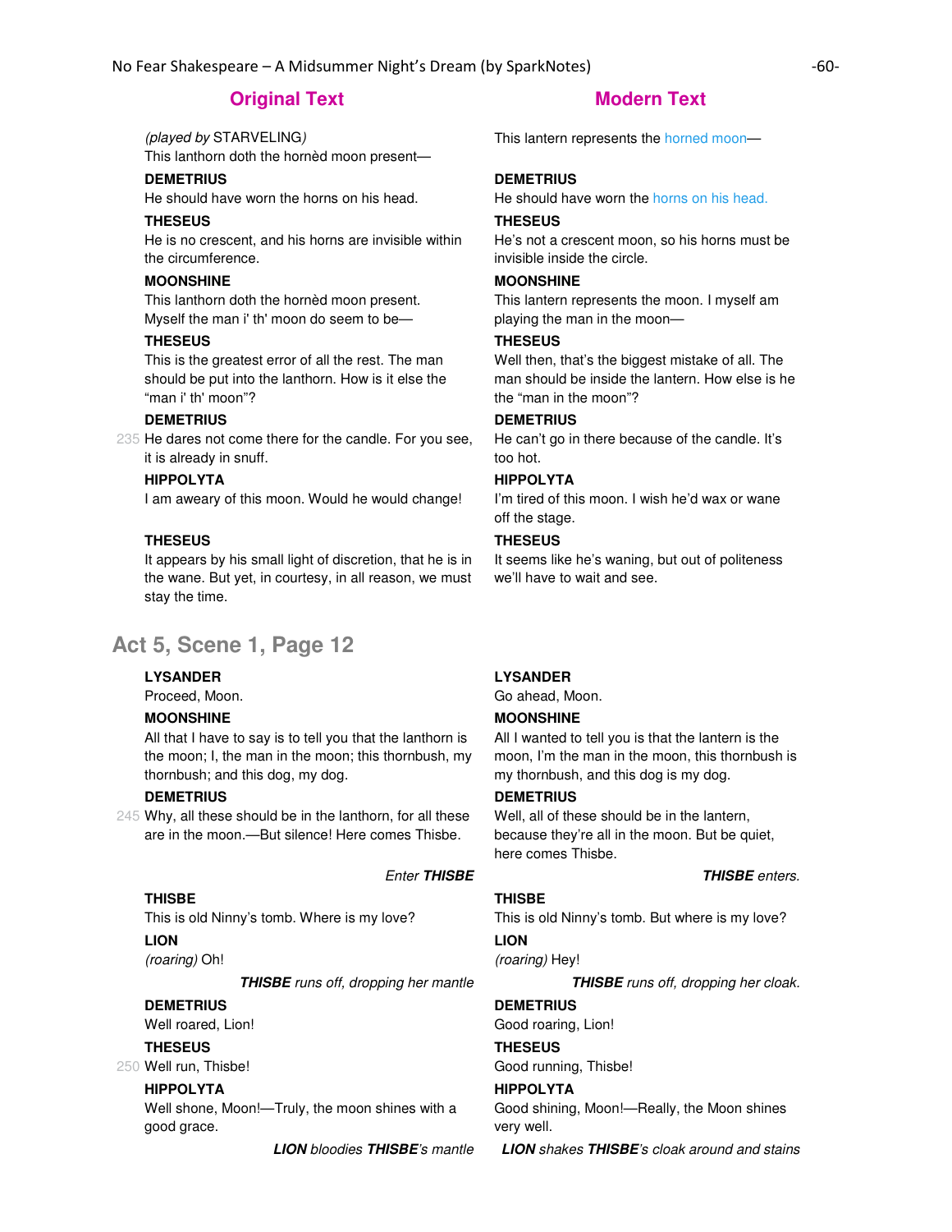| Original Text | Modern Text |
|---|---|
| *(played by* STARVELING*)* This lanthorn doth the hornèd moon present— | This lantern represents the horned moon— |
| **DEMETRIUS** He should have worn the horns on his head. | **DEMETRIUS** He should have worn the horns on his head. |
| **THESEUS** He is no crescent, and his horns are invisible within the circumference. | **THESEUS** He's not a crescent moon, so his horns must be invisible inside the circle. |
| **MOONSHINE** This lanthorn doth the hornèd moon present. Myself the man i' th' moon do seem to be— | **MOONSHINE** This lantern represents the moon. I myself am playing the man in the moon— |
| **THESEUS** This is the greatest error of all the rest. The man should be put into the lanthorn. How is it else the "man i' th' moon"? | **THESEUS** Well then, that's the biggest mistake of all. The man should be inside the lantern. How else is he the "man in the moon"? |
| **DEMETRIUS** 235 He dares not come there for the candle. For you see, it is already in snuff. | **DEMETRIUS** He can't go in there because of the candle. It's too hot. |
| **HIPPOLYTA** I am aweary of this moon. Would he would change! | **HIPPOLYTA** I'm tired of this moon. I wish he'd wax or wane off the stage. |
| **THESEUS** It appears by his small light of discretion, that he is in the wane. But yet, in courtesy, in all reason, we must stay the time. | **THESEUS** It seems like he's waning, but out of politeness we'll have to wait and see. |

## Act 5, Scene 1, Page 12

| Original Text | Modern Text |
|---|---|
| **LYSANDER** Proceed, Moon. | **LYSANDER** Go ahead, Moon. |
| **MOONSHINE** All that I have to say is to tell you that the lanthorn is the moon; I, the man in the moon; this thornbush, my thornbush; and this dog, my dog. | **MOONSHINE** All I wanted to tell you is that the lantern is the moon, I'm the man in the moon, this thornbush is my thornbush, and this dog is my dog. |
| **DEMETRIUS** 245 Why, all these should be in the lanthorn, for all these are in the moon.—But silence! Here comes Thisbe. | **DEMETRIUS** Well, all of these should be in the lantern, because they're all in the moon. But be quiet, here comes Thisbe. |
| *Enter* ***THISBE*** | ***THISBE*** *enters.* |
| **THISBE** This is old Ninny's tomb. Where is my love? | **THISBE** This is old Ninny's tomb. But where is my love? |
| **LION** *(roaring)* Oh! | **LION** *(roaring)* Hey! |
| ***THISBE*** *runs off, dropping her mantle* | ***THISBE*** *runs off, dropping her cloak.* |
| **DEMETRIUS** Well roared, Lion! | **DEMETRIUS** Good roaring, Lion! |
| **THESEUS** 250 Well run, Thisbe! | **THESEUS** Good running, Thisbe! |
| **HIPPOLYTA** Well shone, Moon!—Truly, the moon shines with a good grace. | **HIPPOLYTA** Good shining, Moon!—Really, the Moon shines very well. |
| ***LION*** *bloodies* ***THISBE****'s mantle* | ***LION*** *shakes* ***THISBE****'s cloak around and stains* |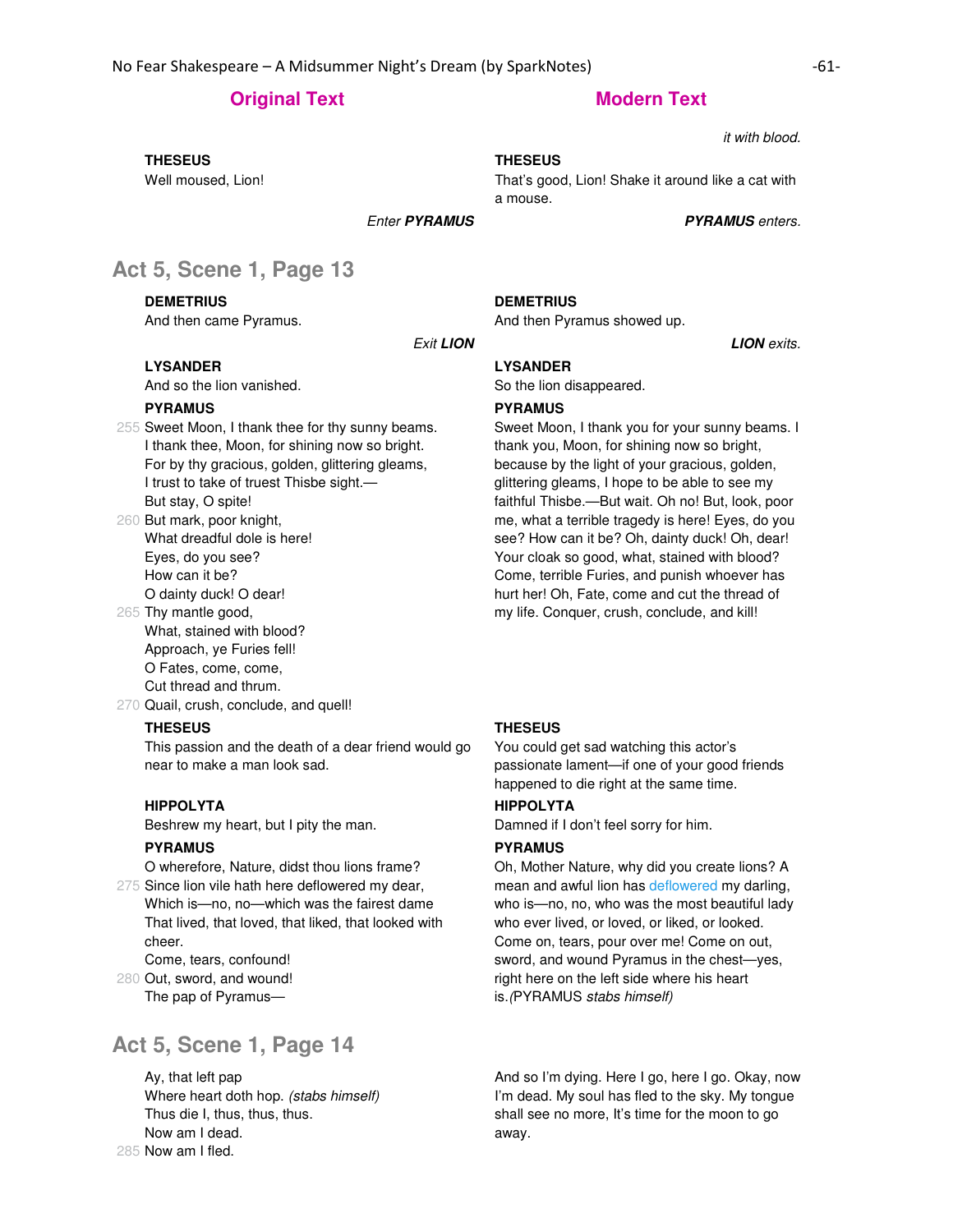| Original Text | Modern Text |
| --- | --- |
| | *it with blood.* |
| **THESEUS**<br>Well moused, Lion! | **THESEUS**<br>That's good, Lion! Shake it around like a cat with a mouse. |
| *Enter* ***PYRAMUS*** | ***PYRAMUS*** *enters.* |

## Act 5, Scene 1, Page 13

| Original Text | Modern Text |
| --- | --- |
| **DEMETRIUS**<br>And then came Pyramus. | **DEMETRIUS**<br>And then Pyramus showed up. |
| *Exit* ***LION*** | ***LION*** *exits.* |
| **LYSANDER**<br>And so the lion vanished. | **LYSANDER**<br>So the lion disappeared. |
| **PYRAMUS**<br>255 Sweet Moon, I thank thee for thy sunny beams.<br>I thank thee, Moon, for shining now so bright.<br>For by thy gracious, golden, glittering gleams,<br>I trust to take of truest Thisbe sight.—<br>But stay, O spite!<br>260 But mark, poor knight,<br>What dreadful dole is here!<br>Eyes, do you see?<br>How can it be?<br>O dainty duck! O dear!<br>265 Thy mantle good,<br>What, stained with blood?<br>Approach, ye Furies fell!<br>O Fates, come, come,<br>Cut thread and thrum.<br>270 Quail, crush, conclude, and quell! | **PYRAMUS**<br>Sweet Moon, I thank you for your sunny beams. I thank you, Moon, for shining now so bright, because by the light of your gracious, golden, glittering gleams, I hope to be able to see my faithful Thisbe.—But wait. Oh no! But, look, poor me, what a terrible tragedy is here! Eyes, do you see? How can it be? Oh, dainty duck! Oh, dear! Your cloak so good, what, stained with blood? Come, terrible Furies, and punish whoever has hurt her! Oh, Fate, come and cut the thread of my life. Conquer, crush, conclude, and kill! |
| **THESEUS**<br>This passion and the death of a dear friend would go near to make a man look sad. | **THESEUS**<br>You could get sad watching this actor's passionate lament—if one of your good friends happened to die right at the same time. |
| **HIPPOLYTA**<br>Beshrew my heart, but I pity the man. | **HIPPOLYTA**<br>Damned if I don't feel sorry for him. |
| **PYRAMUS**<br>O wherefore, Nature, didst thou lions frame?<br>275 Since lion vile hath here deflowered my dear,<br>Which is—no, no—which was the fairest dame<br>That lived, that loved, that liked, that looked with cheer.<br>Come, tears, confound!<br>280 Out, sword, and wound!<br>The pap of Pyramus— | **PYRAMUS**<br>Oh, Mother Nature, why did you create lions? A mean and awful lion has deflowered my darling, who is—no, no, who was the most beautiful lady who ever lived, or loved, or liked, or looked. Come on, tears, pour over me! Come on out, sword, and wound Pyramus in the chest—yes, right here on the left side where his heart is.*(PYRAMUS stabs himself)* |

## Act 5, Scene 1, Page 14

| Original Text | Modern Text |
| --- | --- |
| Ay, that left pap<br>Where heart doth hop. *(stabs himself)*<br>Thus die I, thus, thus, thus.<br>Now am I dead.<br>285 Now am I fled. | And so I'm dying. Here I go, here I go. Okay, now I'm dead. My soul has fled to the sky. My tongue shall see no more, It's time for the moon to go away. |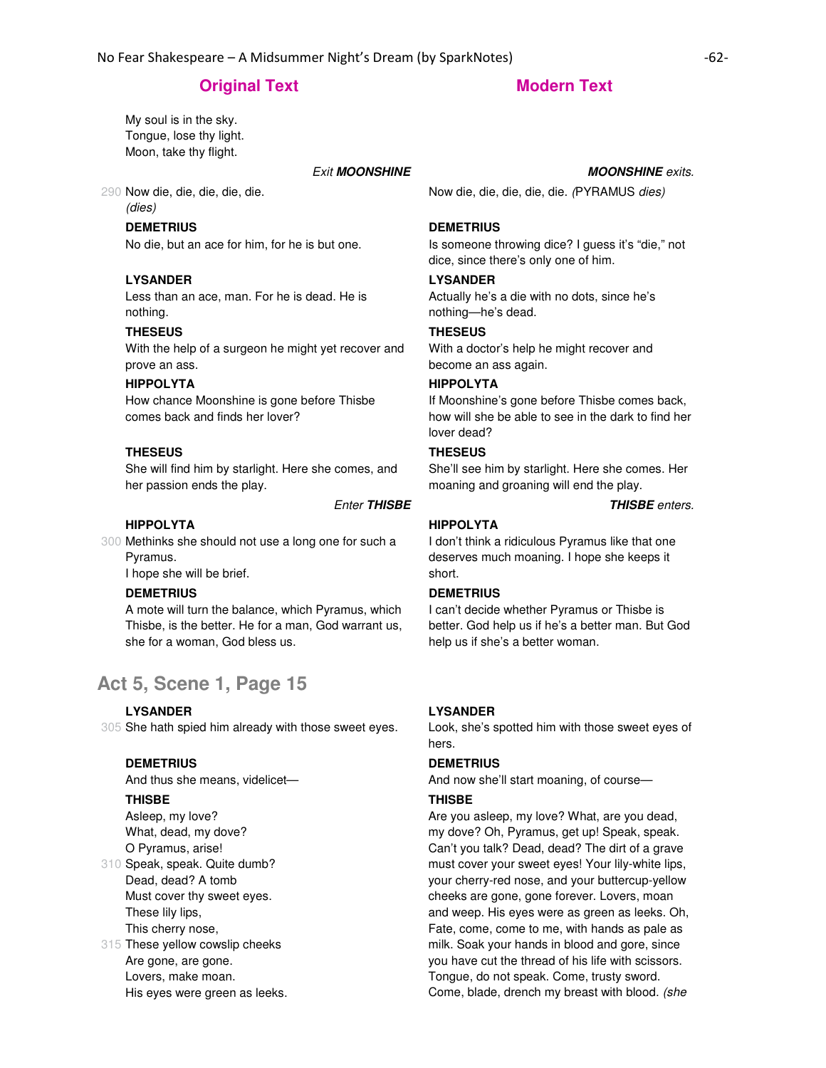| Original Text | Modern Text |
|---|---|
| My soul is in the sky.<br>Tongue, lose thy light.<br>Moon, take thy flight. | |
| *Exit* ***MOONSHINE*** | ***MOONSHINE*** *exits.* |
| 290 Now die, die, die, die, die.<br>*(dies)* | Now die, die, die, die, die. *(*PYRAMUS *dies)* |
| **DEMETRIUS**<br>No die, but an ace for him, for he is but one. | **DEMETRIUS**<br>Is someone throwing dice? I guess it's "die," not dice, since there's only one of him. |
| **LYSANDER**<br>Less than an ace, man. For he is dead. He is nothing. | **LYSANDER**<br>Actually he's a die with no dots, since he's nothing—he's dead. |
| **THESEUS**<br>With the help of a surgeon he might yet recover and prove an ass. | **THESEUS**<br>With a doctor's help he might recover and become an ass again. |
| **HIPPOLYTA**<br>How chance Moonshine is gone before Thisbe comes back and finds her lover? | **HIPPOLYTA**<br>If Moonshine's gone before Thisbe comes back, how will she be able to see in the dark to find her lover dead? |
| **THESEUS**<br>She will find him by starlight. Here she comes, and her passion ends the play. | **THESEUS**<br>She'll see him by starlight. Here she comes. Her moaning and groaning will end the play. |
| *Enter* ***THISBE*** | ***THISBE*** *enters.* |
| **HIPPOLYTA**<br>300 Methinks she should not use a long one for such a Pyramus.<br>I hope she will be brief. | **HIPPOLYTA**<br>I don't think a ridiculous Pyramus like that one deserves much moaning. I hope she keeps it short. |
| **DEMETRIUS**<br>A mote will turn the balance, which Pyramus, which Thisbe, is the better. He for a man, God warrant us, she for a woman, God bless us. | **DEMETRIUS**<br>I can't decide whether Pyramus or Thisbe is better. God help us if he's a better man. But God help us if she's a better woman. |

## Act 5, Scene 1, Page 15

| Original Text | Modern Text |
|---|---|
| **LYSANDER**<br>305 She hath spied him already with those sweet eyes. | **LYSANDER**<br>Look, she's spotted him with those sweet eyes of hers. |
| **DEMETRIUS**<br>And thus she means, videlicet— | **DEMETRIUS**<br>And now she'll start moaning, of course— |
| **THISBE**<br>Asleep, my love?<br>What, dead, my dove?<br>O Pyramus, arise!<br>310 Speak, speak. Quite dumb?<br>Dead, dead? A tomb<br>Must cover thy sweet eyes.<br>These lily lips,<br>This cherry nose,<br>315 These yellow cowslip cheeks<br>Are gone, are gone.<br>Lovers, make moan.<br>His eyes were green as leeks. | **THISBE**<br>Are you asleep, my love? What, are you dead, my dove? Oh, Pyramus, get up! Speak, speak. Can't you talk? Dead, dead? The dirt of a grave must cover your sweet eyes! Your lily-white lips, your cherry-red nose, and your buttercup-yellow cheeks are gone, gone forever. Lovers, moan and weep. His eyes were as green as leeks. Oh, Fate, come, come to me, with hands as pale as milk. Soak your hands in blood and gore, since you have cut the thread of his life with scissors. Tongue, do not speak. Come, trusty sword. Come, blade, drench my breast with blood. *(she* |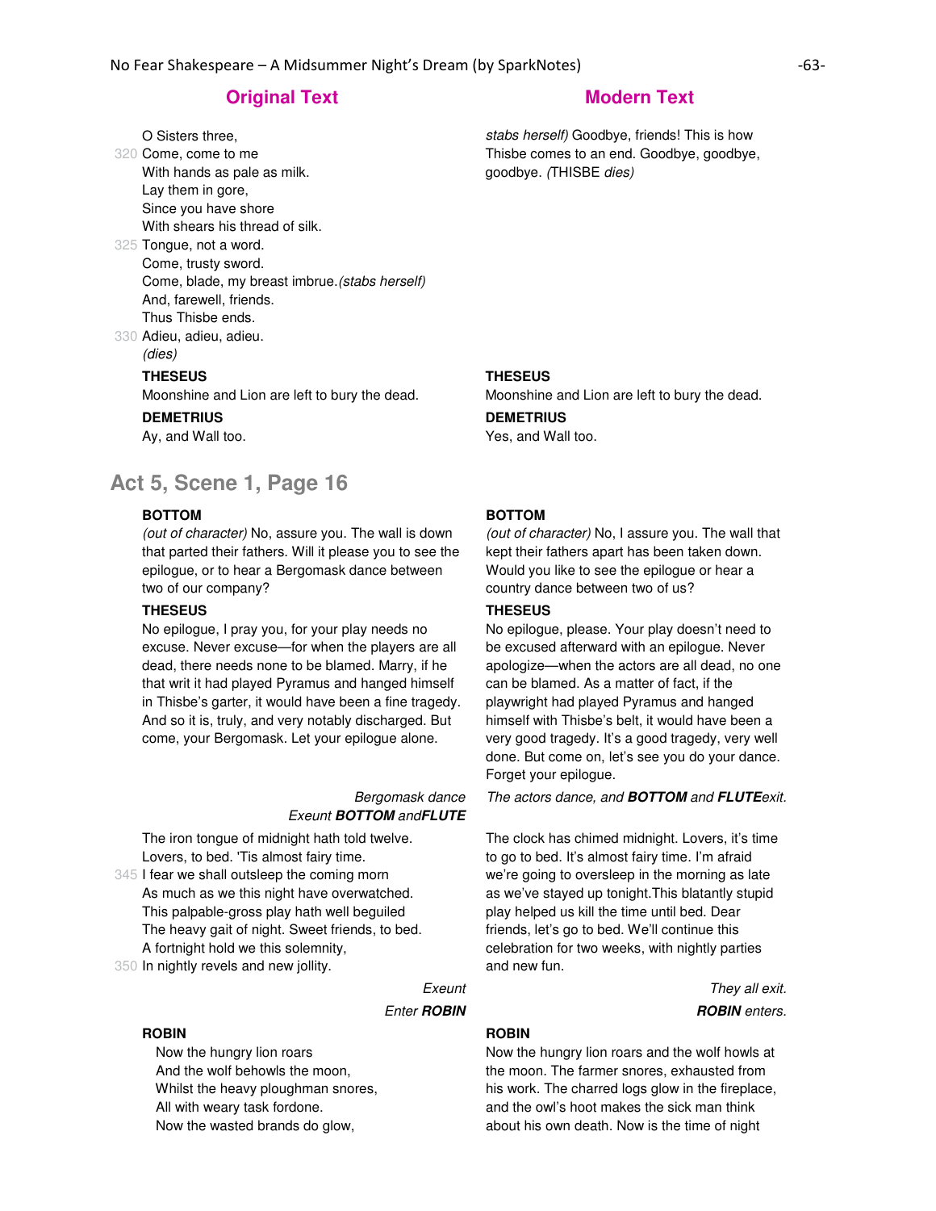| Original Text | Modern Text |
| --- | --- |
| O Sisters three,<br>320 Come, come to me<br>With hands as pale as milk.<br>Lay them in gore,<br>Since you have shore<br>With shears his thread of silk.<br>325 Tongue, not a word.<br>Come, trusty sword.<br>Come, blade, my breast imbrue.*(stabs herself)*<br>And, farewell, friends.<br>Thus Thisbe ends.<br>330 Adieu, adieu, adieu.<br>*(dies)* | *stabs herself)* Goodbye, friends! This is how Thisbe comes to an end. Goodbye, goodbye, goodbye. *(*THISBE *dies)* |
| **THESEUS**<br>Moonshine and Lion are left to bury the dead. | **THESEUS**<br>Moonshine and Lion are left to bury the dead. |
| **DEMETRIUS**<br>Ay, and Wall too. | **DEMETRIUS**<br>Yes, and Wall too. |

## Act 5, Scene 1, Page 16

| Original Text | Modern Text |
| --- | --- |
| **BOTTOM**<br>*(out of character)* No, assure you. The wall is down that parted their fathers. Will it please you to see the epilogue, or to hear a Bergomask dance between two of our company? | **BOTTOM**<br>*(out of character)* No, I assure you. The wall that kept their fathers apart has been taken down. Would you like to see the epilogue or hear a country dance between two of us? |
| **THESEUS**<br>No epilogue, I pray you, for your play needs no excuse. Never excuse—for when the players are all dead, there needs none to be blamed. Marry, if he that writ it had played Pyramus and hanged himself in Thisbe's garter, it would have been a fine tragedy. And so it is, truly, and very notably discharged. But come, your Bergomask. Let your epilogue alone. | **THESEUS**<br>No epilogue, please. Your play doesn't need to be excused afterward with an epilogue. Never apologize—when the actors are all dead, no one can be blamed. As a matter of fact, if the playwright had played Pyramus and hanged himself with Thisbe's belt, it would have been a very good tragedy. It's a good tragedy, very well done. But come on, let's see you do your dance. Forget your epilogue. |
| *Bergomask dance*<br>*Exeunt* ***BOTTOM*** *and* ***FLUTE*** | *The actors dance, and* ***BOTTOM*** *and* ***FLUTE*** *exit.* |
| The iron tongue of midnight hath told twelve.<br>Lovers, to bed. 'Tis almost fairy time.<br>345 I fear we shall outsleep the coming morn<br>As much as we this night have overwatched.<br>This palpable-gross play hath well beguiled<br>The heavy gait of night. Sweet friends, to bed.<br>A fortnight hold we this solemnity,<br>350 In nightly revels and new jollity. | The clock has chimed midnight. Lovers, it's time to go to bed. It's almost fairy time. I'm afraid we're going to oversleep in the morning as late as we've stayed up tonight.This blatantly stupid play helped us kill the time until bed. Dear friends, let's go to bed. We'll continue this celebration for two weeks, with nightly parties and new fun. |
| *Exeunt* | *They all exit.* |
| *Enter* ***ROBIN*** | ***ROBIN*** *enters.* |
| **ROBIN**<br>Now the hungry lion roars<br>And the wolf behowls the moon,<br>Whilst the heavy ploughman snores,<br>All with weary task fordone.<br>Now the wasted brands do glow, | **ROBIN**<br>Now the hungry lion roars and the wolf howls at the moon. The farmer snores, exhausted from his work. The charred logs glow in the fireplace, and the owl's hoot makes the sick man think about his own death. Now is the time of night |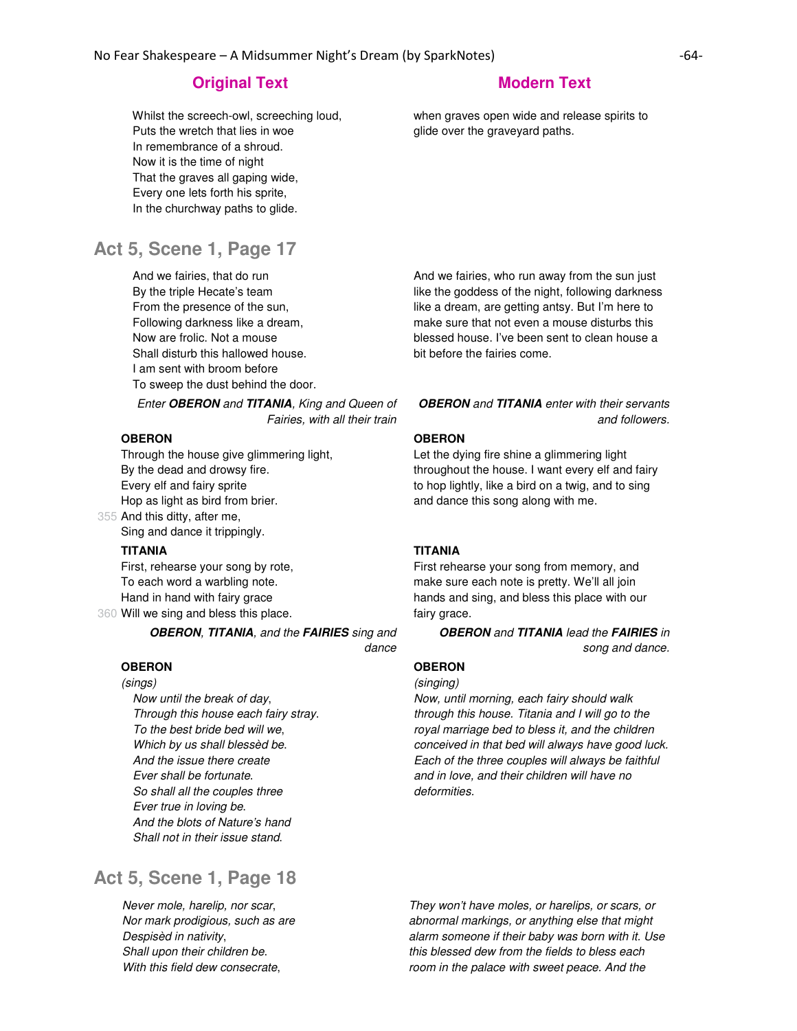| Original Text | Modern Text |
| --- | --- |
| Whilst the screech-owl, screeching loud,<br>Puts the wretch that lies in woe<br>In remembrance of a shroud.<br>Now it is the time of night<br>That the graves all gaping wide,<br>Every one lets forth his sprite,<br>In the churchway paths to glide. | when graves open wide and release spirits to glide over the graveyard paths. |

## Act 5, Scene 1, Page 17

| Original Text | Modern Text |
| --- | --- |
| And we fairies, that do run<br>By the triple Hecate's team<br>From the presence of the sun,<br>Following darkness like a dream,<br>Now are frolic. Not a mouse<br>Shall disturb this hallowed house.<br>I am sent with broom before<br>To sweep the dust behind the door. | And we fairies, who run away from the sun just like the goddess of the night, following darkness like a dream, are getting antsy. But I'm here to make sure that not even a mouse disturbs this blessed house. I've been sent to clean house a bit before the fairies come. |
| *Enter **OBERON** and **TITANIA**, King and Queen of Fairies, with all their train* | ***OBERON** and **TITANIA** enter with their servants and followers.* |
| **OBERON**<br>Through the house give glimmering light,<br>By the dead and drowsy fire.<br>Every elf and fairy sprite<br>Hop as light as bird from brier.<br>355 And this ditty, after me,<br>Sing and dance it trippingly. | **OBERON**<br>Let the dying fire shine a glimmering light throughout the house. I want every elf and fairy to hop lightly, like a bird on a twig, and to sing and dance this song along with me. |
| **TITANIA**<br>First, rehearse your song by rote,<br>To each word a warbling note.<br>Hand in hand with fairy grace<br>360 Will we sing and bless this place. | **TITANIA**<br>First rehearse your song from memory, and make sure each note is pretty. We'll all join hands and sing, and bless this place with our fairy grace. |
| ***OBERON**, **TITANIA**, and the **FAIRIES** sing and dance* | ***OBERON** and **TITANIA** lead the **FAIRIES** in song and dance.* |
| **OBERON**<br>*(sings)*<br>*Now until the break of day,*<br>*Through this house each fairy stray.*<br>*To the best bride bed will we,*<br>*Which by us shall blessèd be.*<br>*And the issue there create*<br>*Ever shall be fortunate.*<br>*So shall all the couples three*<br>*Ever true in loving be.*<br>*And the blots of Nature's hand*<br>*Shall not in their issue stand.* | **OBERON**<br>*(singing)*<br>*Now, until morning, each fairy should walk through this house. Titania and I will go to the royal marriage bed to bless it, and the children conceived in that bed will always have good luck. Each of the three couples will always be faithful and in love, and their children will have no deformities.* |

## Act 5, Scene 1, Page 18

| Original Text | Modern Text |
| --- | --- |
| *Never mole, harelip, nor scar,*<br>*Nor mark prodigious, such as are*<br>*Despisèd in nativity,*<br>*Shall upon their children be.*<br>*With this field dew consecrate,* | *They won't have moles, or harelips, or scars, or abnormal markings, or anything else that might alarm someone if their baby was born with it. Use this blessed dew from the fields to bless each room in the palace with sweet peace. And the* |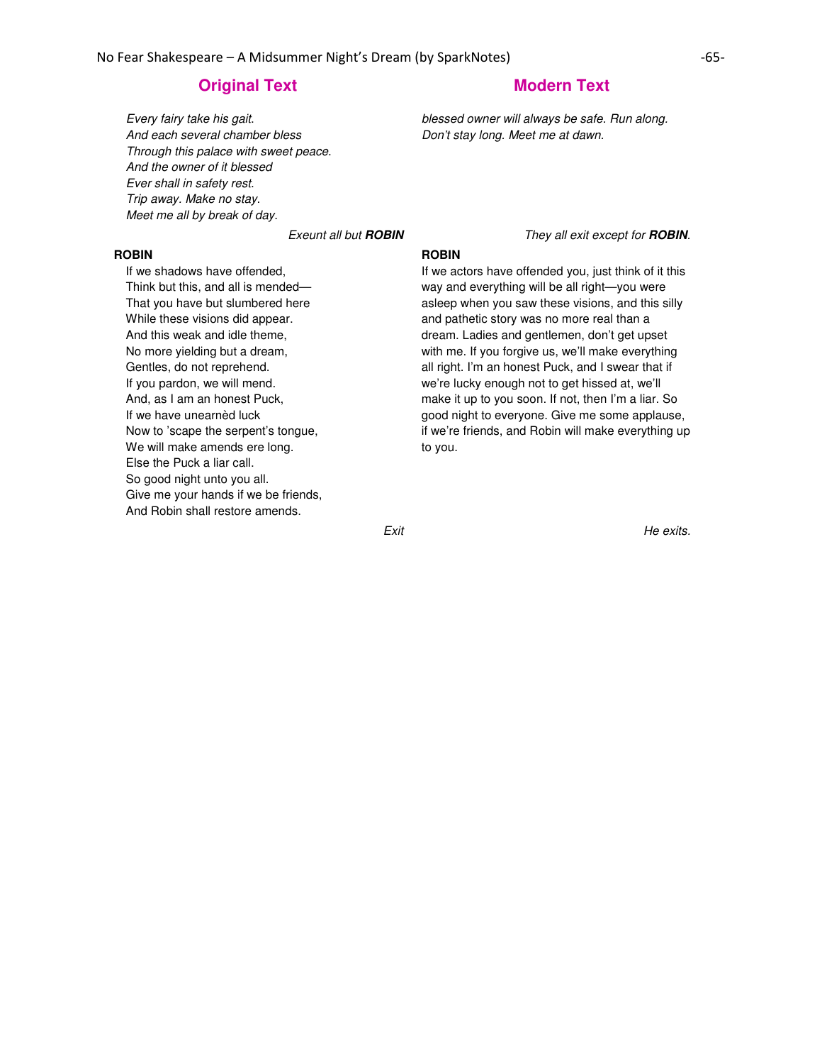## Original Text

*Every fairy take his gait.*
*And each several chamber bless*
*Through this palace with sweet peace.*
*And the owner of it blessed*
*Ever shall in safety rest.*
*Trip away. Make no stay.*
*Meet me all by break of day.*

*Exeunt all but **ROBIN***

**ROBIN**

If we shadows have offended,
Think but this, and all is mended—
That you have but slumbered here
While these visions did appear.
And this weak and idle theme,
No more yielding but a dream,
Gentles, do not reprehend.
If you pardon, we will mend.
And, as I am an honest Puck,
If we have unearnèd luck
Now to 'scape the serpent's tongue,
We will make amends ere long.
Else the Puck a liar call.
So good night unto you all.
Give me your hands if we be friends,
And Robin shall restore amends.

*Exit*

## Modern Text

*blessed owner will always be safe. Run along. Don't stay long. Meet me at dawn.*

*They all exit except for **ROBIN**.*

**ROBIN**

If we actors have offended you, just think of it this way and everything will be all right—you were asleep when you saw these visions, and this silly and pathetic story was no more real than a dream. Ladies and gentlemen, don't get upset with me. If you forgive us, we'll make everything all right. I'm an honest Puck, and I swear that if we're lucky enough not to get hissed at, we'll make it up to you soon. If not, then I'm a liar. So good night to everyone. Give me some applause, if we're friends, and Robin will make everything up to you.

*He exits.*